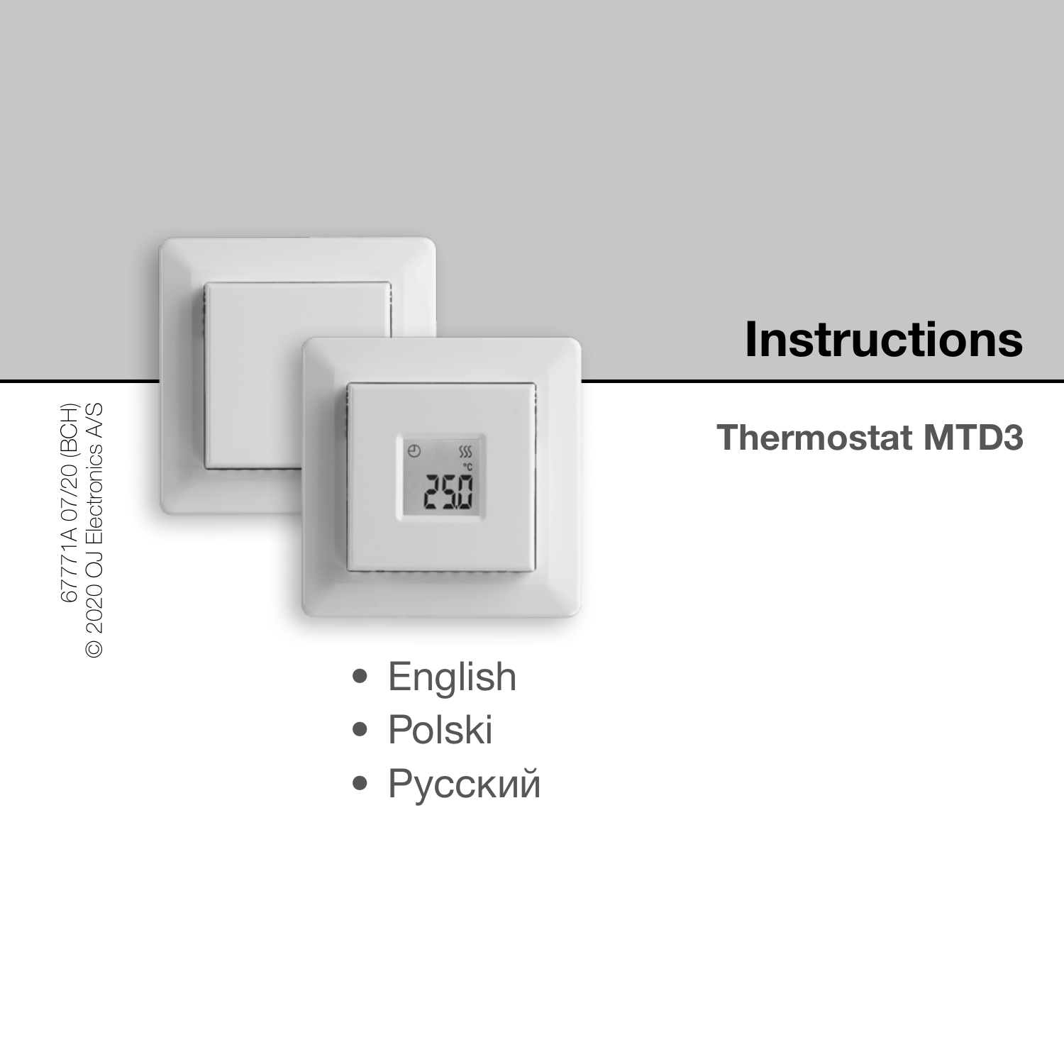# Instructions

## Thermostat MTD3

- English
- Polski
- Русский

67771A 07/20 (BCH)
© 2020 OJ Electronics A/S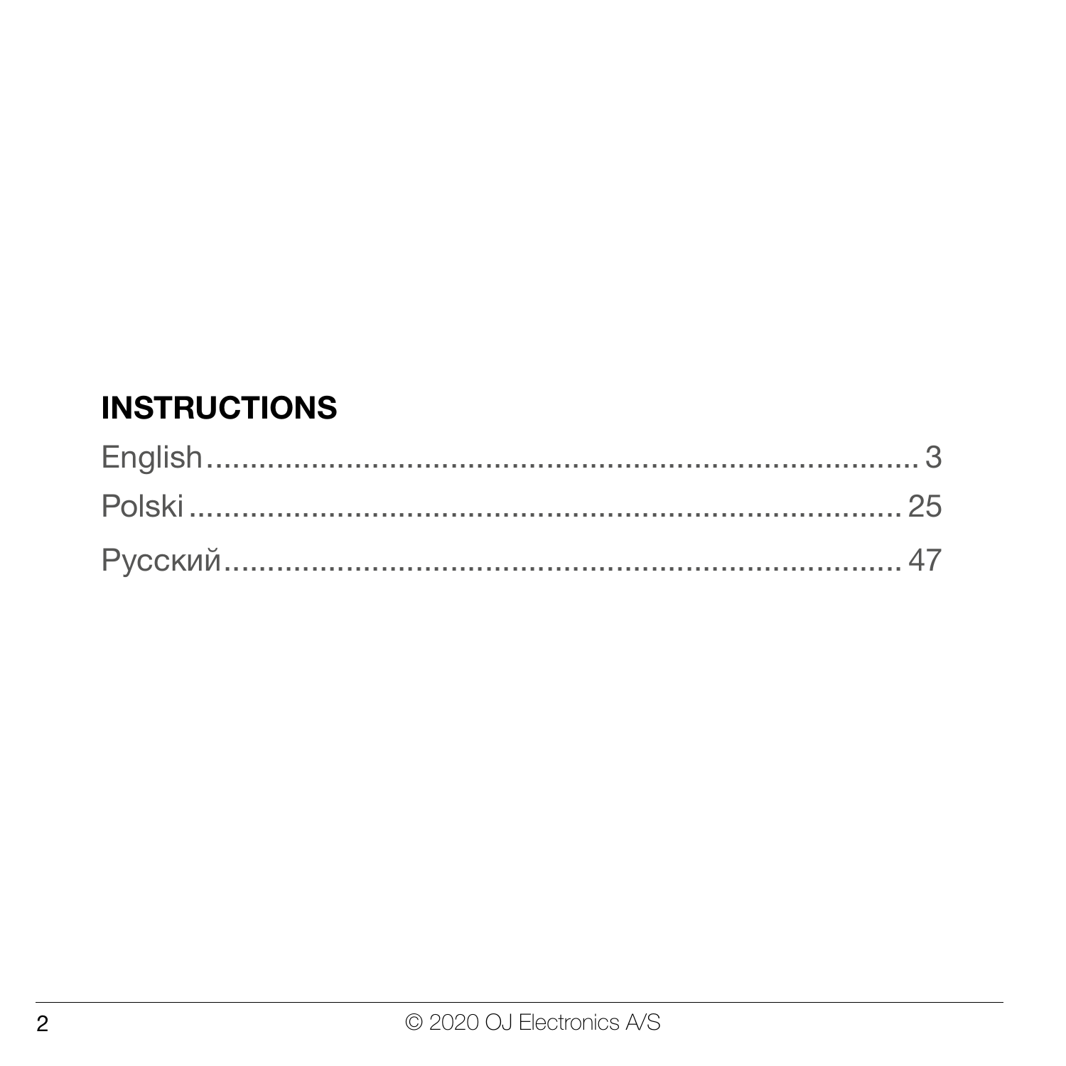## INSTRUCTIONS

English.......................................................................... 3

Polski ........................................................................... 25

Русский........................................................................ 47

© 2020 OJ Electronics A/S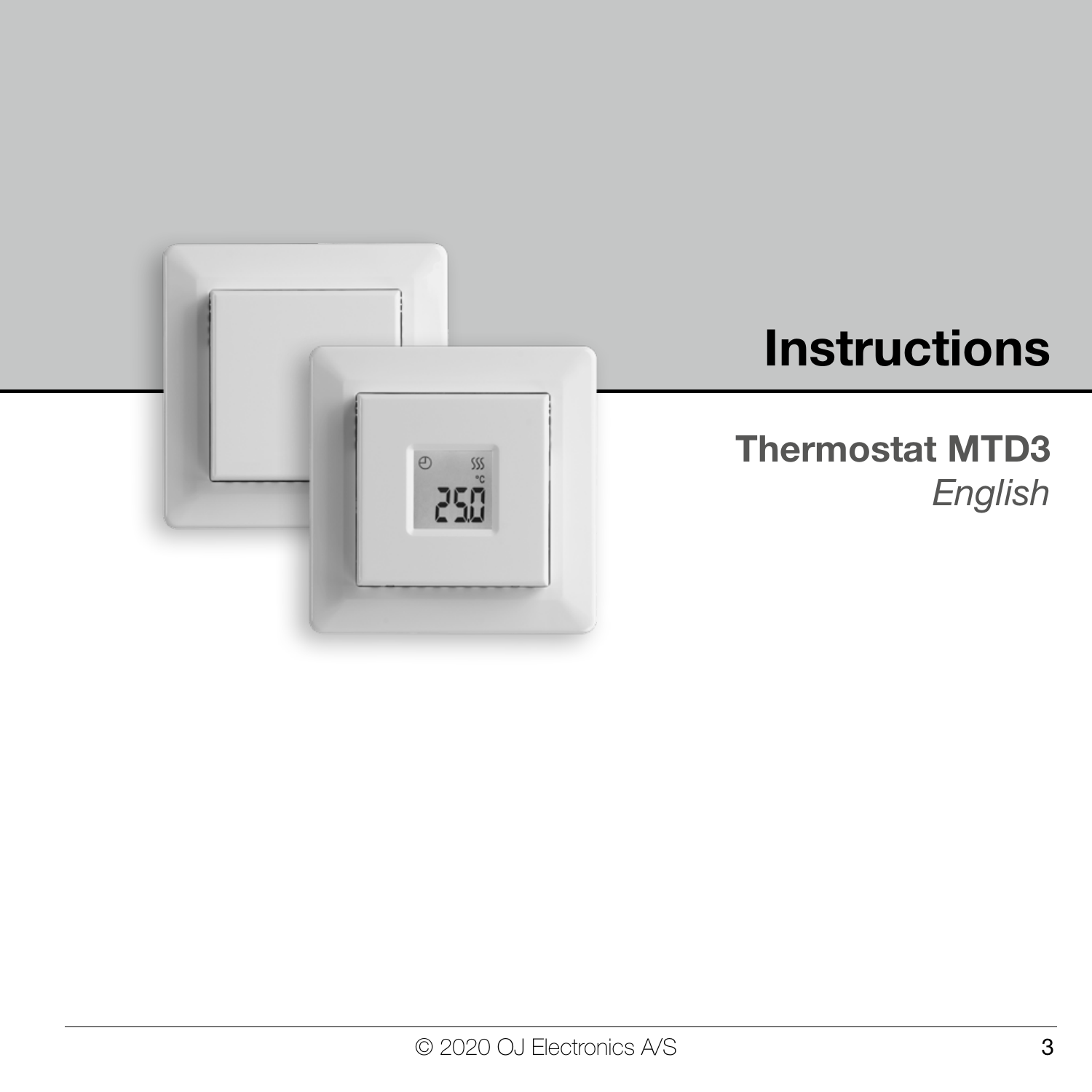# Instructions

## Thermostat MTD3

*English*

© 2020 OJ Electronics A/S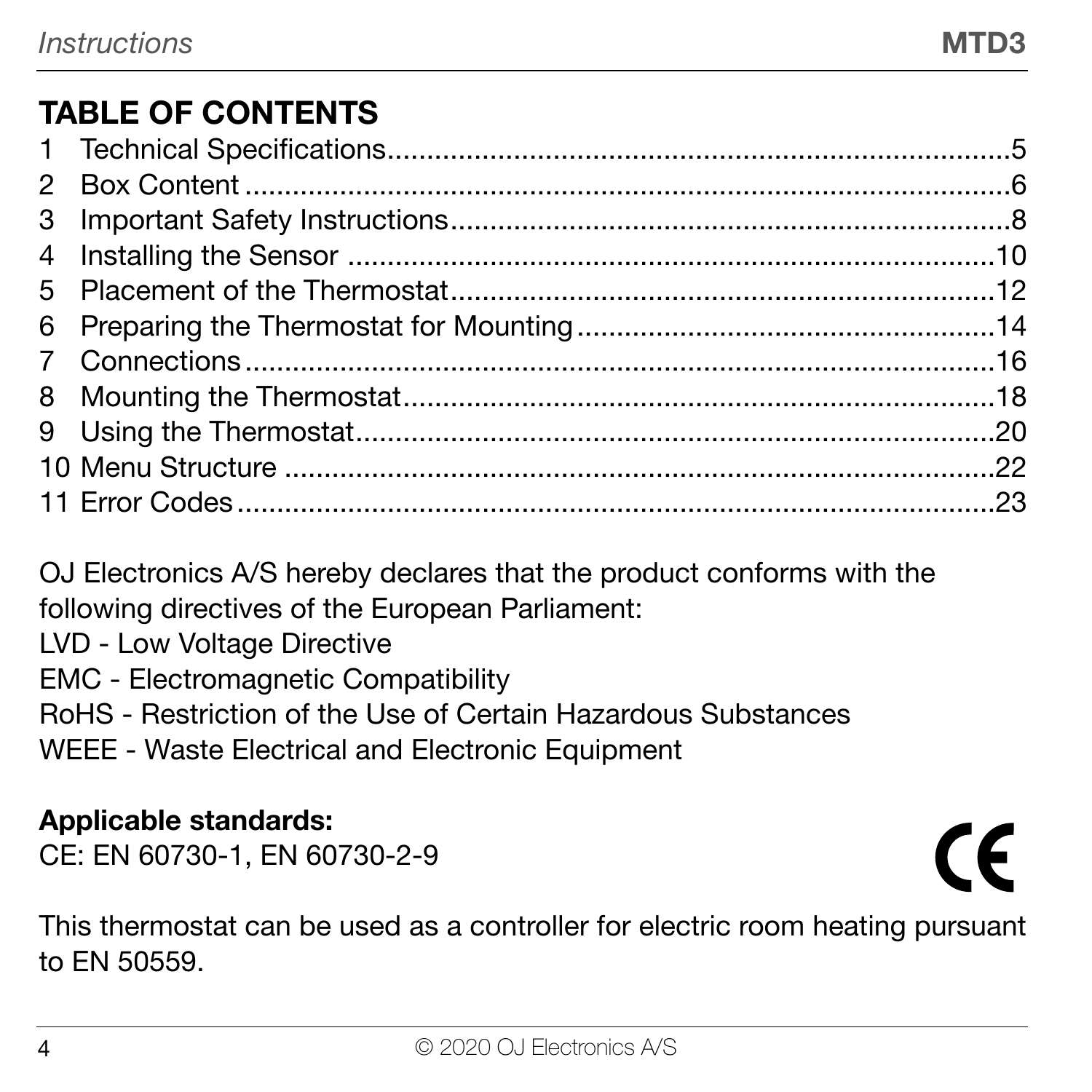## TABLE OF CONTENTS

1 Technical Specifications........................................................................5
2 Box Content ..........................................................................................6
3 Important Safety Instructions...............................................................8
4 Installing the Sensor ...........................................................................10
5 Placement of the Thermostat..............................................................12
6 Preparing the Thermostat for Mounting ..............................................14
7 Connections........................................................................................16
8 Mounting the Thermostat....................................................................18
9 Using the Thermostat..........................................................................20
10 Menu Structure .................................................................................22
11 Error Codes........................................................................................23

OJ Electronics A/S hereby declares that the product conforms with the following directives of the European Parliament:
LVD - Low Voltage Directive
EMC - Electromagnetic Compatibility
RoHS - Restriction of the Use of Certain Hazardous Substances
WEEE - Waste Electrical and Electronic Equipment

**Applicable standards:**
CE: EN 60730-1, EN 60730-2-9

CE

This thermostat can be used as a controller for electric room heating pursuant to EN 50559.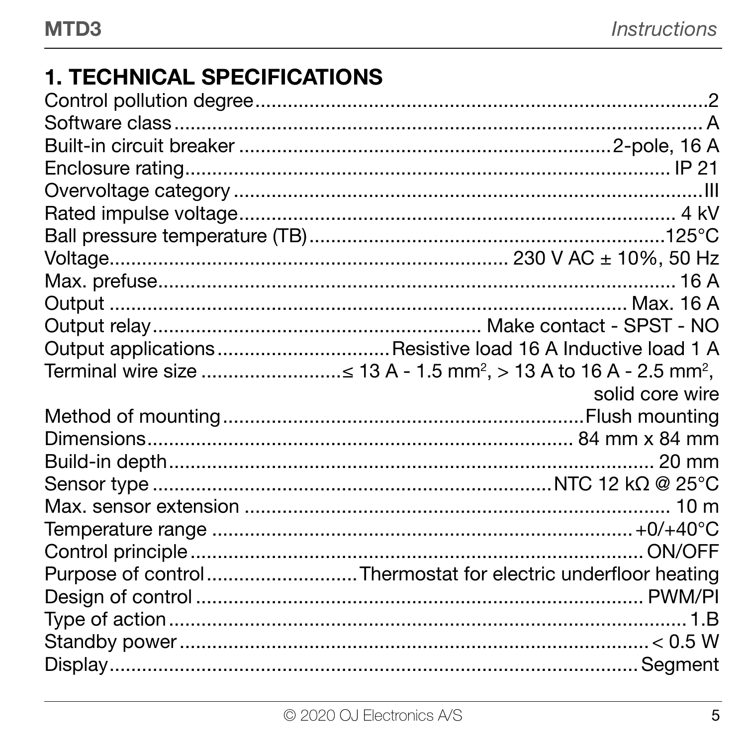## 1. TECHNICAL SPECIFICATIONS

| Specification | Value |
|---|---|
| Control pollution degree | 2 |
| Software class | A |
| Built-in circuit breaker | 2-pole, 16 A |
| Enclosure rating | IP 21 |
| Overvoltage category | III |
| Rated impulse voltage | 4 kV |
| Ball pressure temperature (TB) | 125°C |
| Voltage | 230 V AC ± 10%, 50 Hz |
| Max. prefuse | 16 A |
| Output | Max. 16 A |
| Output relay | Make contact - SPST - NO |
| Output applications | Resistive load 16 A Inductive load 1 A |
| Terminal wire size | ≤ 13 A - 1.5 mm², > 13 A to 16 A - 2.5 mm², solid core wire |
| Method of mounting | Flush mounting |
| Dimensions | 84 mm x 84 mm |
| Build-in depth | 20 mm |
| Sensor type | NTC 12 kΩ @ 25°C |
| Max. sensor extension | 10 m |
| Temperature range | +0/+40°C |
| Control principle | ON/OFF |
| Purpose of control | Thermostat for electric underfloor heating |
| Design of control | PWM/PI |
| Type of action | 1.B |
| Standby power | < 0.5 W |
| Display | Segment |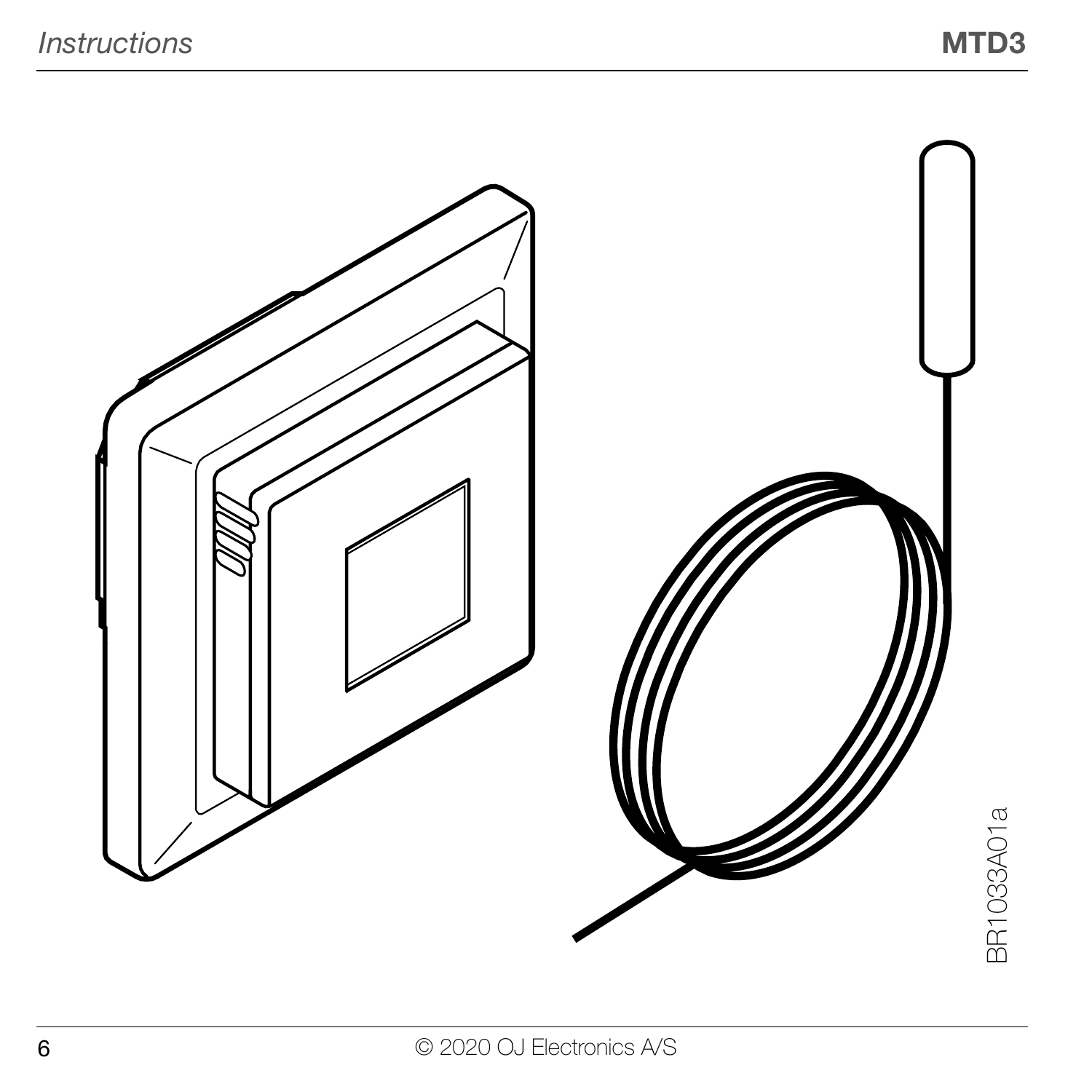BR1033A01a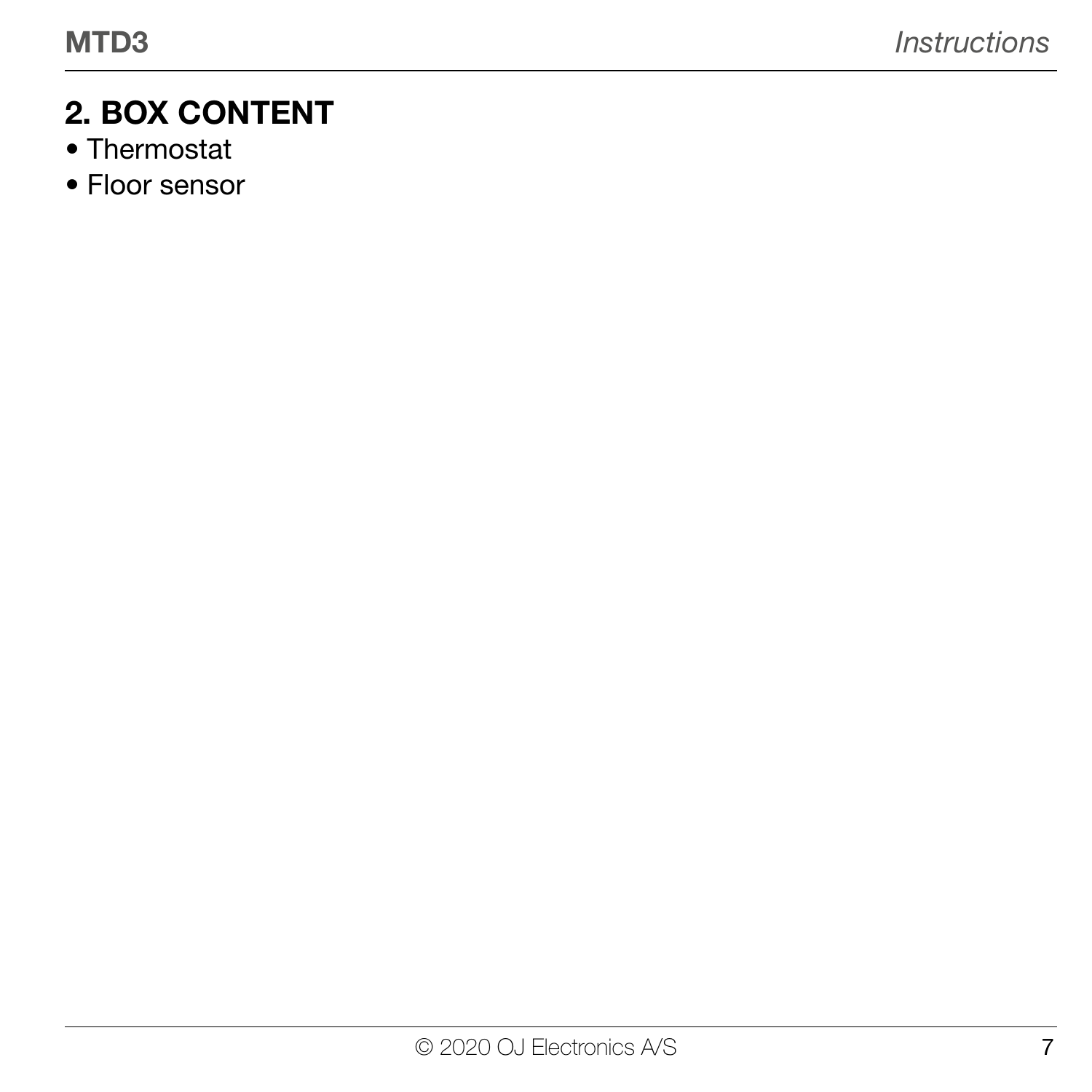## 2. BOX CONTENT

- Thermostat
- Floor sensor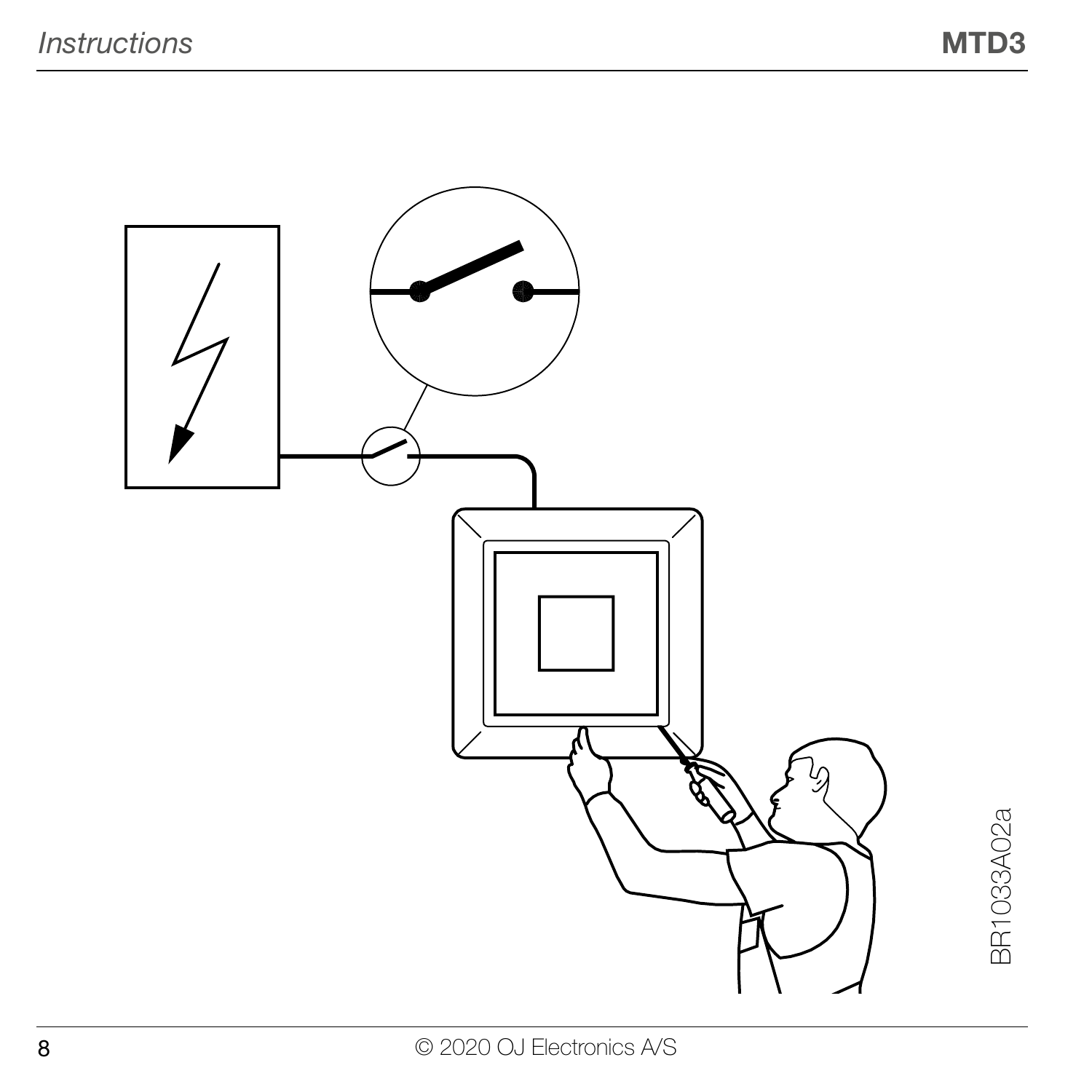BR1033A02a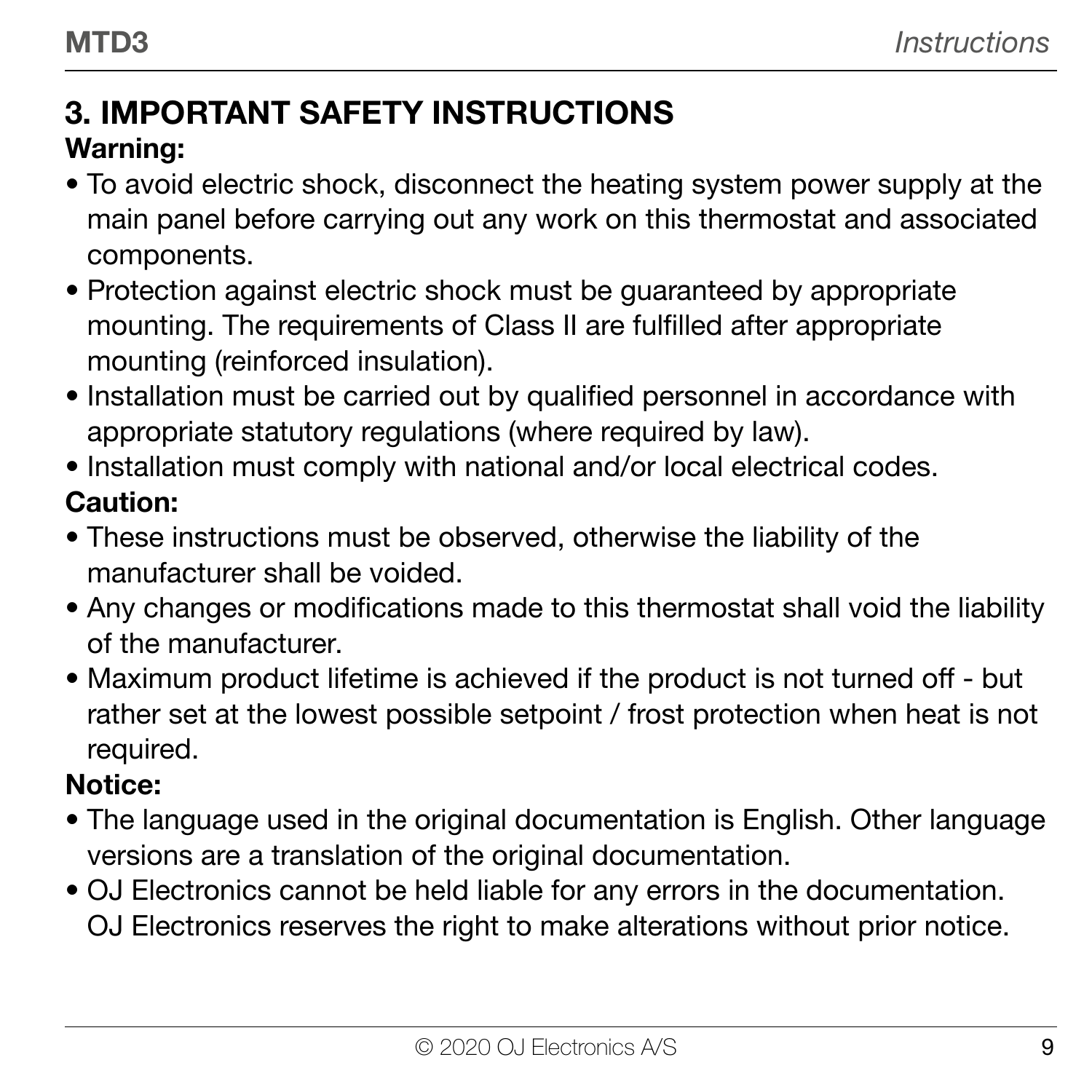## 3. IMPORTANT SAFETY INSTRUCTIONS

**Warning:**

- To avoid electric shock, disconnect the heating system power supply at the main panel before carrying out any work on this thermostat and associated components.
- Protection against electric shock must be guaranteed by appropriate mounting. The requirements of Class II are fulfilled after appropriate mounting (reinforced insulation).
- Installation must be carried out by qualified personnel in accordance with appropriate statutory regulations (where required by law).
- Installation must comply with national and/or local electrical codes.

**Caution:**

- These instructions must be observed, otherwise the liability of the manufacturer shall be voided.
- Any changes or modifications made to this thermostat shall void the liability of the manufacturer.
- Maximum product lifetime is achieved if the product is not turned off - but rather set at the lowest possible setpoint / frost protection when heat is not required.

**Notice:**

- The language used in the original documentation is English. Other language versions are a translation of the original documentation.
- OJ Electronics cannot be held liable for any errors in the documentation. OJ Electronics reserves the right to make alterations without prior notice.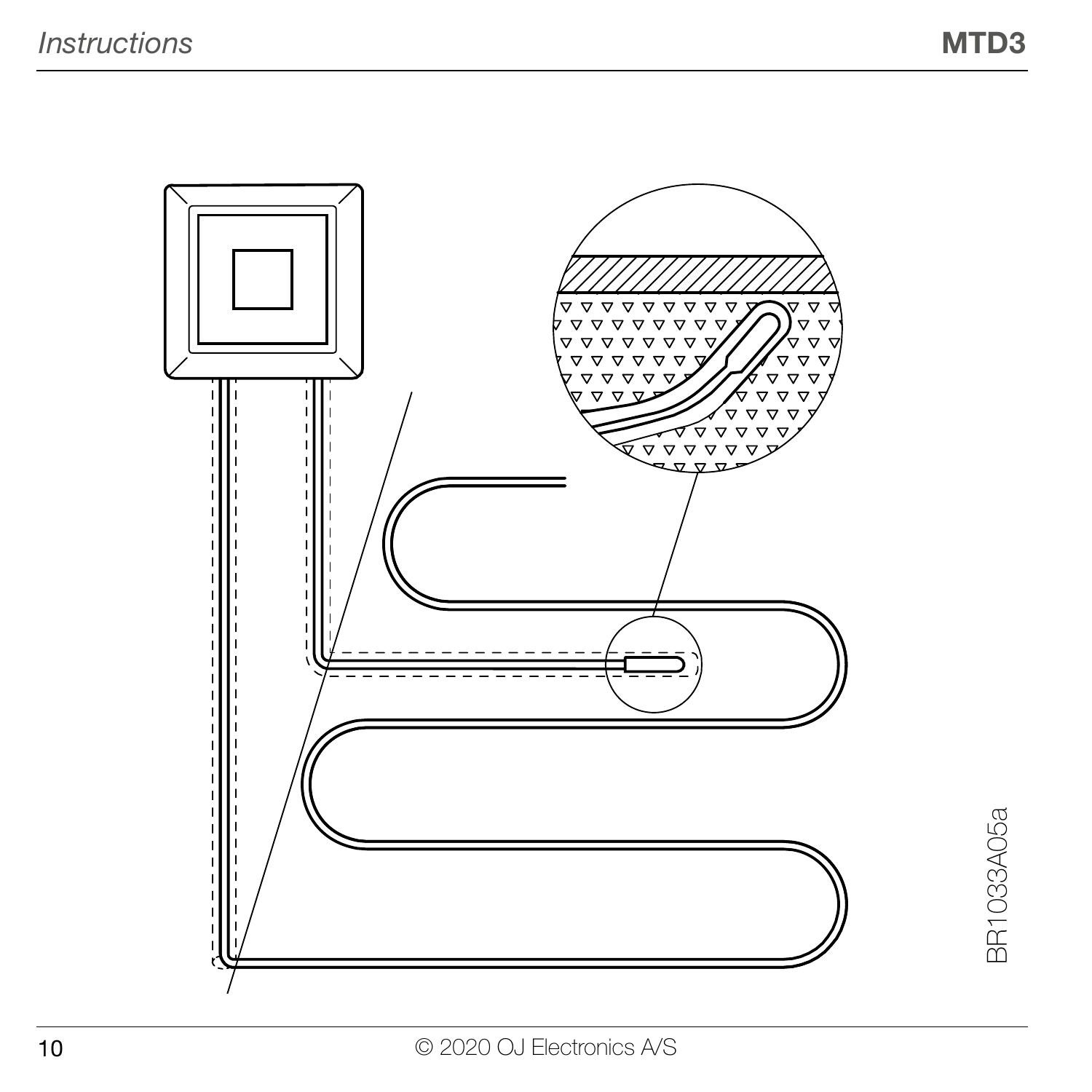BR1033A05a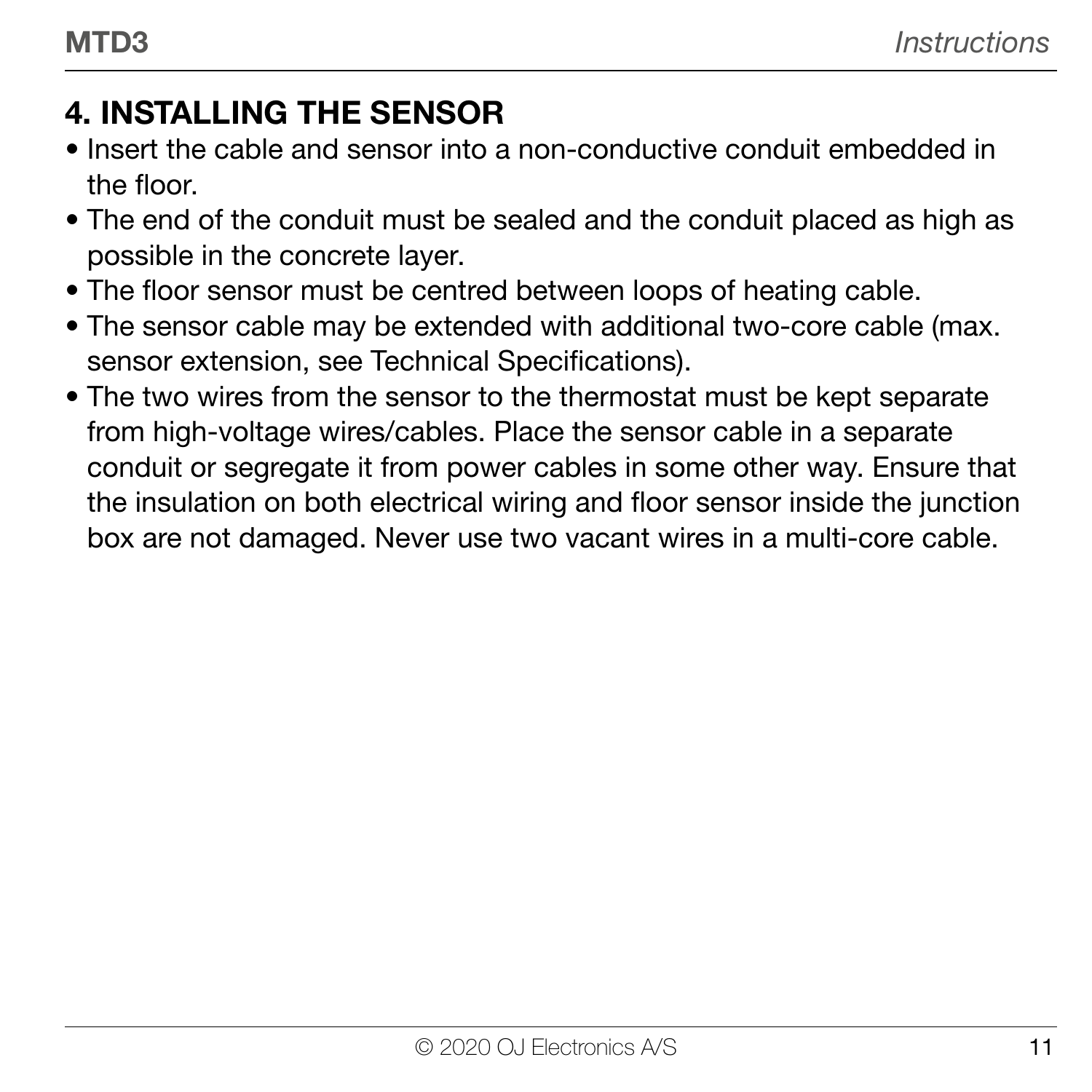## 4. INSTALLING THE SENSOR

- Insert the cable and sensor into a non-conductive conduit embedded in the floor.
- The end of the conduit must be sealed and the conduit placed as high as possible in the concrete layer.
- The floor sensor must be centred between loops of heating cable.
- The sensor cable may be extended with additional two-core cable (max. sensor extension, see Technical Specifications).
- The two wires from the sensor to the thermostat must be kept separate from high-voltage wires/cables. Place the sensor cable in a separate conduit or segregate it from power cables in some other way. Ensure that the insulation on both electrical wiring and floor sensor inside the junction box are not damaged. Never use two vacant wires in a multi-core cable.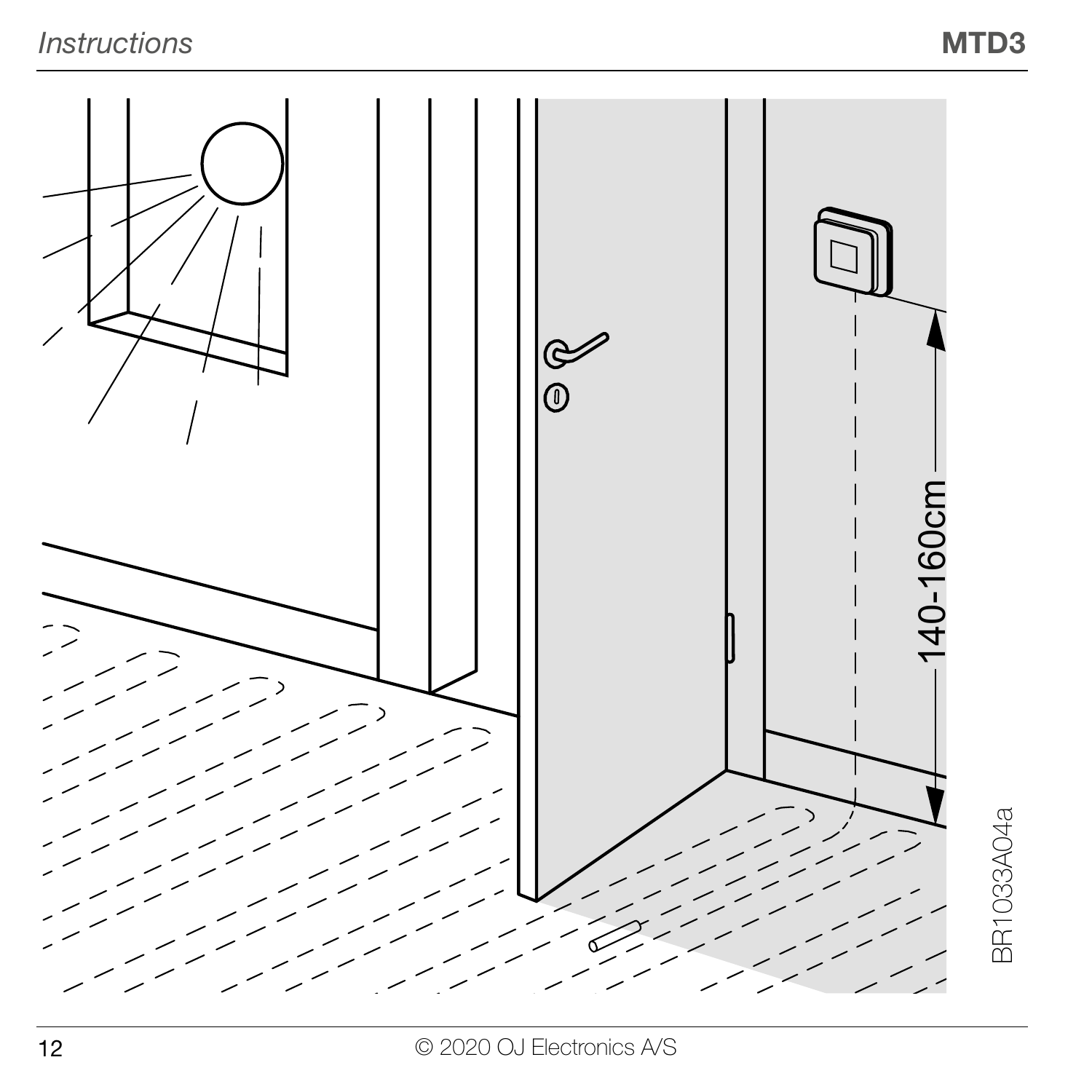140-160cm

BR1033A04a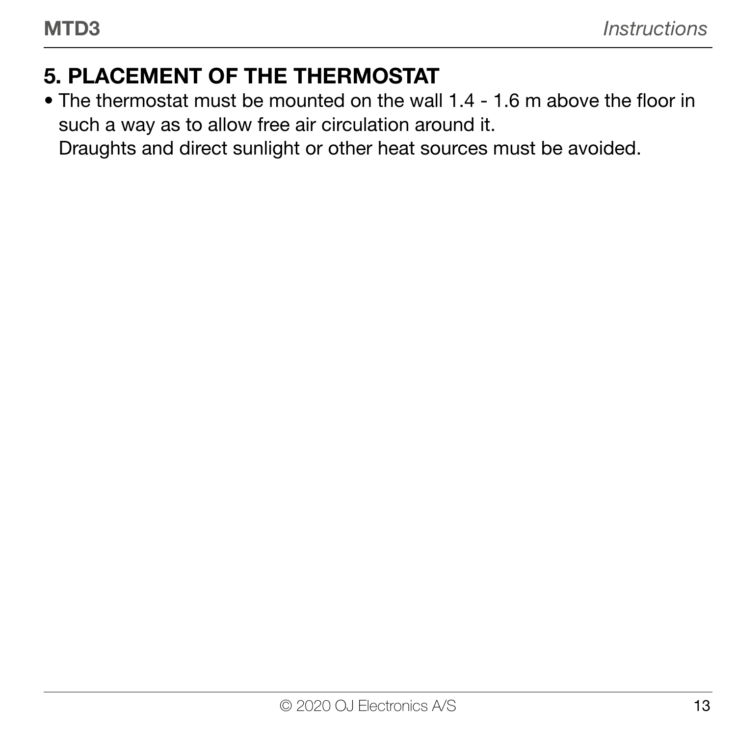## 5. PLACEMENT OF THE THERMOSTAT

- The thermostat must be mounted on the wall 1.4 - 1.6 m above the floor in such a way as to allow free air circulation around it.
  Draughts and direct sunlight or other heat sources must be avoided.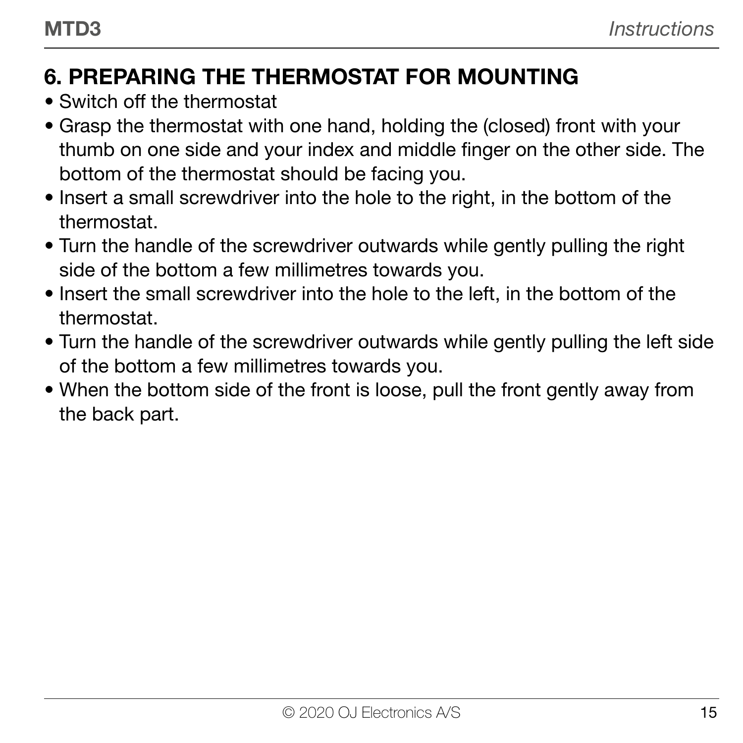## 6. PREPARING THE THERMOSTAT FOR MOUNTING

- Switch off the thermostat
- Grasp the thermostat with one hand, holding the (closed) front with your thumb on one side and your index and middle finger on the other side. The bottom of the thermostat should be facing you.
- Insert a small screwdriver into the hole to the right, in the bottom of the thermostat.
- Turn the handle of the screwdriver outwards while gently pulling the right side of the bottom a few millimetres towards you.
- Insert the small screwdriver into the hole to the left, in the bottom of the thermostat.
- Turn the handle of the screwdriver outwards while gently pulling the left side of the bottom a few millimetres towards you.
- When the bottom side of the front is loose, pull the front gently away from the back part.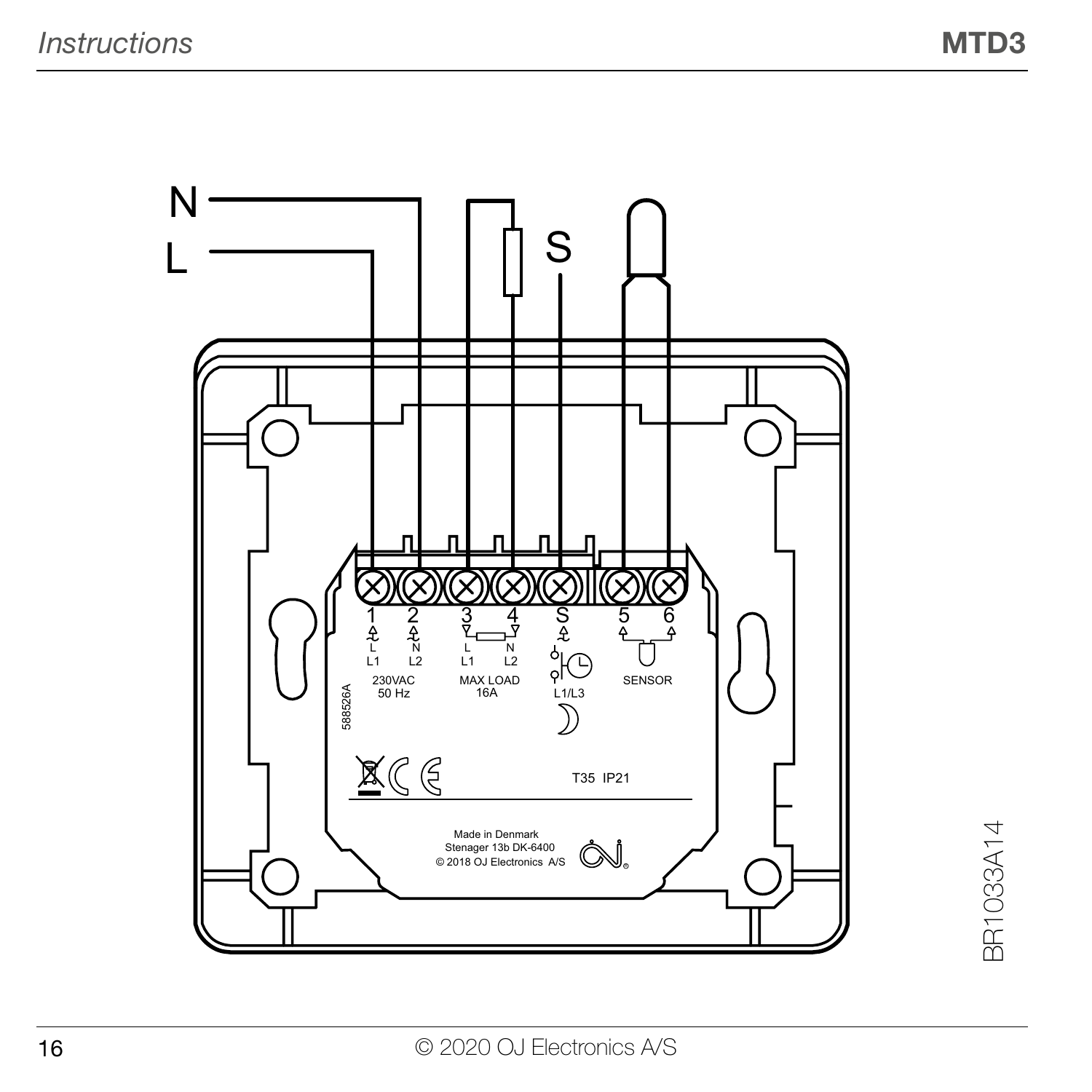N

L

S

1 2 3 4 S 5 6

L N L N
L1 L2 L1 L2

230VAC
50 Hz

MAX LOAD
16A

L1/L3

SENSOR

588526A

T35 IP21

Made in Denmark
Stenager 13b DK-6400
© 2018 OJ Electronics A/S

BR1033A14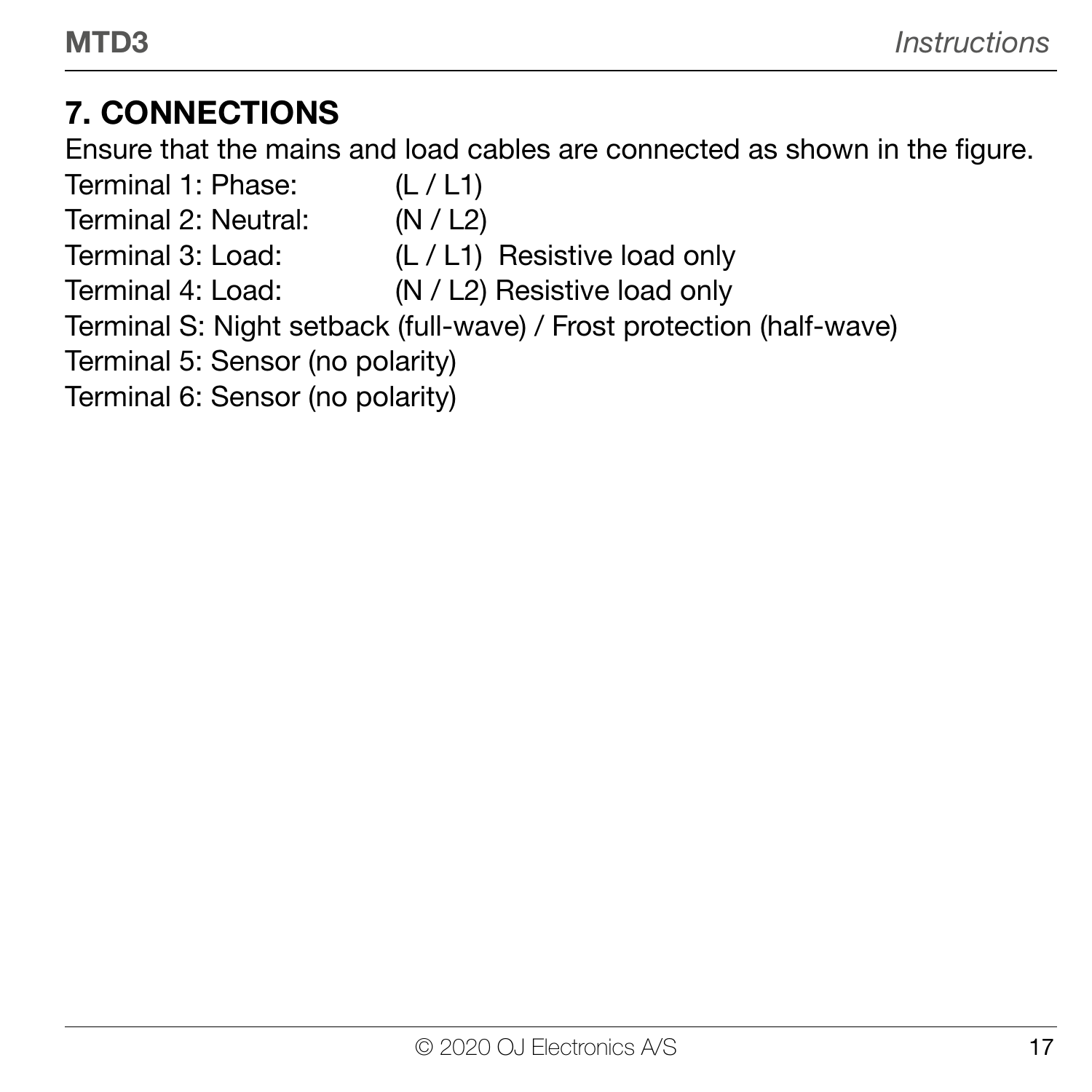## 7. CONNECTIONS

Ensure that the mains and load cables are connected as shown in the figure.

Terminal 1: Phase: (L / L1)
Terminal 2: Neutral: (N / L2)
Terminal 3: Load: (L / L1) Resistive load only
Terminal 4: Load: (N / L2) Resistive load only
Terminal S: Night setback (full-wave) / Frost protection (half-wave)
Terminal 5: Sensor (no polarity)
Terminal 6: Sensor (no polarity)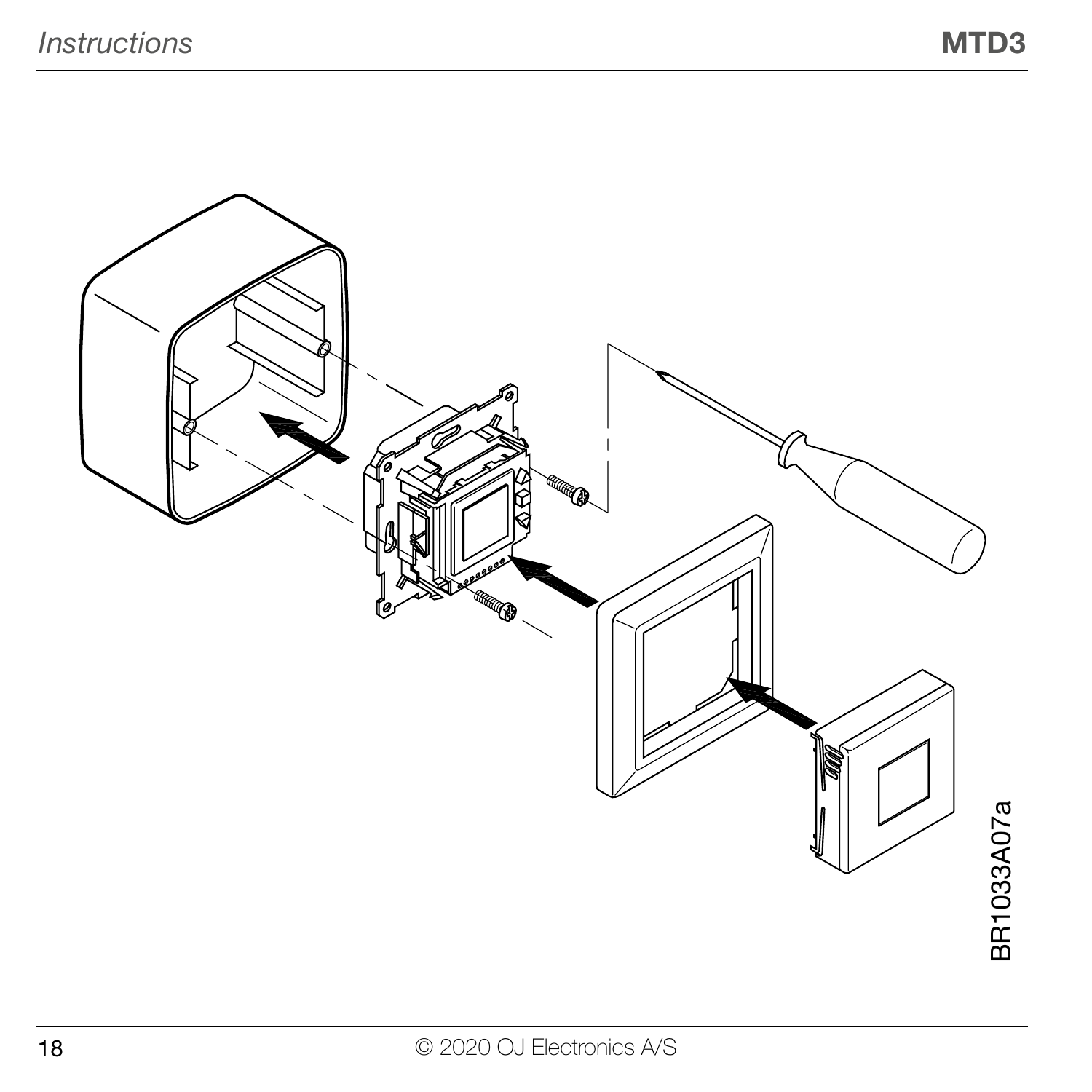BR1033A07a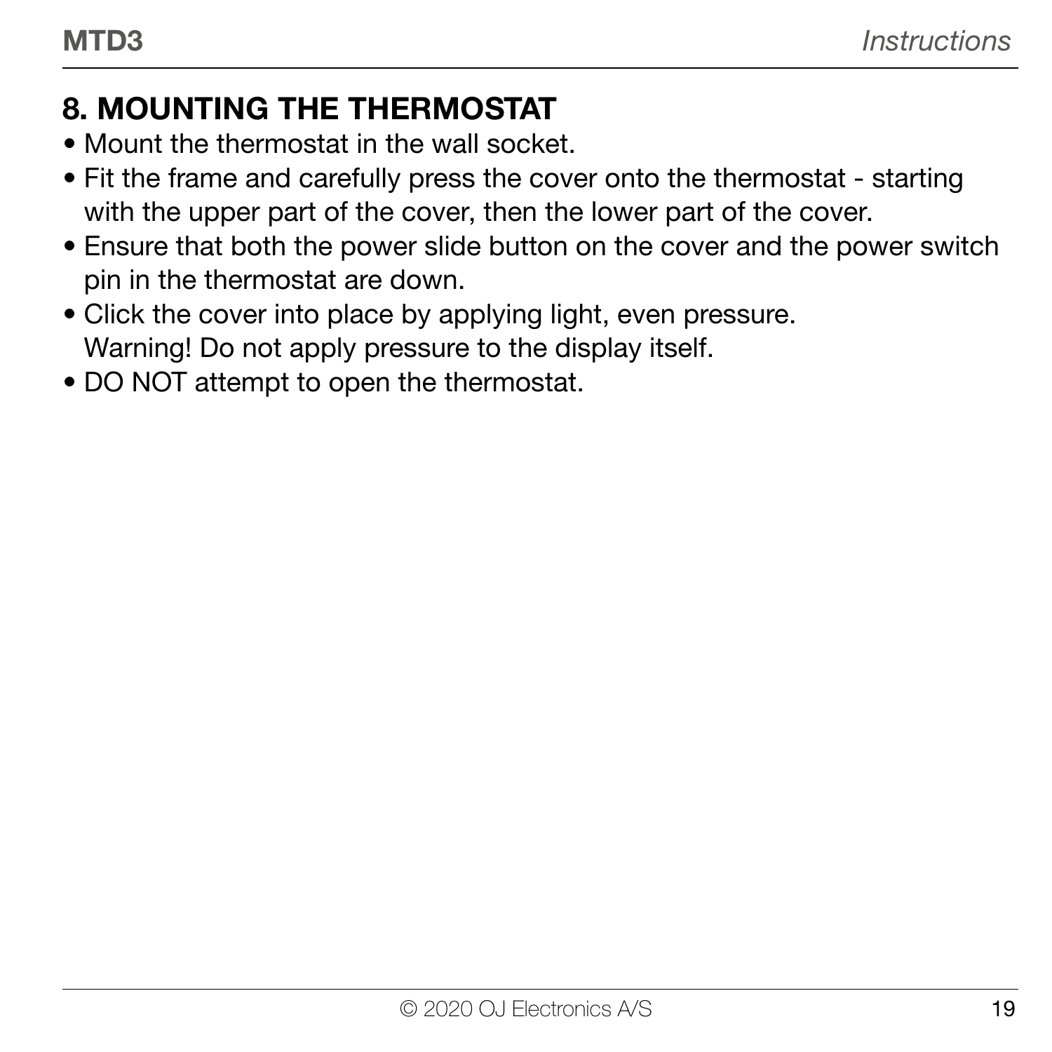## 8. MOUNTING THE THERMOSTAT

- Mount the thermostat in the wall socket.
- Fit the frame and carefully press the cover onto the thermostat - starting with the upper part of the cover, then the lower part of the cover.
- Ensure that both the power slide button on the cover and the power switch pin in the thermostat are down.
- Click the cover into place by applying light, even pressure.
  Warning! Do not apply pressure to the display itself.
- DO NOT attempt to open the thermostat.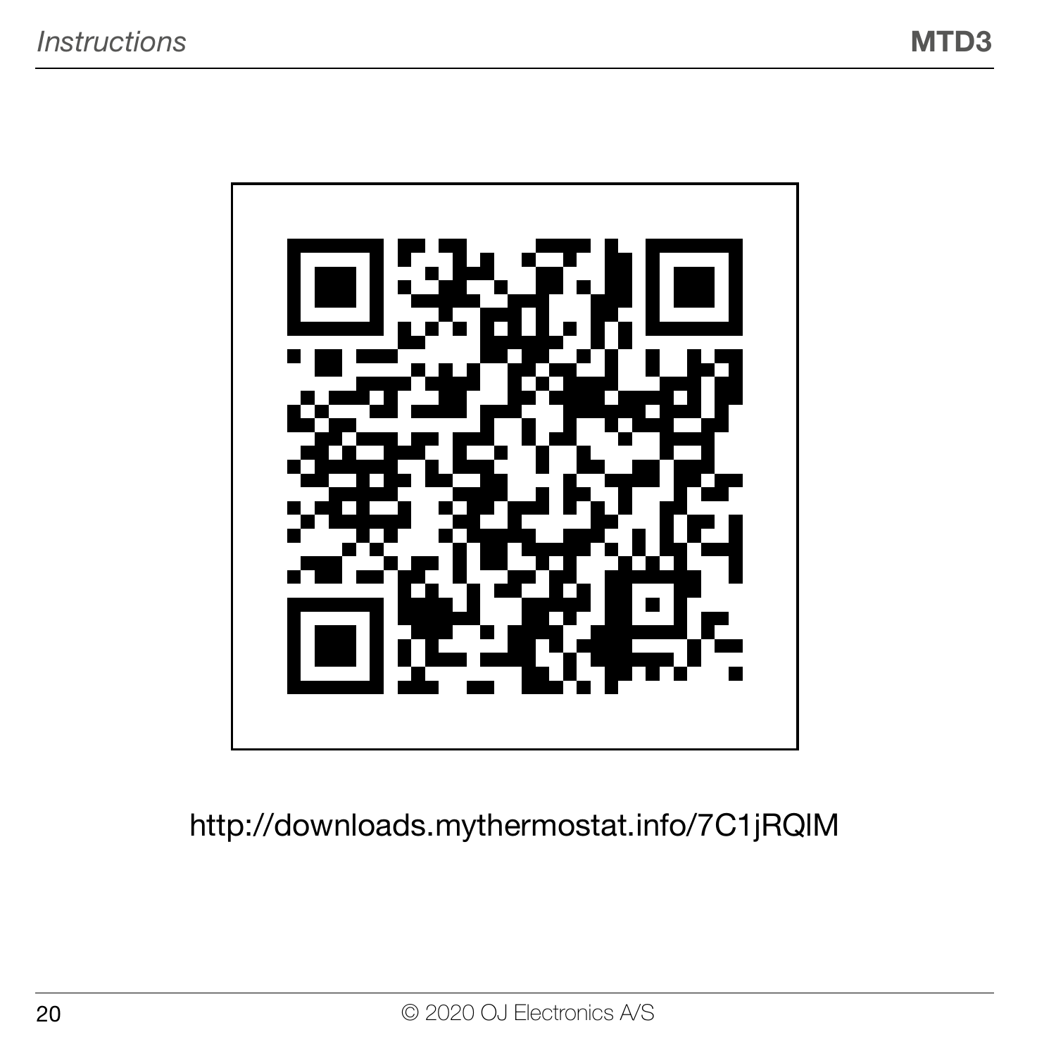http://downloads.mythermostat.info/7C1jRQIM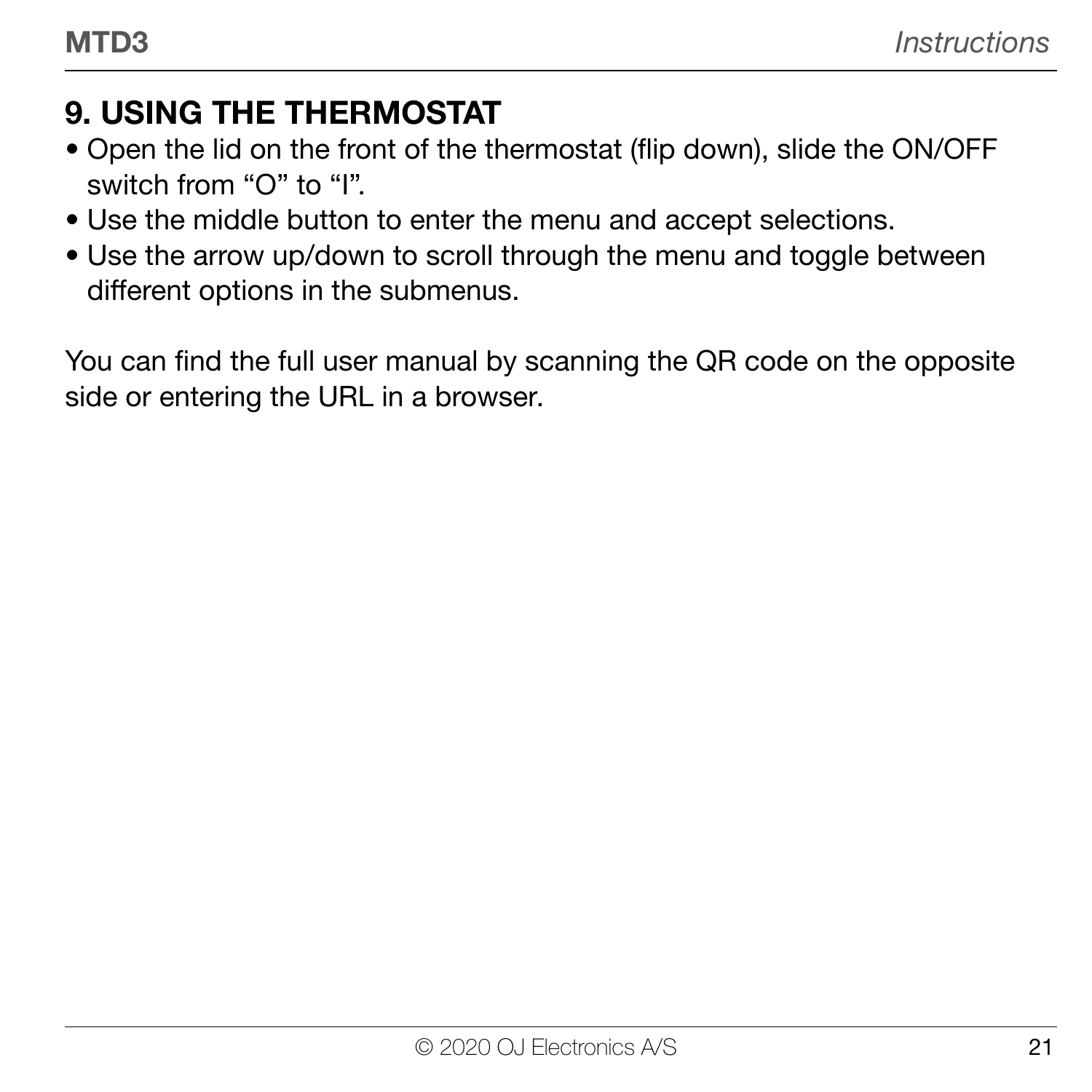## 9. USING THE THERMOSTAT

- Open the lid on the front of the thermostat (flip down), slide the ON/OFF switch from “O” to “I”.
- Use the middle button to enter the menu and accept selections.
- Use the arrow up/down to scroll through the menu and toggle between different options in the submenus.

You can find the full user manual by scanning the QR code on the opposite side or entering the URL in a browser.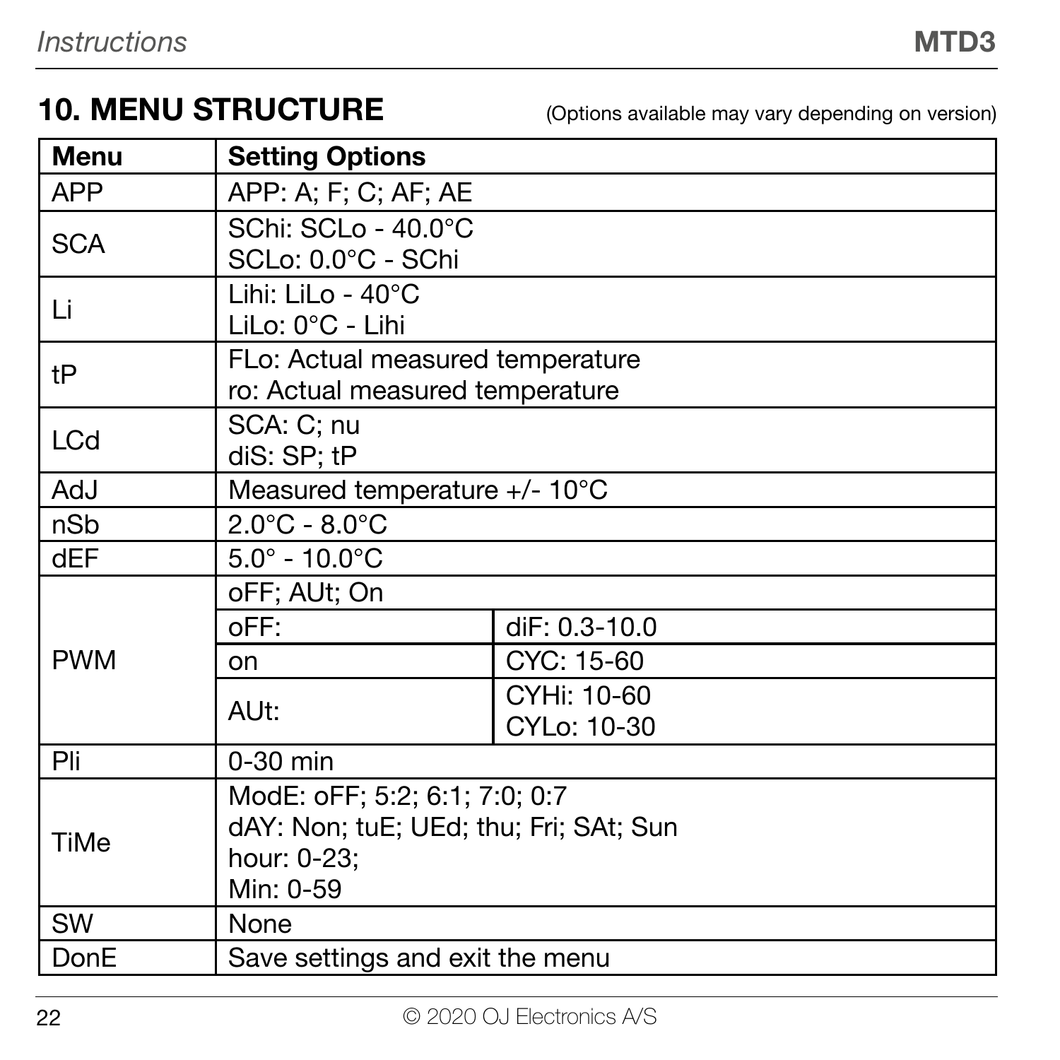## 10. MENU STRUCTURE

(Options available may vary depending on version)

| Menu | Setting Options | |
|---|---|---|
| APP | APP: A; F; C; AF; AE | |
| SCA | SChi: SCLo - 40.0°C<br>SCLo: 0.0°C - SChi | |
| Li | Lihi: LiLo - 40°C<br>LiLo: 0°C - Lihi | |
| tP | FLo: Actual measured temperature<br>ro: Actual measured temperature | |
| LCd | SCA: C; nu<br>diS: SP; tP | |
| AdJ | Measured temperature +/- 10°C | |
| nSb | 2.0°C - 8.0°C | |
| dEF | 5.0° - 10.0°C | |
| PWM | oFF; AUt; On | |
| | oFF: | diF: 0.3-10.0 |
| | on | CYC: 15-60 |
| | AUt: | CYHi: 10-60<br>CYLo: 10-30 |
| Pli | 0-30 min | |
| TiMe | ModE: oFF; 5:2; 6:1; 7:0; 0:7<br>dAY: Non; tuE; UEd; thu; Fri; SAt; Sun<br>hour: 0-23;<br>Min: 0-59 | |
| SW | None | |
| DonE | Save settings and exit the menu | |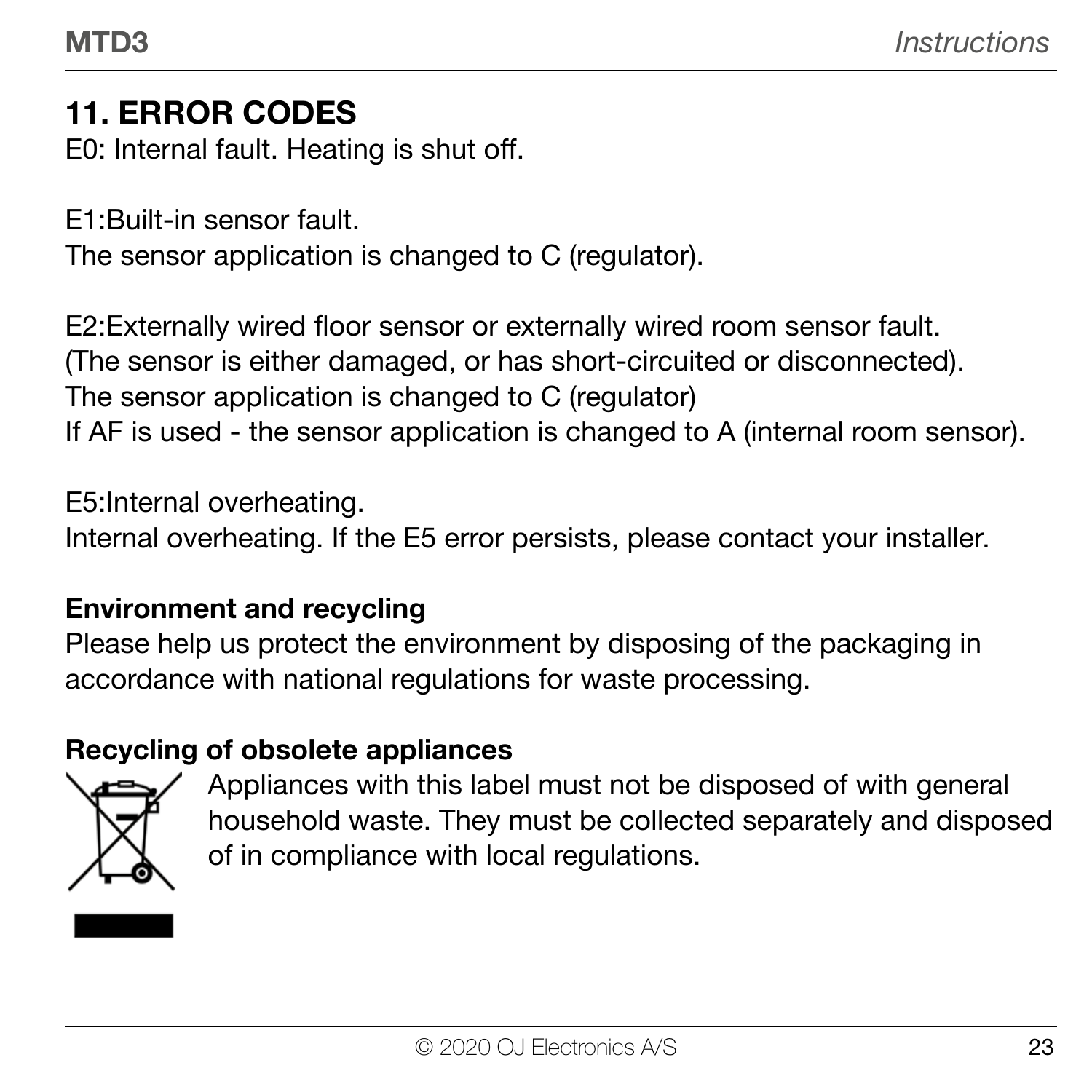## 11. ERROR CODES

E0: Internal fault. Heating is shut off.

E1:Built-in sensor fault.
The sensor application is changed to C (regulator).

E2:Externally wired floor sensor or externally wired room sensor fault.
(The sensor is either damaged, or has short-circuited or disconnected).
The sensor application is changed to C (regulator)
If AF is used - the sensor application is changed to A (internal room sensor).

E5:Internal overheating.
Internal overheating. If the E5 error persists, please contact your installer.

### Environment and recycling

Please help us protect the environment by disposing of the packaging in accordance with national regulations for waste processing.

### Recycling of obsolete appliances

Appliances with this label must not be disposed of with general household waste. They must be collected separately and disposed of in compliance with local regulations.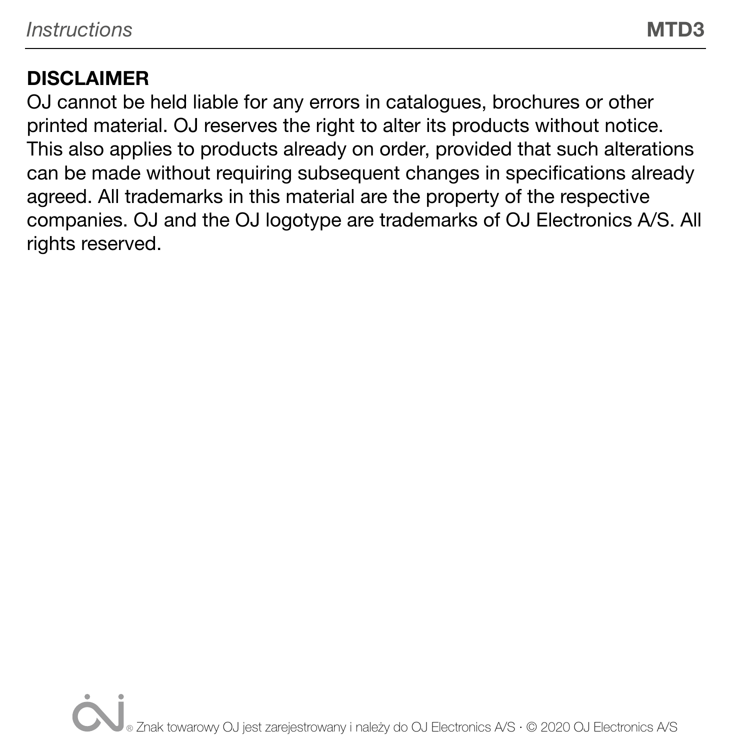## DISCLAIMER

OJ cannot be held liable for any errors in catalogues, brochures or other printed material. OJ reserves the right to alter its products without notice. This also applies to products already on order, provided that such alterations can be made without requiring subsequent changes in specifications already agreed. All trademarks in this material are the property of the respective companies. OJ and the OJ logotype are trademarks of OJ Electronics A/S. All rights reserved.

® Znak towarowy OJ jest zarejestrowany i należy do OJ Electronics A/S · © 2020 OJ Electronics A/S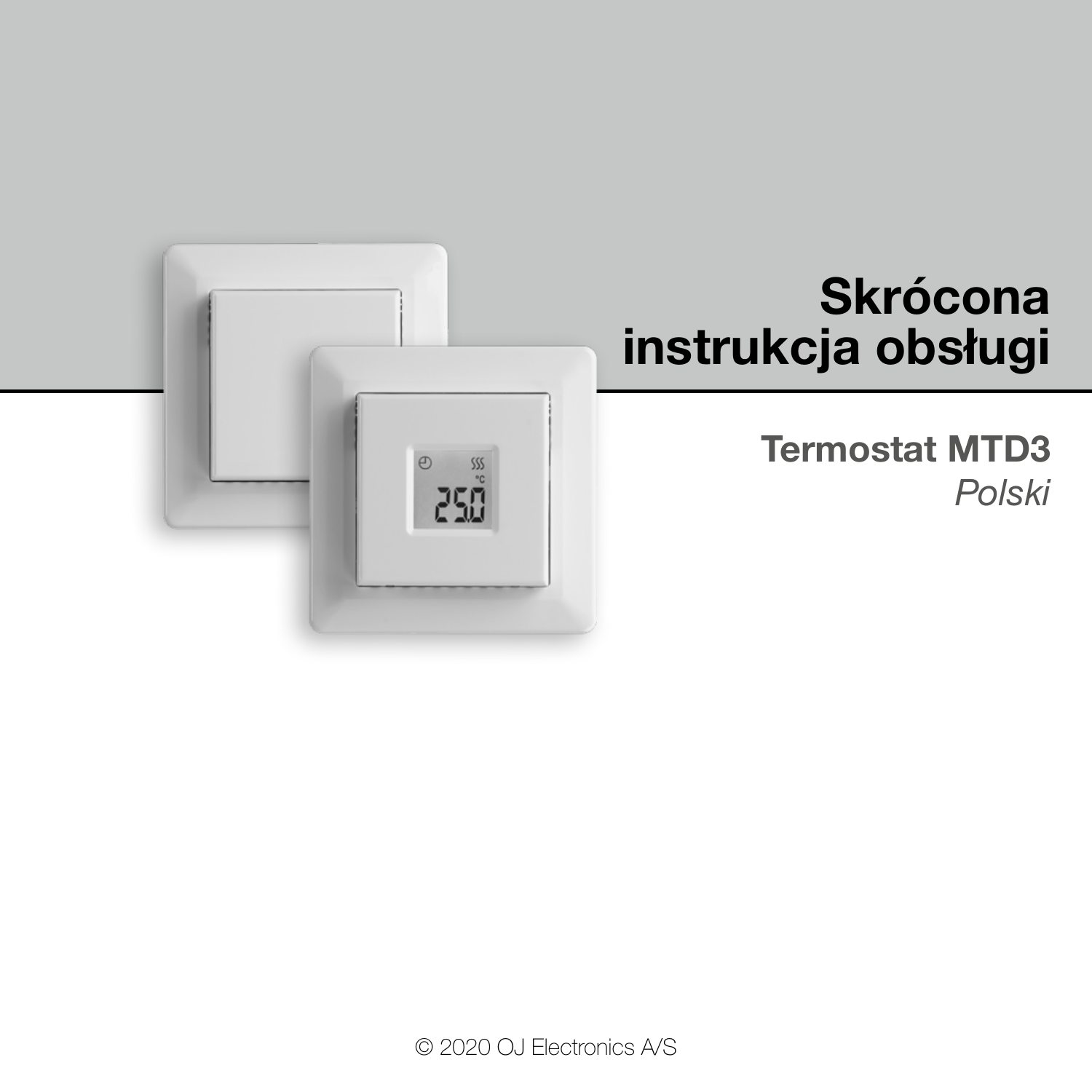# Skrócona instrukcja obsługi

## Termostat MTD3

*Polski*

© 2020 OJ Electronics A/S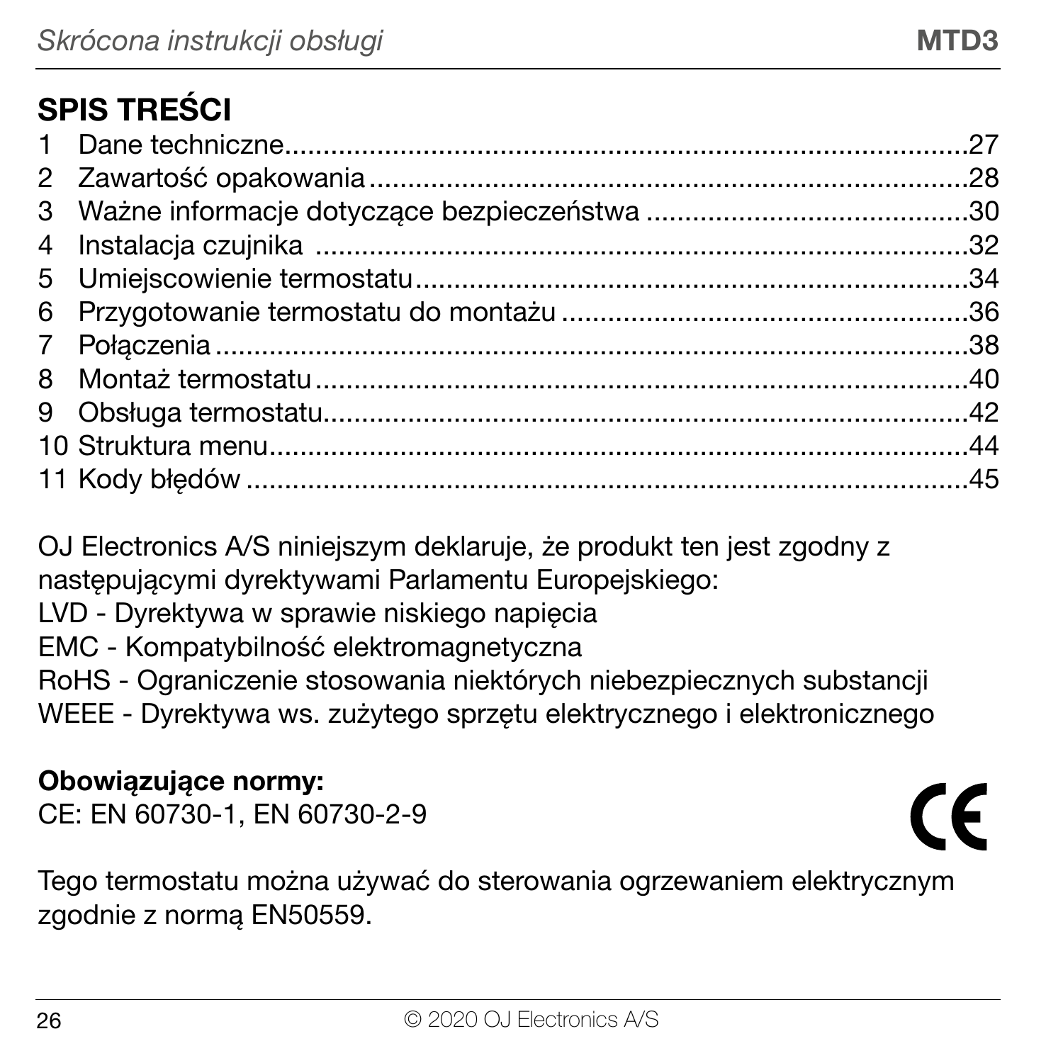## SPIS TREŚCI

1 Dane techniczne....................................................................................27
2 Zawartość opakowania..........................................................................28
3 Ważne informacje dotyczące bezpieczeństwa .........................................30
4 Instalacja czujnika .................................................................................32
5 Umiejscowienie termostatu....................................................................34
6 Przygotowanie termostatu do montażu ..................................................36
7 Połączenia............................................................................................38
8 Montaż termostatu................................................................................40
9 Obsługa termostatu...............................................................................42
10 Struktura menu....................................................................................44
11 Kody błędów .......................................................................................45

OJ Electronics A/S niniejszym deklaruje, że produkt ten jest zgodny z następującymi dyrektywami Parlamentu Europejskiego:
LVD - Dyrektywa w sprawie niskiego napięcia
EMC - Kompatybilność elektromagnetyczna
RoHS - Ograniczenie stosowania niektórych niebezpiecznych substancji
WEEE - Dyrektywa ws. zużytego sprzętu elektrycznego i elektronicznego

**Obowiązujące normy:**
CE: EN 60730-1, EN 60730-2-9

Tego termostatu można używać do sterowania ogrzewaniem elektrycznym zgodnie z normą EN50559.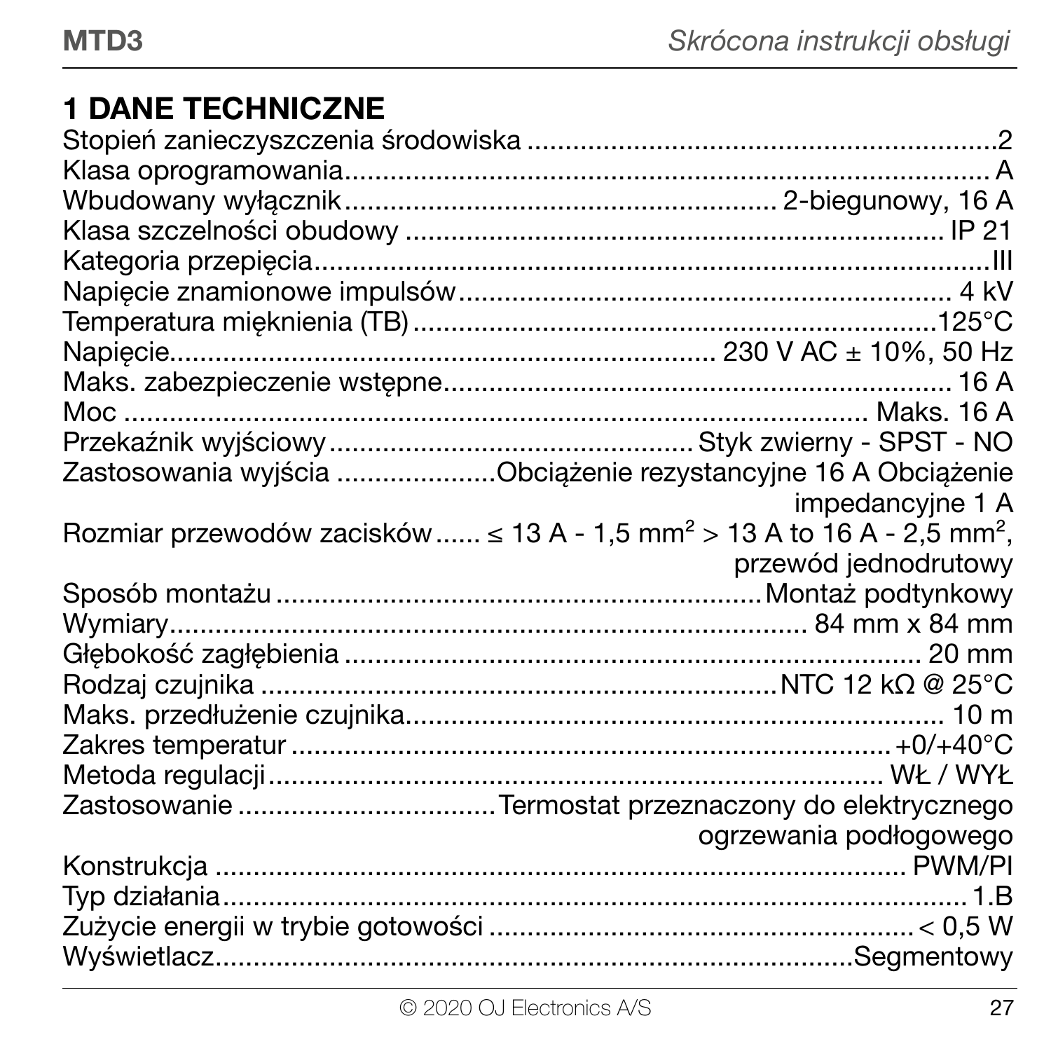# 1 DANE TECHNICZNE

| | |
|---|---|
| Stopień zanieczyszczenia środowiska | 2 |
| Klasa oprogramowania | A |
| Wbudowany wyłącznik | 2-biegunowy, 16 A |
| Klasa szczelności obudowy | IP 21 |
| Kategoria przepięcia | III |
| Napięcie znamionowe impulsów | 4 kV |
| Temperatura mięknienia (TB) | 125°C |
| Napięcie | 230 V AC ± 10%, 50 Hz |
| Maks. zabezpieczenie wstępne | 16 A |
| Moc | Maks. 16 A |
| Przekaźnik wyjściowy | Styk zwierny - SPST - NO |
| Zastosowania wyjścia | Obciążenie rezystancyjne 16 A Obciążenie impedancyjne 1 A |
| Rozmiar przewodów zacisków | ≤ 13 A - 1,5 mm² > 13 A to 16 A - 2,5 mm², przewód jednodrutowy |
| Sposób montażu | Montaż podtynkowy |
| Wymiary | 84 mm x 84 mm |
| Głębokość zagłębienia | 20 mm |
| Rodzaj czujnika | NTC 12 kΩ @ 25°C |
| Maks. przedłużenie czujnika | 10 m |
| Zakres temperatur | +0/+40°C |
| Metoda regulacji | WŁ / WYŁ |
| Zastosowanie | Termostat przeznaczony do elektrycznego ogrzewania podłogowego |
| Konstrukcja | PWM/PI |
| Typ działania | 1.B |
| Zużycie energii w trybie gotowości | < 0,5 W |
| Wyświetlacz | Segmentowy |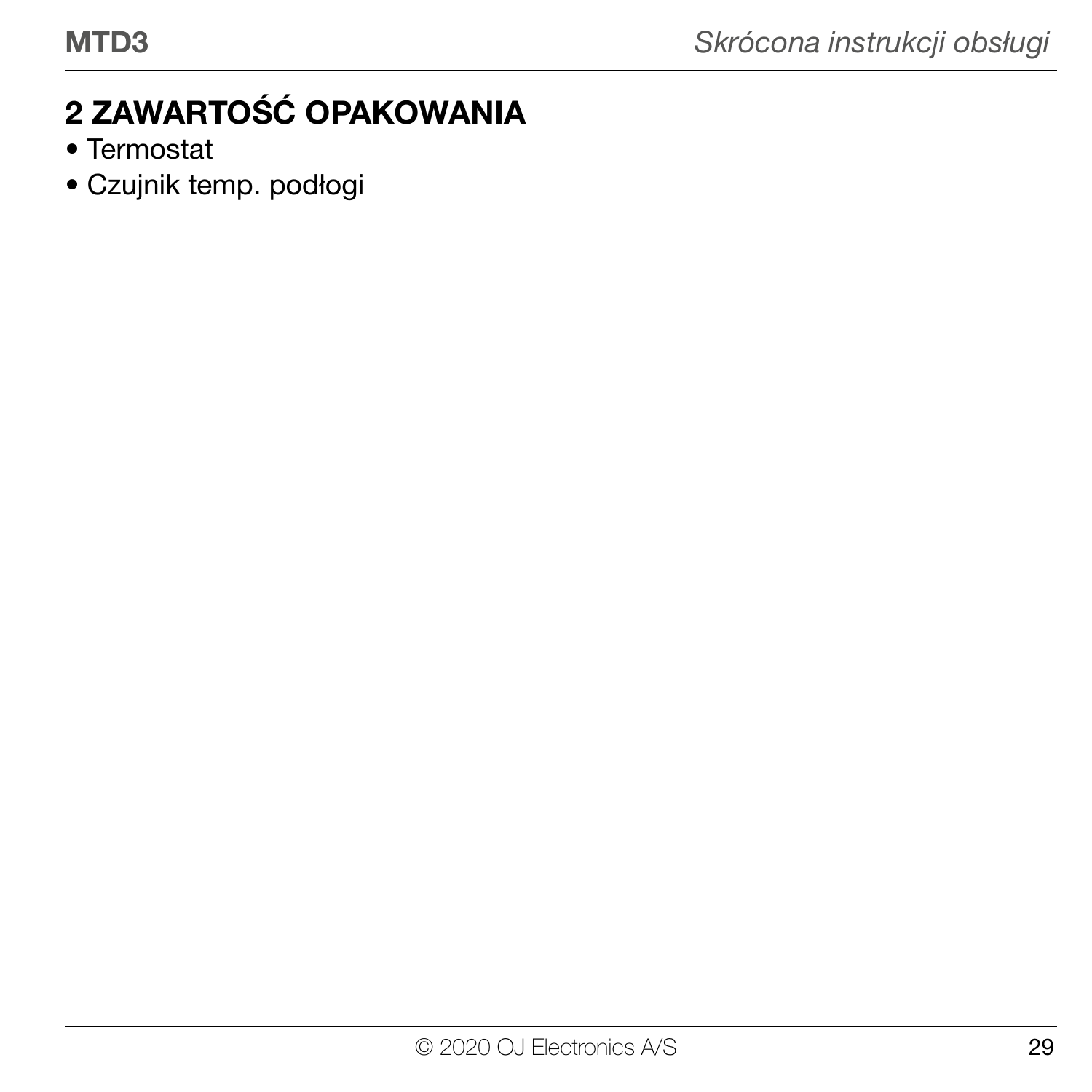## 2 ZAWARTOŚĆ OPAKOWANIA

- Termostat
- Czujnik temp. podłogi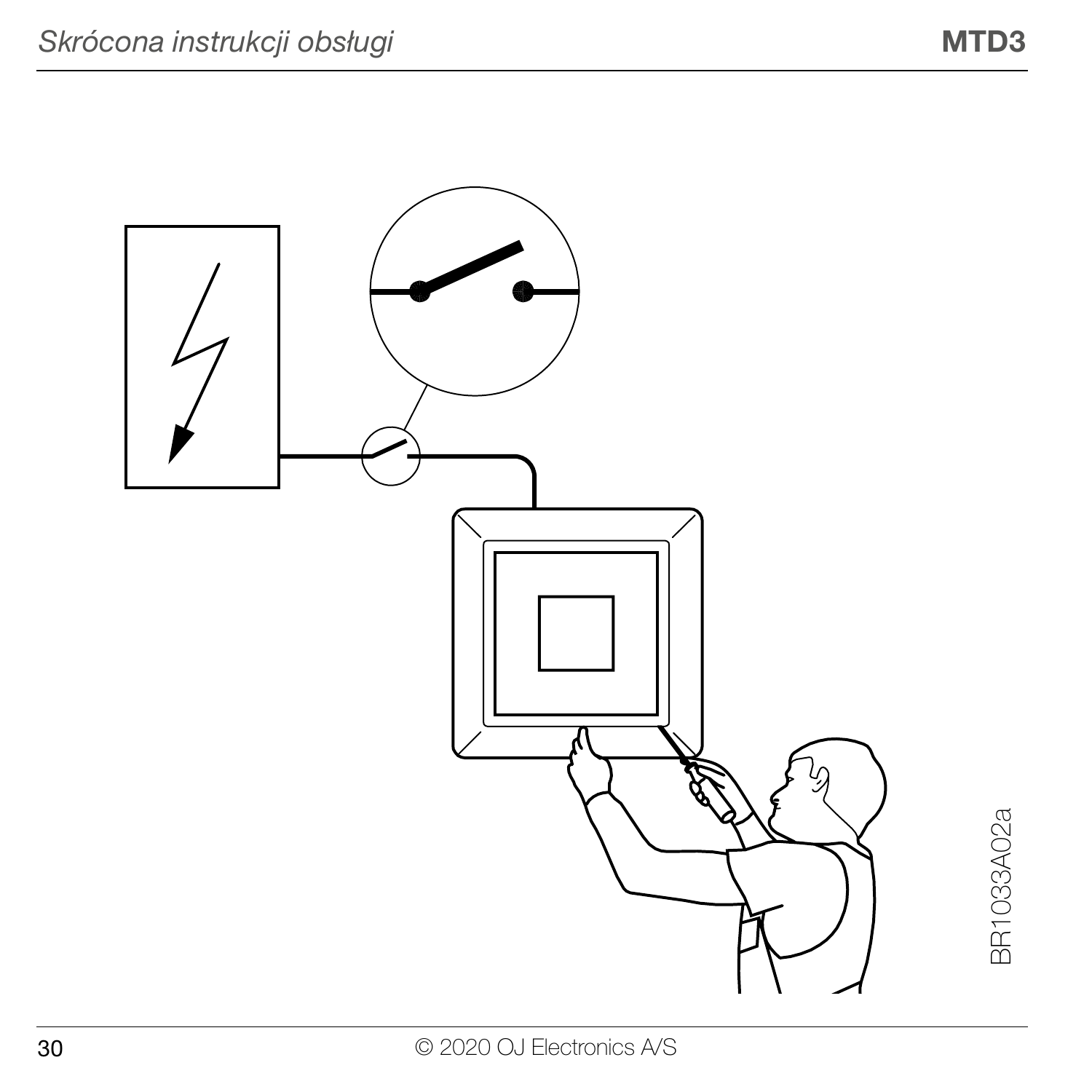BR1033A02a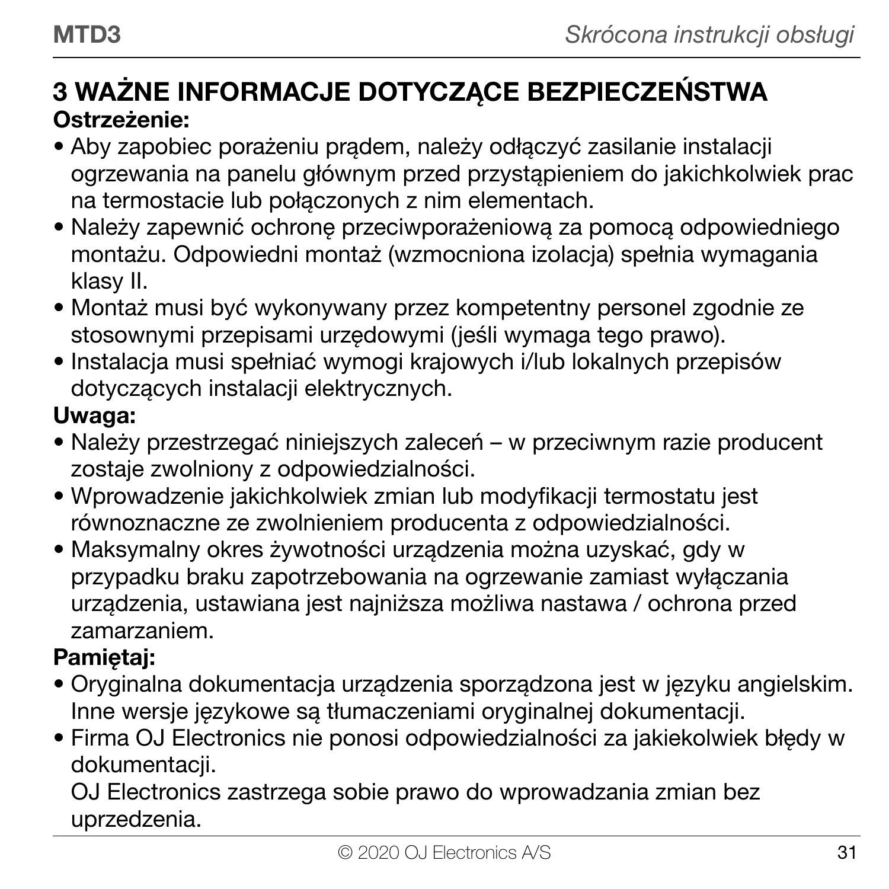## 3 WAŻNE INFORMACJE DOTYCZĄCE BEZPIECZEŃSTWA

**Ostrzeżenie:**

- Aby zapobiec porażeniu prądem, należy odłączyć zasilanie instalacji ogrzewania na panelu głównym przed przystąpieniem do jakichkolwiek prac na termostacie lub połączonych z nim elementach.
- Należy zapewnić ochronę przeciwporażeniową za pomocą odpowiedniego montażu. Odpowiedni montaż (wzmocniona izolacja) spełnia wymagania klasy II.
- Montaż musi być wykonywany przez kompetentny personel zgodnie ze stosownymi przepisami urzędowymi (jeśli wymaga tego prawo).
- Instalacja musi spełniać wymogi krajowych i/lub lokalnych przepisów dotyczących instalacji elektrycznych.

**Uwaga:**

- Należy przestrzegać niniejszych zaleceń – w przeciwnym razie producent zostaje zwolniony z odpowiedzialności.
- Wprowadzenie jakichkolwiek zmian lub modyfikacji termostatu jest równoznaczne ze zwolnieniem producenta z odpowiedzialności.
- Maksymalny okres żywotności urządzenia można uzyskać, gdy w przypadku braku zapotrzebowania na ogrzewanie zamiast wyłączania urządzenia, ustawiana jest najniższa możliwa nastawa / ochrona przed zamarzaniem.

**Pamiętaj:**

- Oryginalna dokumentacja urządzenia sporządzona jest w języku angielskim. Inne wersje językowe są tłumaczeniami oryginalnej dokumentacji.
- Firma OJ Electronics nie ponosi odpowiedzialności za jakiekolwiek błędy w dokumentacji.

  OJ Electronics zastrzega sobie prawo do wprowadzania zmian bez uprzedzenia.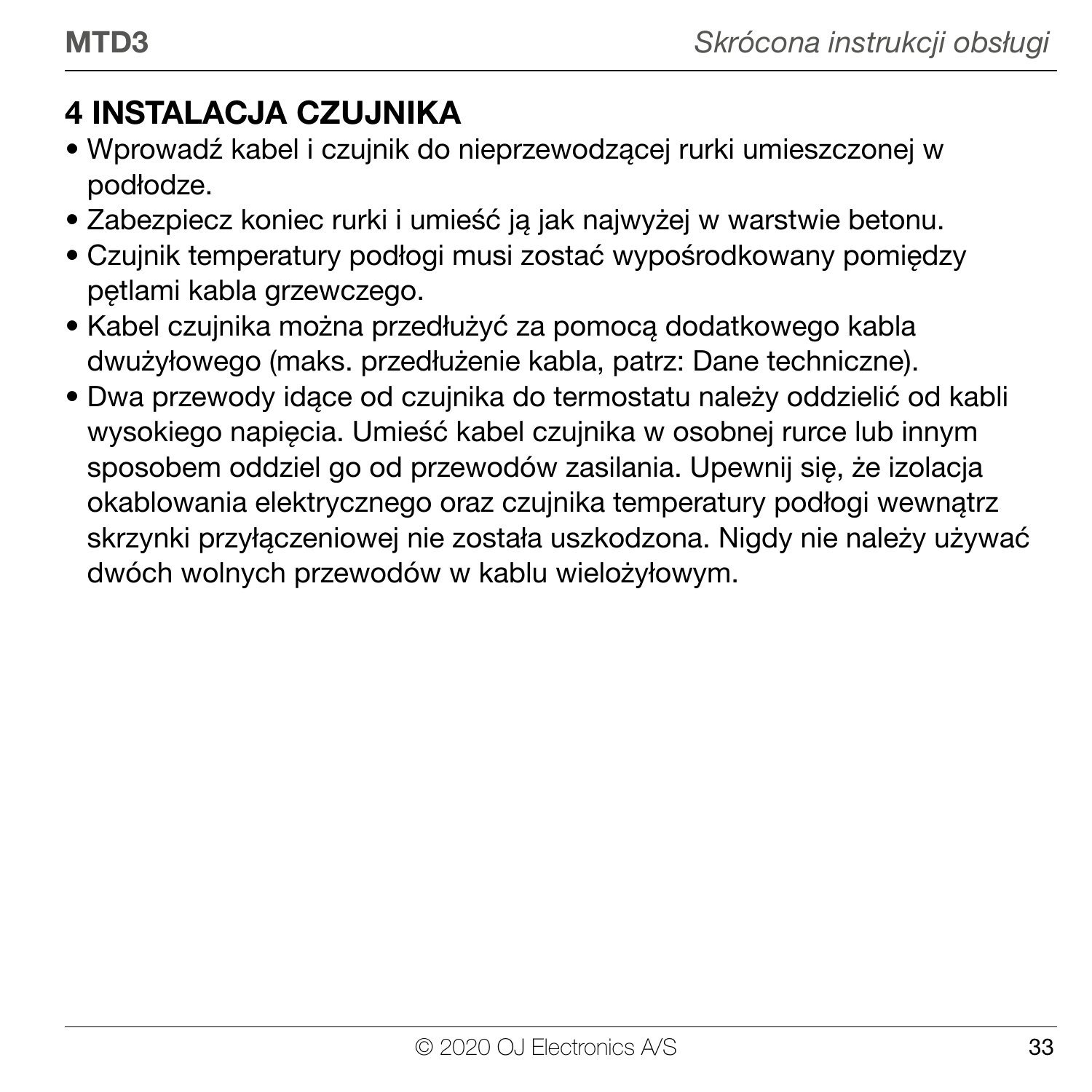## 4 INSTALACJA CZUJNIKA

- Wprowadź kabel i czujnik do nieprzewodzącej rurki umieszczonej w podłodze.
- Zabezpiecz koniec rurki i umieść ją jak najwyżej w warstwie betonu.
- Czujnik temperatury podłogi musi zostać wypośrodkowany pomiędzy pętlami kabla grzewczego.
- Kabel czujnika można przedłużyć za pomocą dodatkowego kabla dwużyłowego (maks. przedłużenie kabla, patrz: Dane techniczne).
- Dwa przewody idące od czujnika do termostatu należy oddzielić od kabli wysokiego napięcia. Umieść kabel czujnika w osobnej rurce lub innym sposobem oddziel go od przewodów zasilania. Upewnij się, że izolacja okablowania elektrycznego oraz czujnika temperatury podłogi wewnątrz skrzynki przyłączeniowej nie została uszkodzona. Nigdy nie należy używać dwóch wolnych przewodów w kablu wielożyłowym.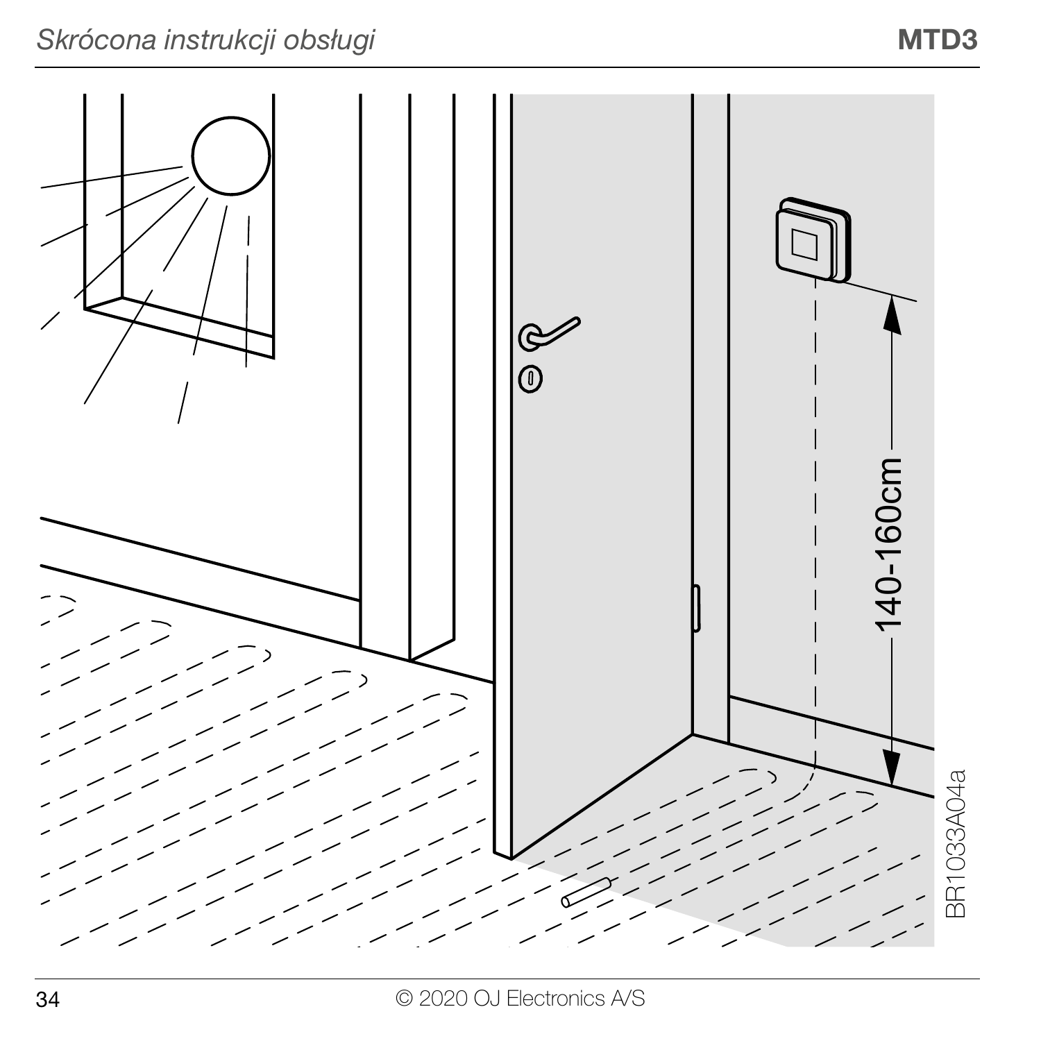140-160cm

BR1033A04a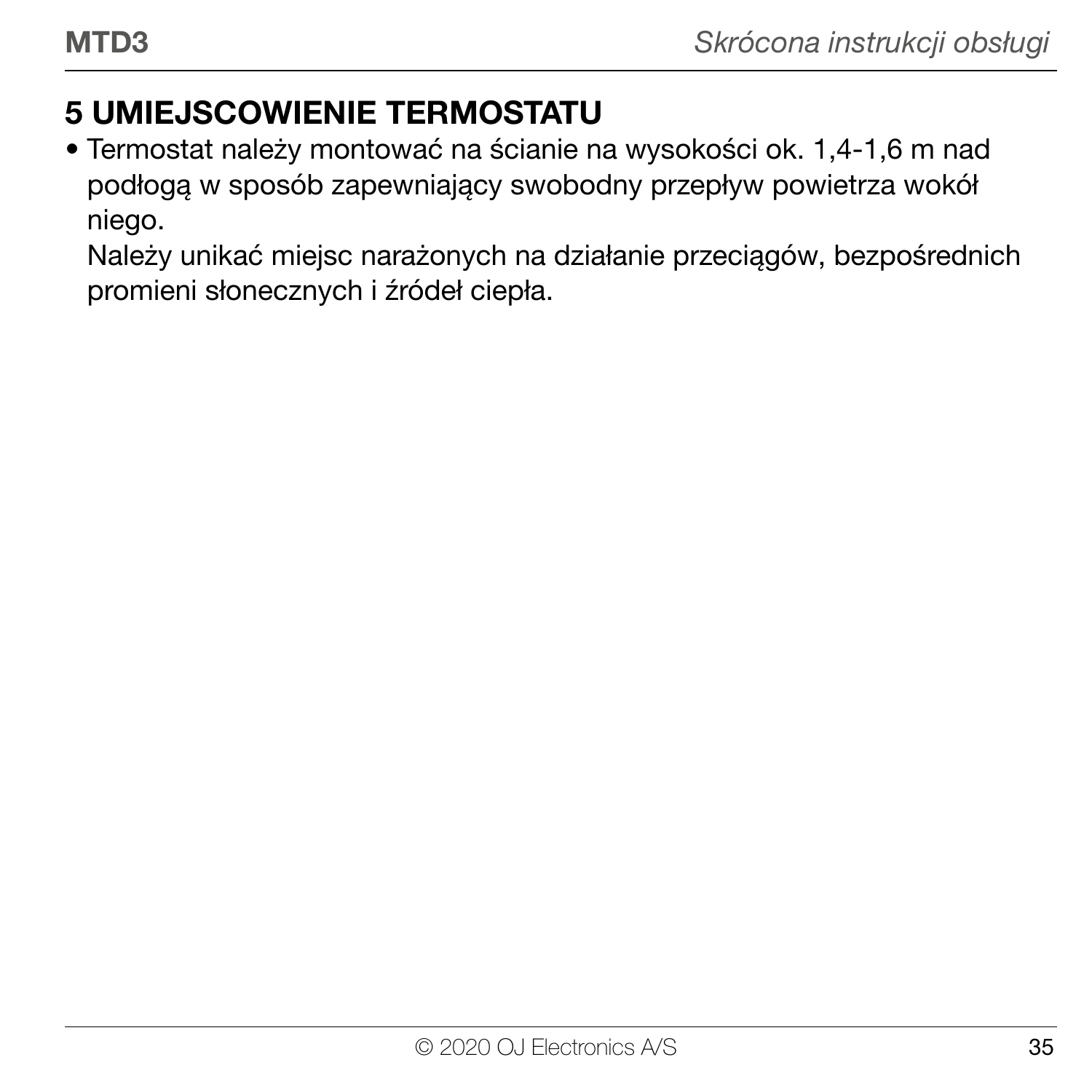## 5 UMIEJSCOWIENIE TERMOSTATU

- Termostat należy montować na ścianie na wysokości ok. 1,4-1,6 m nad podłogą w sposób zapewniający swobodny przepływ powietrza wokół niego.
  Należy unikać miejsc narażonych na działanie przeciągów, bezpośrednich promieni słonecznych i źródeł ciepła.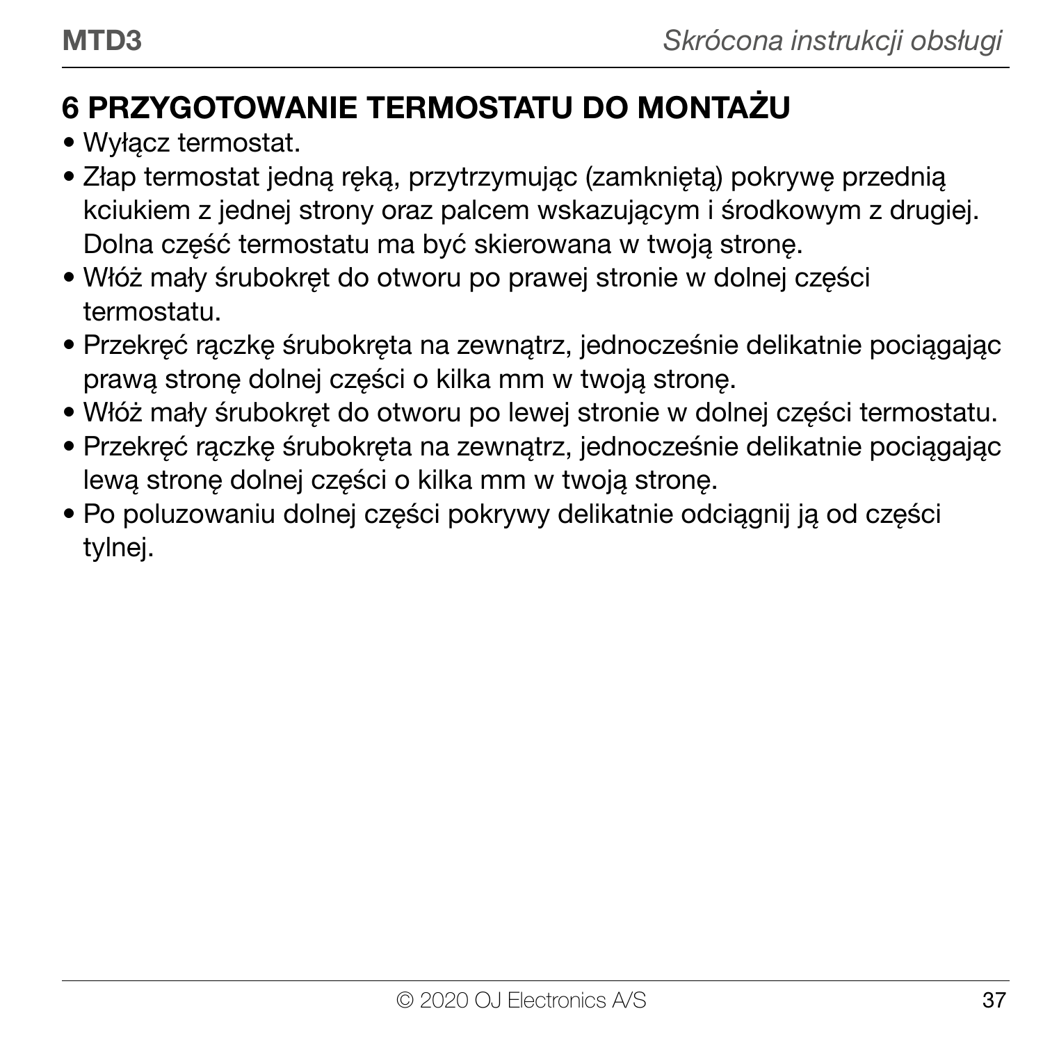## 6 PRZYGOTOWANIE TERMOSTATU DO MONTAŻU

- Wyłącz termostat.
- Złap termostat jedną ręką, przytrzymując (zamkniętą) pokrywę przednią kciukiem z jednej strony oraz palcem wskazującym i środkowym z drugiej. Dolna część termostatu ma być skierowana w twoją stronę.
- Włóż mały śrubokręt do otworu po prawej stronie w dolnej części termostatu.
- Przekręć rączkę śrubokręta na zewnątrz, jednocześnie delikatnie pociągając prawą stronę dolnej części o kilka mm w twoją stronę.
- Włóż mały śrubokręt do otworu po lewej stronie w dolnej części termostatu.
- Przekręć rączkę śrubokręta na zewnątrz, jednocześnie delikatnie pociągając lewą stronę dolnej części o kilka mm w twoją stronę.
- Po poluzowaniu dolnej części pokrywy delikatnie odciągnij ją od części tylnej.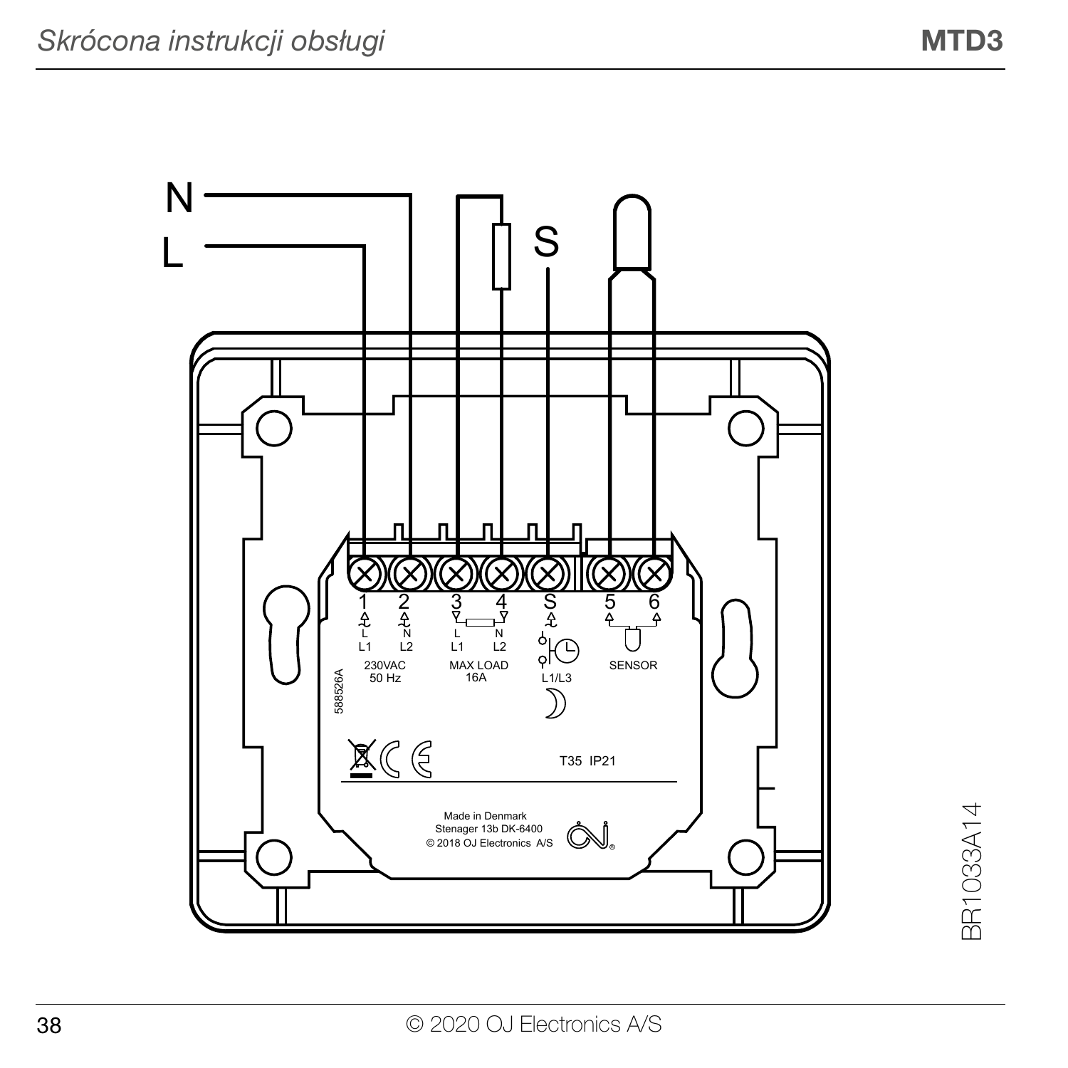N

L

S

1 2 3 4 S 5 6

L L1 N L2

230VAC 50 Hz

L L1 N L2

MAX LOAD 16A

L1/L3

SENSOR

588526A

T35 IP21

Made in Denmark
Stenager 13b DK-6400
© 2018 OJ Electronics A/S

BR1033A14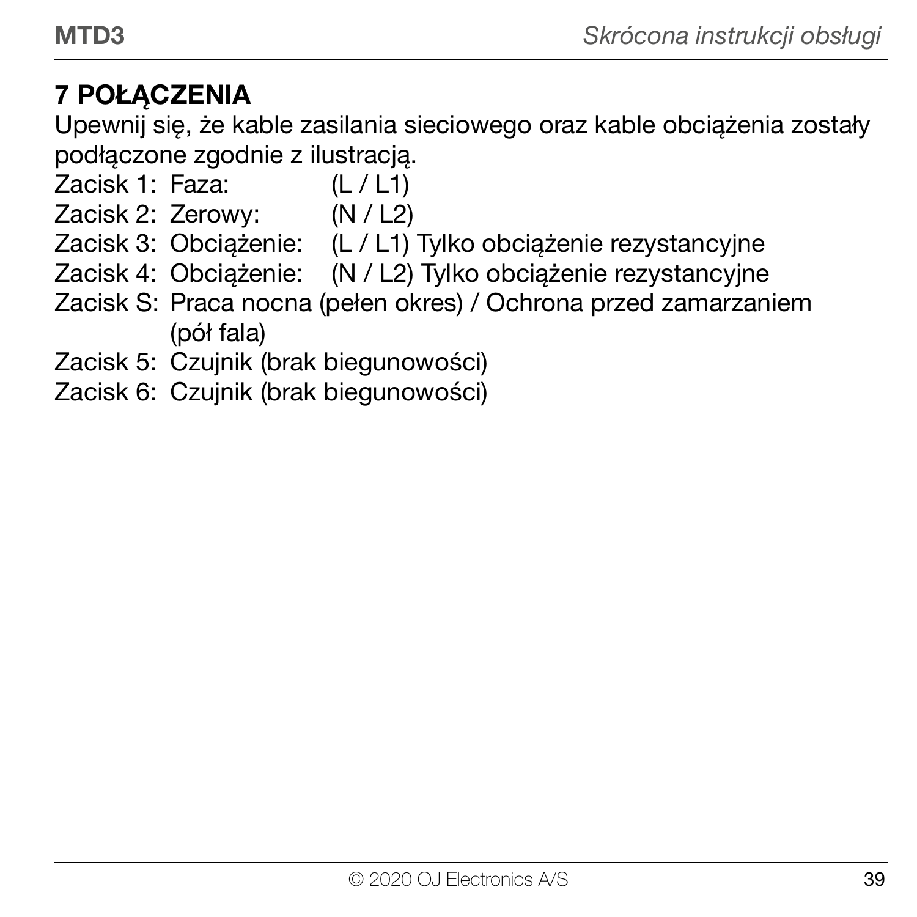## 7 POŁĄCZENIA

Upewnij się, że kable zasilania sieciowego oraz kable obciążenia zostały podłączone zgodnie z ilustracją.

Zacisk 1: Faza: (L / L1)
Zacisk 2: Zerowy: (N / L2)
Zacisk 3: Obciążenie: (L / L1) Tylko obciążenie rezystancyjne
Zacisk 4: Obciążenie: (N / L2) Tylko obciążenie rezystancyjne
Zacisk S: Praca nocna (pełen okres) / Ochrona przed zamarzaniem (pół fala)
Zacisk 5: Czujnik (brak biegunowości)
Zacisk 6: Czujnik (brak biegunowości)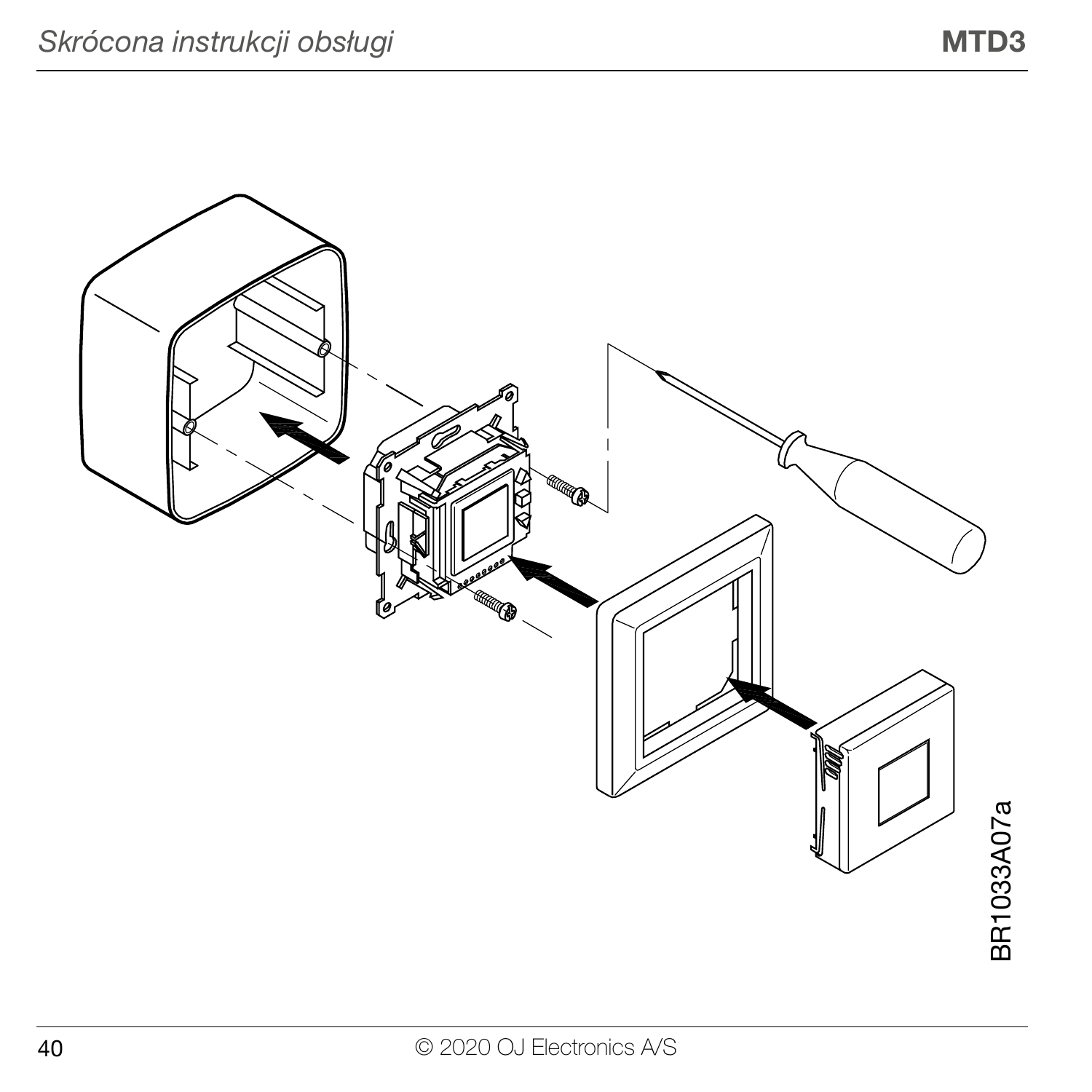BR1033A07a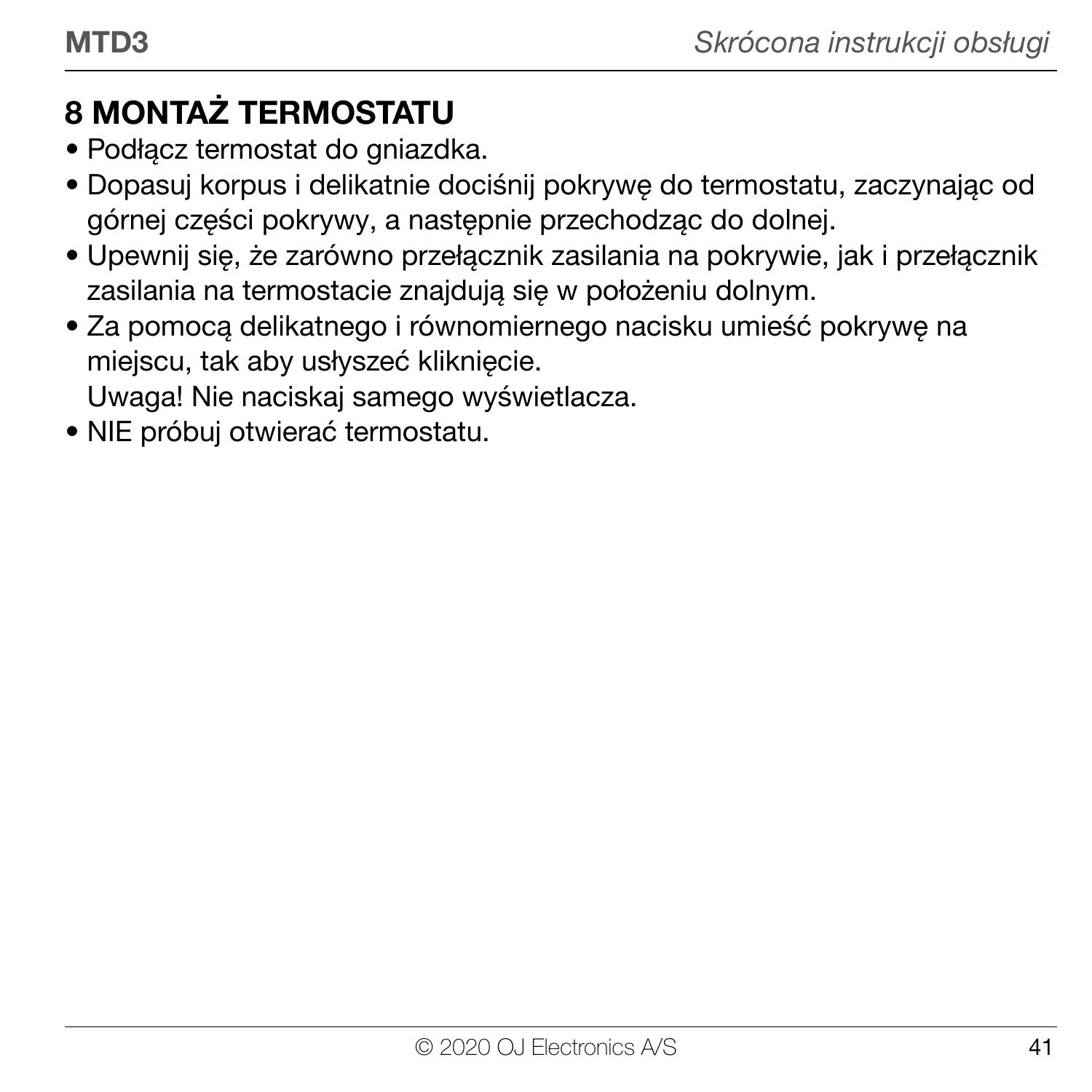# 8 MONTAŻ TERMOSTATU

- Podłącz termostat do gniazdka.
- Dopasuj korpus i delikatnie dociśnij pokrywę do termostatu, zaczynając od górnej części pokrywy, a następnie przechodząc do dolnej.
- Upewnij się, że zarówno przełącznik zasilania na pokrywie, jak i przełącznik zasilania na termostacie znajdują się w położeniu dolnym.
- Za pomocą delikatnego i równomiernego nacisku umieść pokrywę na miejscu, tak aby usłyszeć kliknięcie.  
  Uwaga! Nie naciskaj samego wyświetlacza.
- NIE próbuj otwierać termostatu.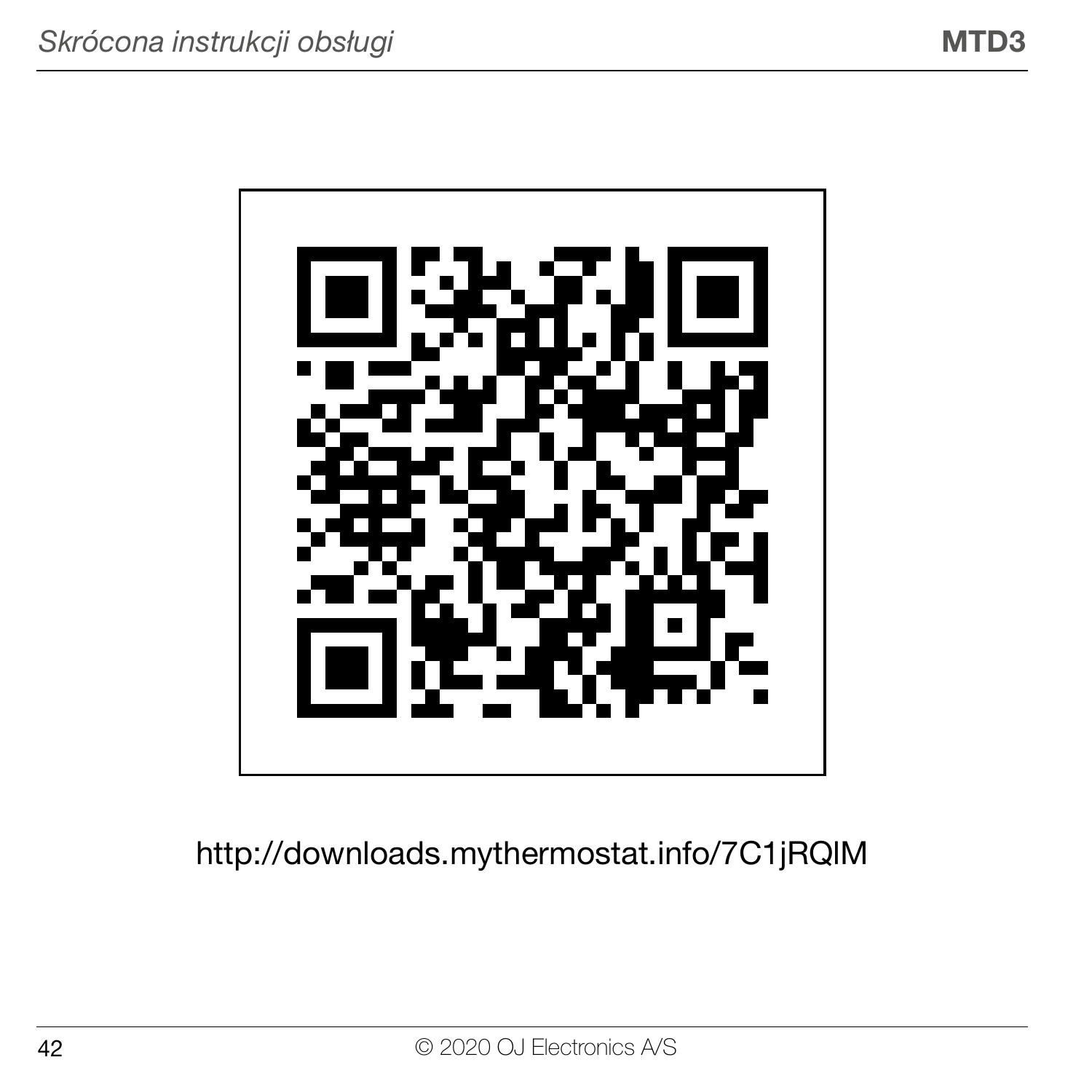http://downloads.mythermostat.info/7C1jRQIM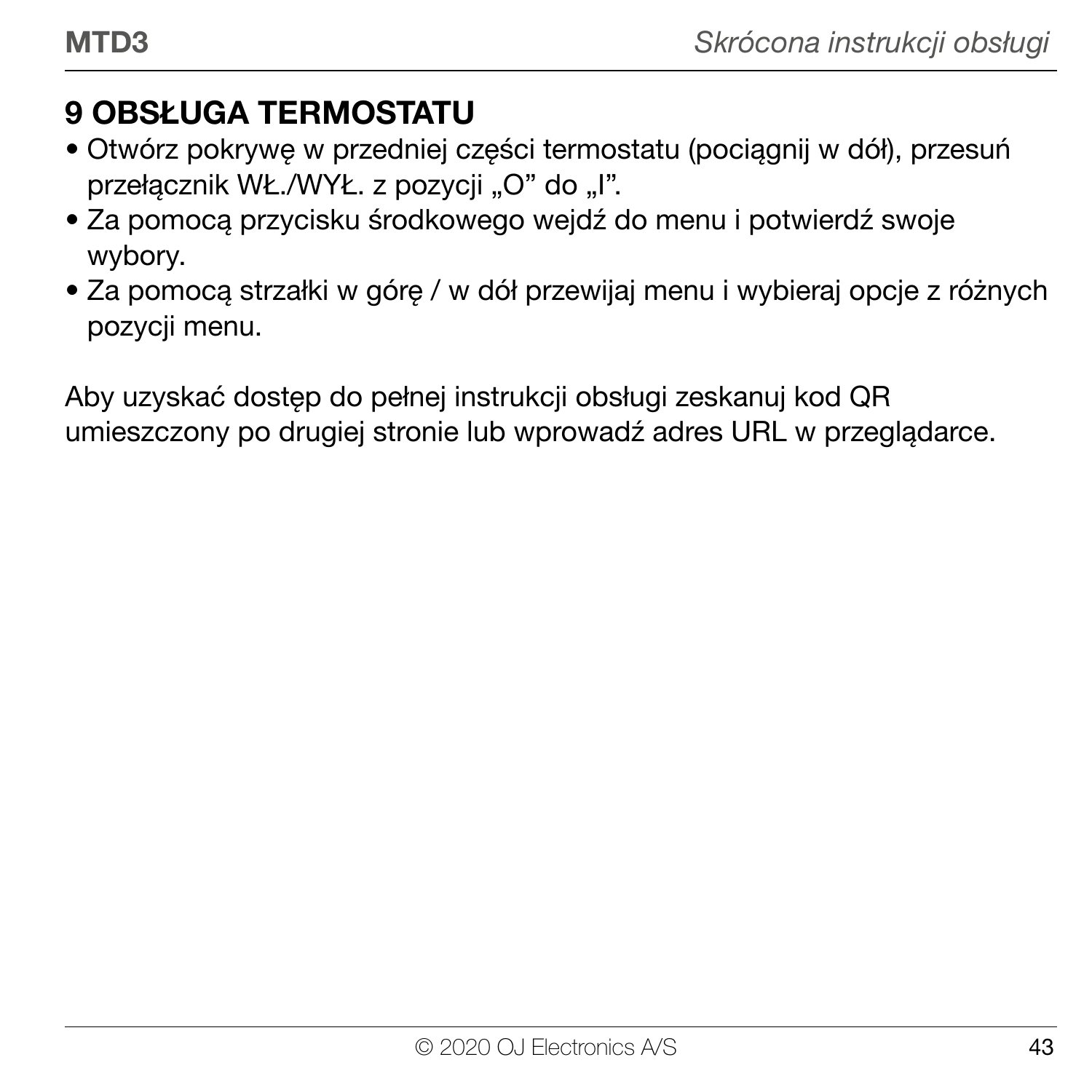## 9 OBSŁUGA TERMOSTATU

- Otwórz pokrywę w przedniej części termostatu (pociągnij w dół), przesuń przełącznik WŁ./WYŁ. z pozycji „O" do „I".
- Za pomocą przycisku środkowego wejdź do menu i potwierdź swoje wybory.
- Za pomocą strzałki w górę / w dół przewijaj menu i wybieraj opcje z różnych pozycji menu.

Aby uzyskać dostęp do pełnej instrukcji obsługi zeskanuj kod QR umieszczony po drugiej stronie lub wprowadź adres URL w przeglądarce.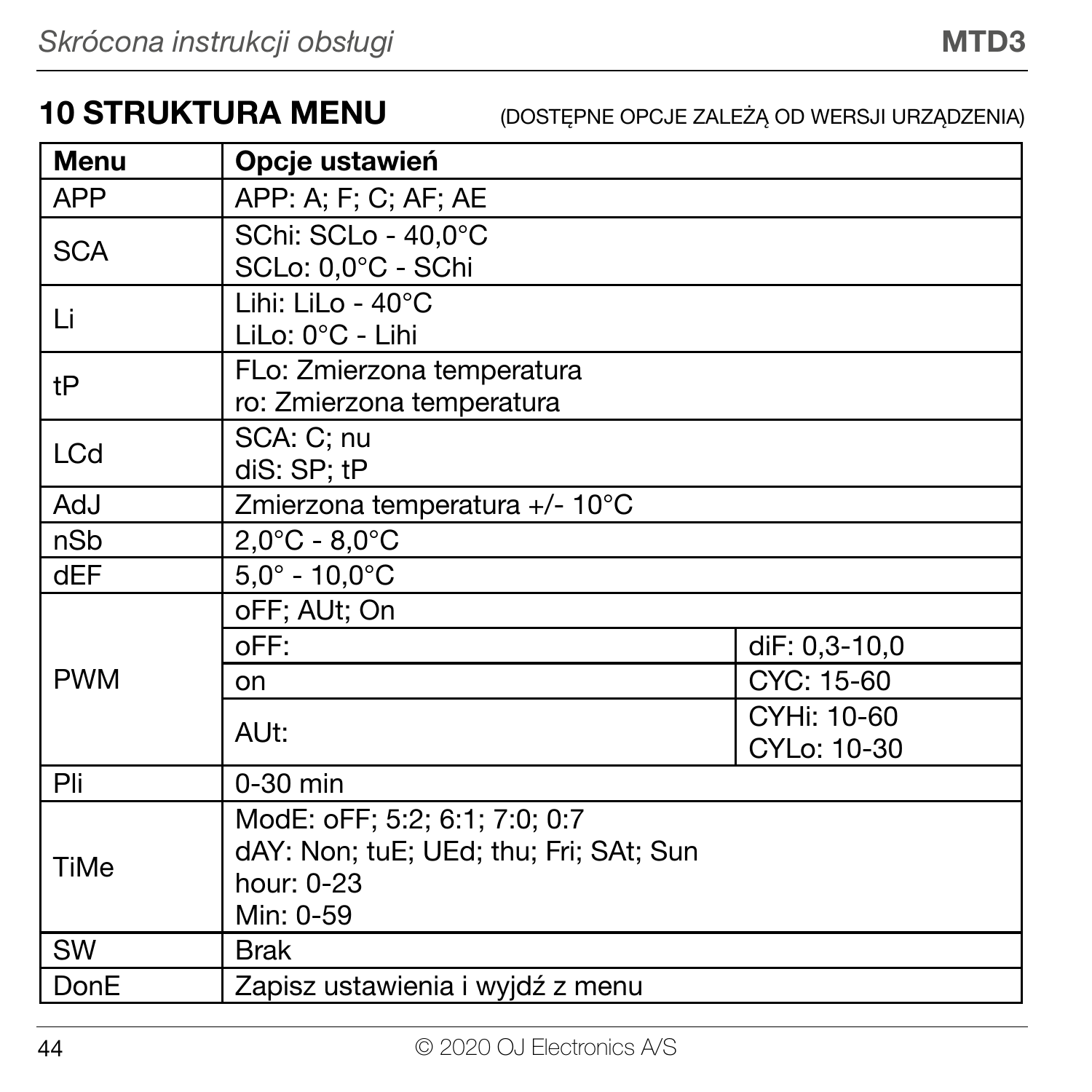## 10 STRUKTURA MENU

(DOSTĘPNE OPCJE ZALEŻĄ OD WERSJI URZĄDZENIA)

| Menu | Opcje ustawień | |
|---|---|---|
| APP | APP: A; F; C; AF; AE | |
| SCA | SChi: SCLo - 40,0°C<br>SCLo: 0,0°C - SChi | |
| Li | Lihi: LiLo - 40°C<br>LiLo: 0°C - Lihi | |
| tP | FLo: Zmierzona temperatura<br>ro: Zmierzona temperatura | |
| LCd | SCA: C; nu<br>diS: SP; tP | |
| AdJ | Zmierzona temperatura +/- 10°C | |
| nSb | 2,0°C - 8,0°C | |
| dEF | 5,0° - 10,0°C | |
| PWM | oFF; AUt; On | |
| | oFF: | diF: 0,3-10,0 |
| | on | CYC: 15-60 |
| | AUt: | CYHi: 10-60<br>CYLo: 10-30 |
| Pli | 0-30 min | |
| TiMe | ModE: oFF; 5:2; 6:1; 7:0; 0:7<br>dAY: Non; tuE; UEd; thu; Fri; SAt; Sun<br>hour: 0-23<br>Min: 0-59 | |
| SW | Brak | |
| DonE | Zapisz ustawienia i wyjdź z menu | |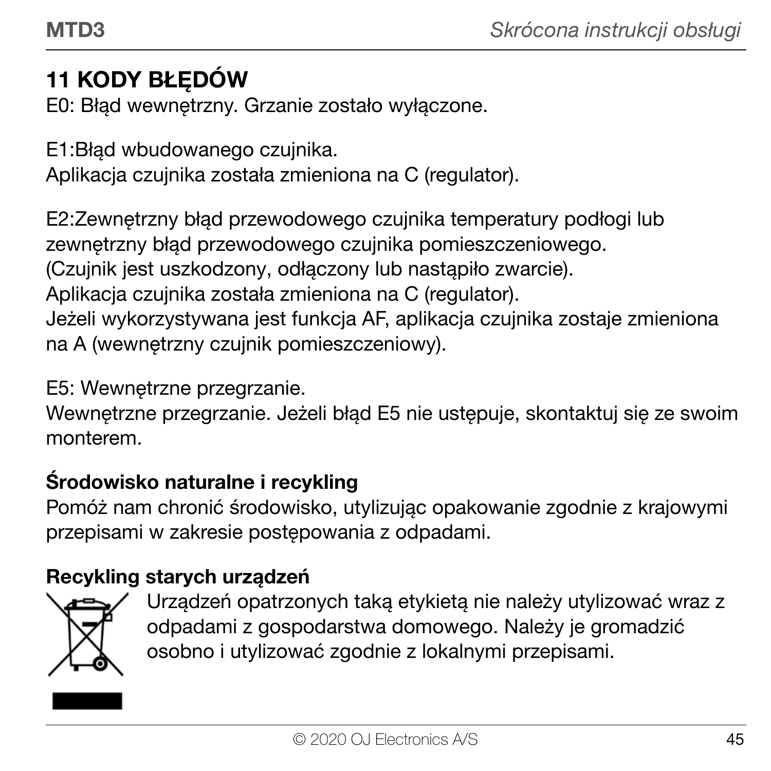## 11 KODY BŁĘDÓW

E0: Błąd wewnętrzny. Grzanie zostało wyłączone.

E1:Błąd wbudowanego czujnika.
Aplikacja czujnika została zmieniona na C (regulator).

E2:Zewnętrzny błąd przewodowego czujnika temperatury podłogi lub zewnętrzny błąd przewodowego czujnika pomieszczeniowego.
(Czujnik jest uszkodzony, odłączony lub nastąpiło zwarcie).
Aplikacja czujnika została zmieniona na C (regulator).
Jeżeli wykorzystywana jest funkcja AF, aplikacja czujnika zostaje zmieniona na A (wewnętrzny czujnik pomieszczeniowy).

E5: Wewnętrzne przegrzanie.
Wewnętrzne przegrzanie. Jeżeli błąd E5 nie ustępuje, skontaktuj się ze swoim monterem.

**Środowisko naturalne i recykling**

Pomóż nam chronić środowisko, utylizując opakowanie zgodnie z krajowymi przepisami w zakresie postępowania z odpadami.

**Recykling starych urządzeń**

Urządzeń opatrzonych taką etykietą nie należy utylizować wraz z odpadami z gospodarstwa domowego. Należy je gromadzić osobno i utylizować zgodnie z lokalnymi przepisami.

© 2020 OJ Electronics A/S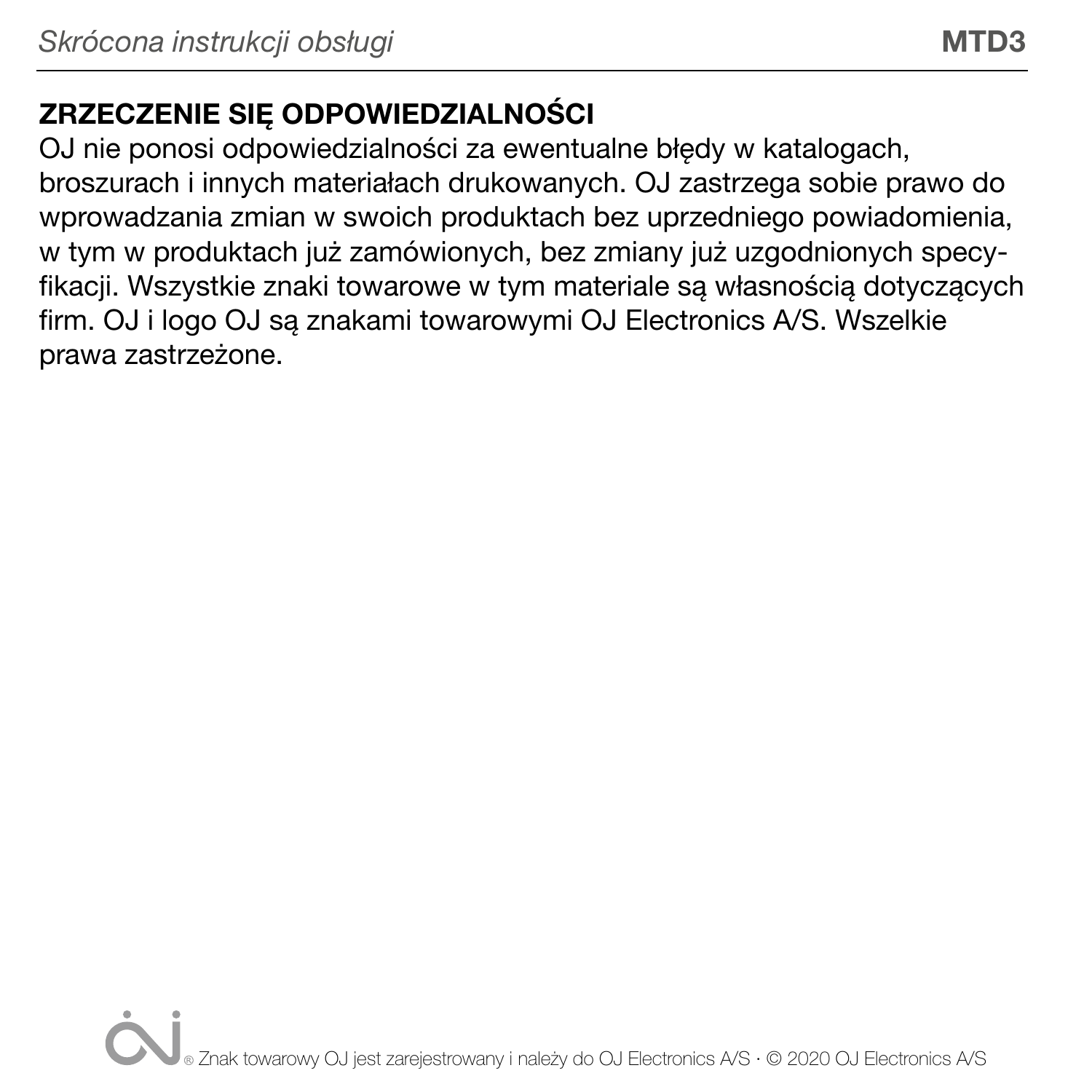## ZRZECZENIE SIĘ ODPOWIEDZIALNOŚCI

OJ nie ponosi odpowiedzialności za ewentualne błędy w katalogach, broszurach i innych materiałach drukowanych. OJ zastrzega sobie prawo do wprowadzania zmian w swoich produktach bez uprzedniego powiadomienia, w tym w produktach już zamówionych, bez zmiany już uzgodnionych specyfikacji. Wszystkie znaki towarowe w tym materiale są własnością dotyczących firm. OJ i logo OJ są znakami towarowymi OJ Electronics A/S. Wszelkie prawa zastrzeżone.

® Znak towarowy OJ jest zarejestrowany i należy do OJ Electronics A/S · © 2020 OJ Electronics A/S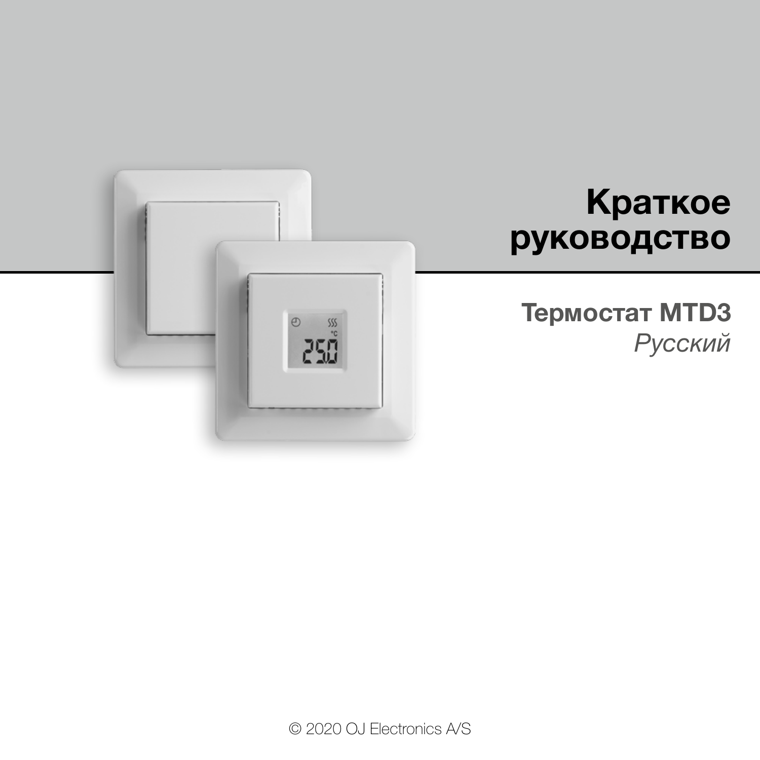# Краткое руководство

## Термостат MTD3

*Русский*

© 2020 OJ Electronics A/S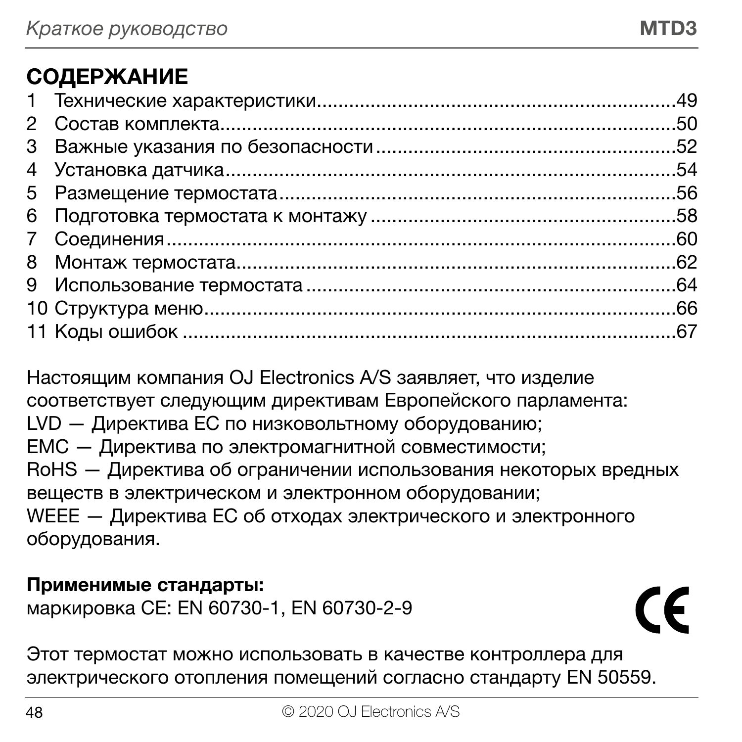# СОДЕРЖАНИЕ

1 Технические характеристики....................................................................49
2 Состав комплекта...................................................................................50
3 Важные указания по безопасности........................................................52
4 Установка датчика..................................................................................54
5 Размещение термостата.........................................................................56
6 Подготовка термостата к монтажу........................................................58
7 Соединения.............................................................................................60
8 Монтаж термостата................................................................................62
9 Использование термостата....................................................................64
10 Структура меню....................................................................................66
11 Коды ошибок.........................................................................................67

Настоящим компания OJ Electronics A/S заявляет, что изделие соответствует следующим директивам Европейского парламента:
LVD — Директива ЕС по низковольтному оборудованию;
EMC — Директива по электромагнитной совместимости;
RoHS — Директива об ограничении использования некоторых вредных веществ в электрическом и электронном оборудовании;
WEEE — Директива ЕС об отходах электрического и электронного оборудования.

**Применимые стандарты:**
маркировка CE: EN 60730-1, EN 60730-2-9

CE

Этот термостат можно использовать в качестве контроллера для электрического отопления помещений согласно стандарту EN 50559.

© 2020 OJ Electronics A/S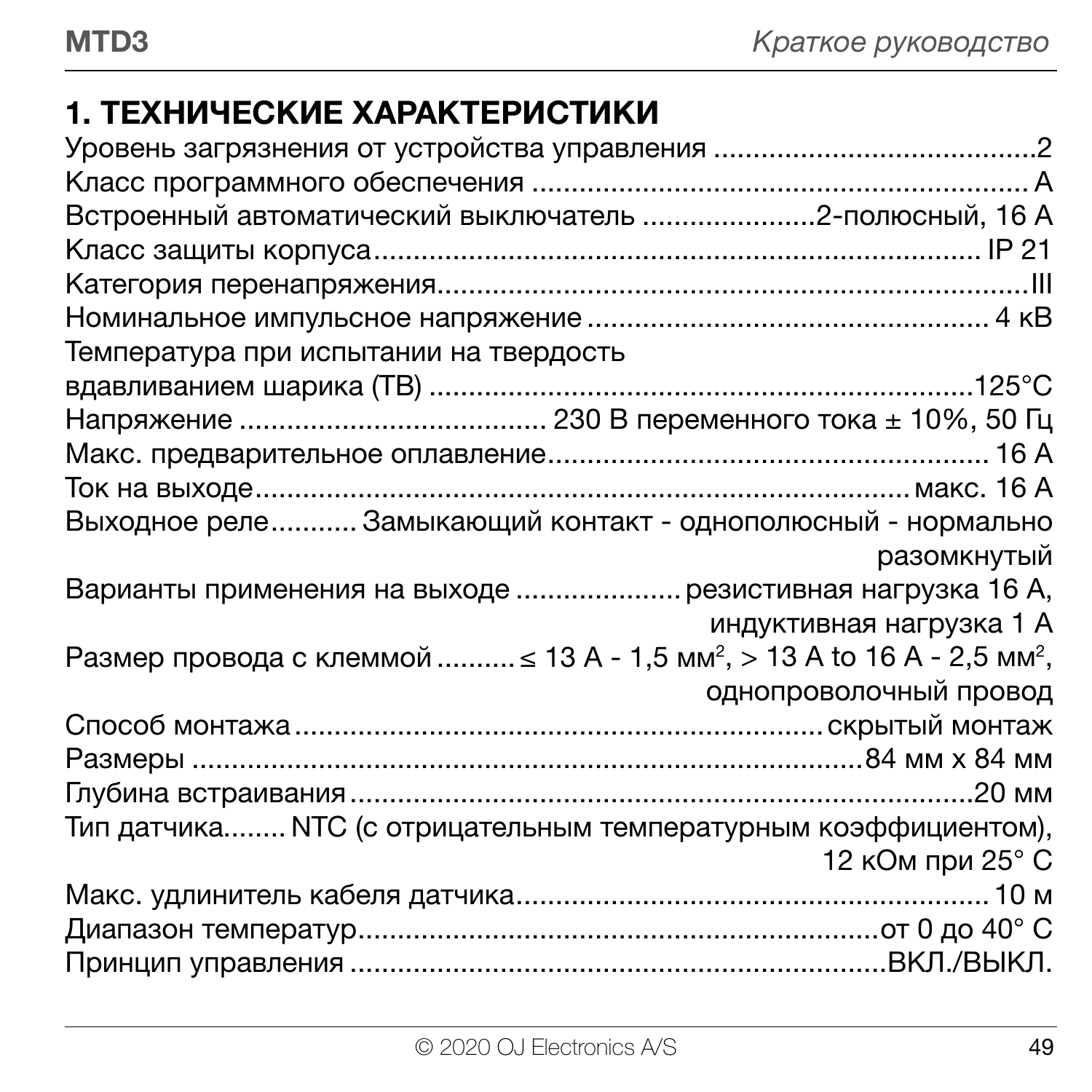# 1. ТЕХНИЧЕСКИЕ ХАРАКТЕРИСТИКИ

Уровень загрязнения от устройства управления ........................................2
Класс программного обеспечения ............................................................... A
Встроенный автоматический выключатель .....................2-полюсный, 16 А
Класс защиты корпуса.................................................................................. IP 21
Категория перенапряжения.........................................................................III
Номинальное импульсное напряжение .................................................. 4 кВ
Температура при испытании на твердость
вдавливанием шарика (ТВ) .....................................................................125°C
Напряжение ..................................... 230 В переменного тока ± 10%, 50 Гц
Макс. предварительное оплавление......................................................... 16 А
Ток на выходе.......................................................................................макс. 16 А
Выходное реле........... Замыкающий контакт - однополюсный - нормально разомкнутый
Варианты применения на выходе ....................резистивная нагрузка 16 А, индуктивная нагрузка 1 А
Размер провода с клеммой ..........≤ 13 А - 1,5 мм², > 13 A to 16 А - 2,5 мм², однопроволочный провод
Способ монтажа..........................................................................скрытый монтаж
Размеры ...........................................................................................84 мм x 84 мм
Глубина встраивания ..........................................................................................20 мм
Тип датчика........ NTC (с отрицательным температурным коэффициентом), 12 кОм при 25° C
Макс. удлинитель кабеля датчика.............................................................10 м
Диапазон температур.......................................................................от 0 до 40° C
Принцип управления ......................................................................ВКЛ./ВЫКЛ.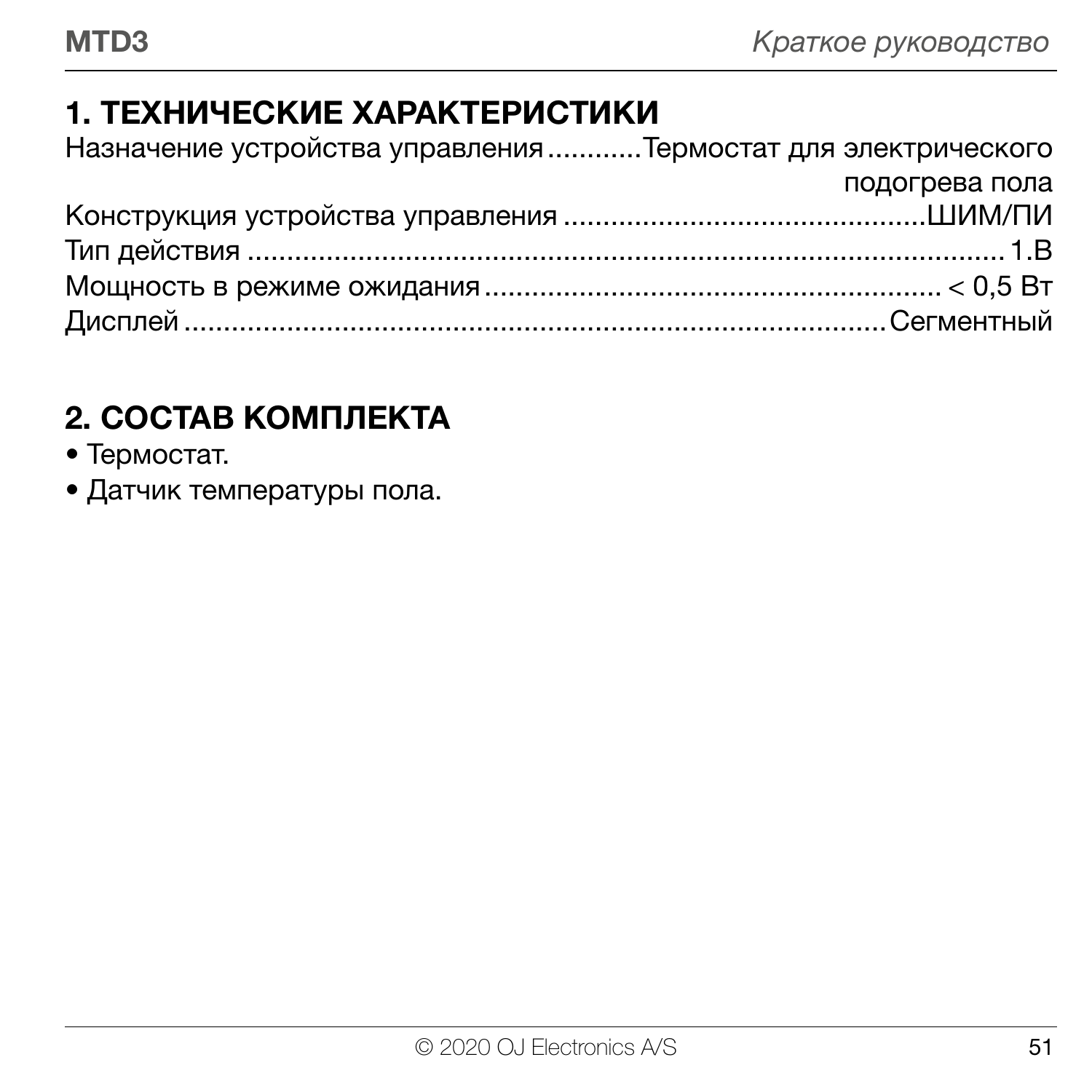## 1. ТЕХНИЧЕСКИЕ ХАРАКТЕРИСТИКИ

Назначение устройства управления ........... Термостат для электрического подогрева пола
Конструкция устройства управления ........................................... ШИМ/ПИ
Тип действия ........................................................................................ 1.B
Мощность в режиме ожидания ........................................................ < 0,5 Вт
Дисплей ......................................................................................... Сегментный

## 2. СОСТАВ КОМПЛЕКТА

- Термостат.
- Датчик температуры пола.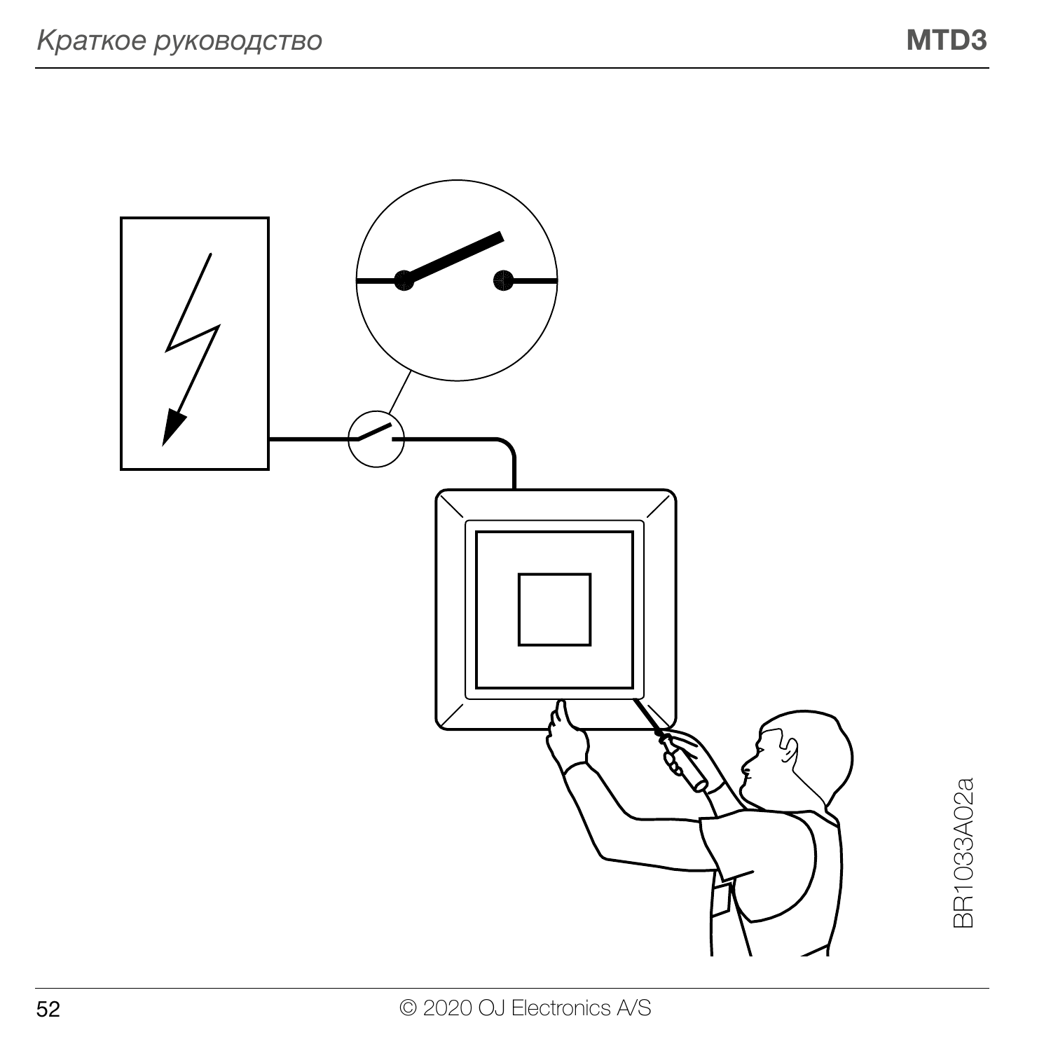BR1033A02a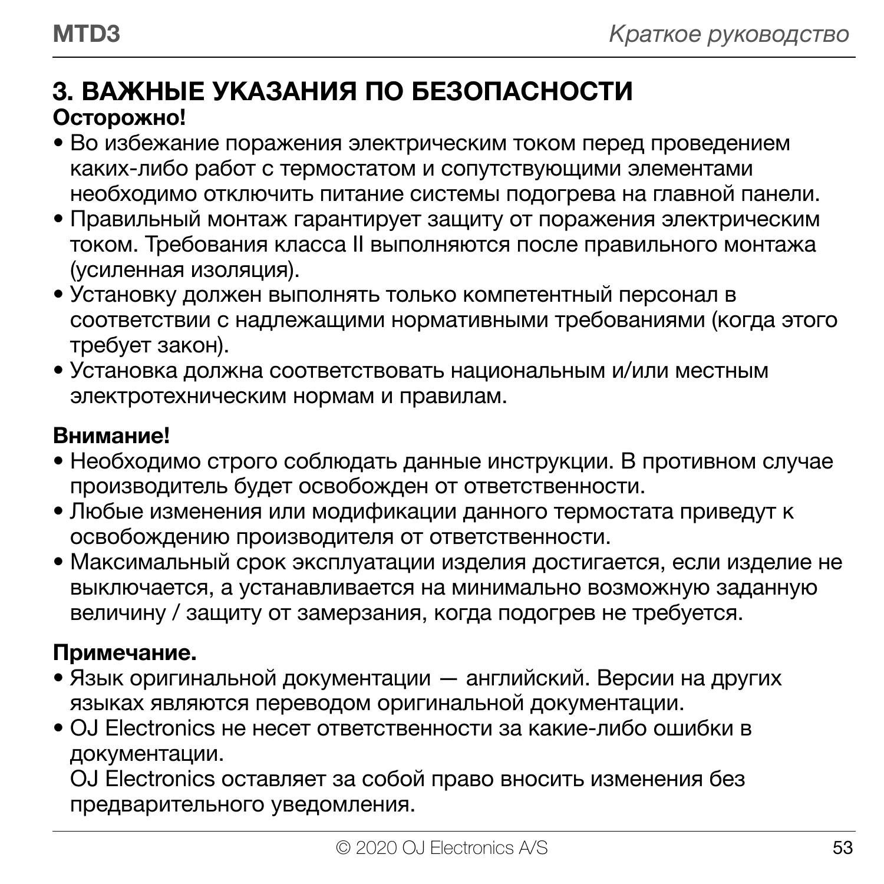## 3. ВАЖНЫЕ УКАЗАНИЯ ПО БЕЗОПАСНОСТИ

**Осторожно!**

- Во избежание поражения электрическим током перед проведением каких-либо работ с термостатом и сопутствующими элементами необходимо отключить питание системы подогрева на главной панели.
- Правильный монтаж гарантирует защиту от поражения электрическим током. Требования класса II выполняются после правильного монтажа (усиленная изоляция).
- Установку должен выполнять только компетентный персонал в соответствии с надлежащими нормативными требованиями (когда этого требует закон).
- Установка должна соответствовать национальным и/или местным электротехническим нормам и правилам.

**Внимание!**

- Необходимо строго соблюдать данные инструкции. В противном случае производитель будет освобожден от ответственности.
- Любые изменения или модификации данного термостата приведут к освобождению производителя от ответственности.
- Максимальный срок эксплуатации изделия достигается, если изделие не выключается, а устанавливается на минимально возможную заданную величину / защиту от замерзания, когда подогрев не требуется.

**Примечание.**

- Язык оригинальной документации — английский. Версии на других языках являются переводом оригинальной документации.
- OJ Electronics не несет ответственности за какие-либо ошибки в документации.
  OJ Electronics оставляет за собой право вносить изменения без предварительного уведомления.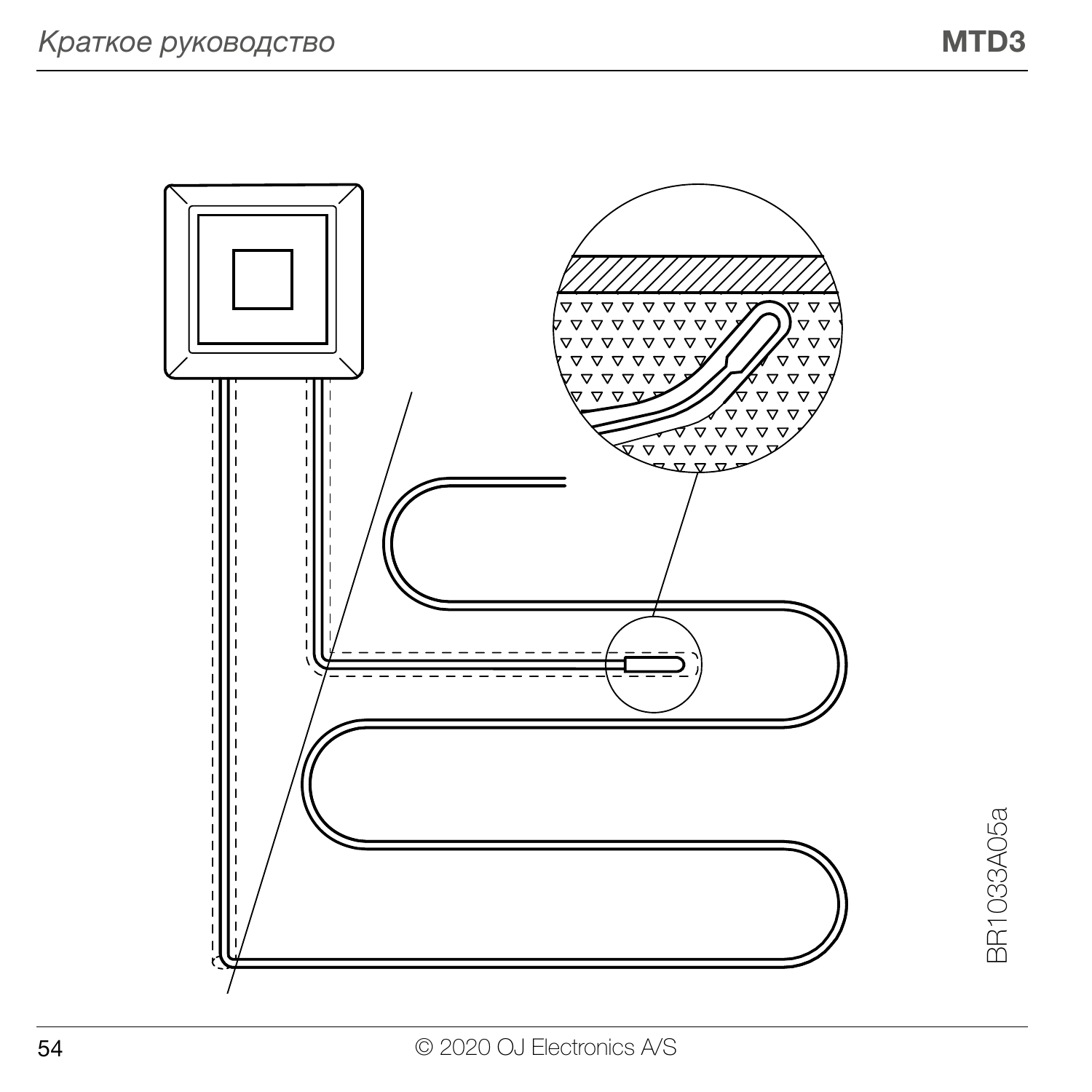BR1033A05a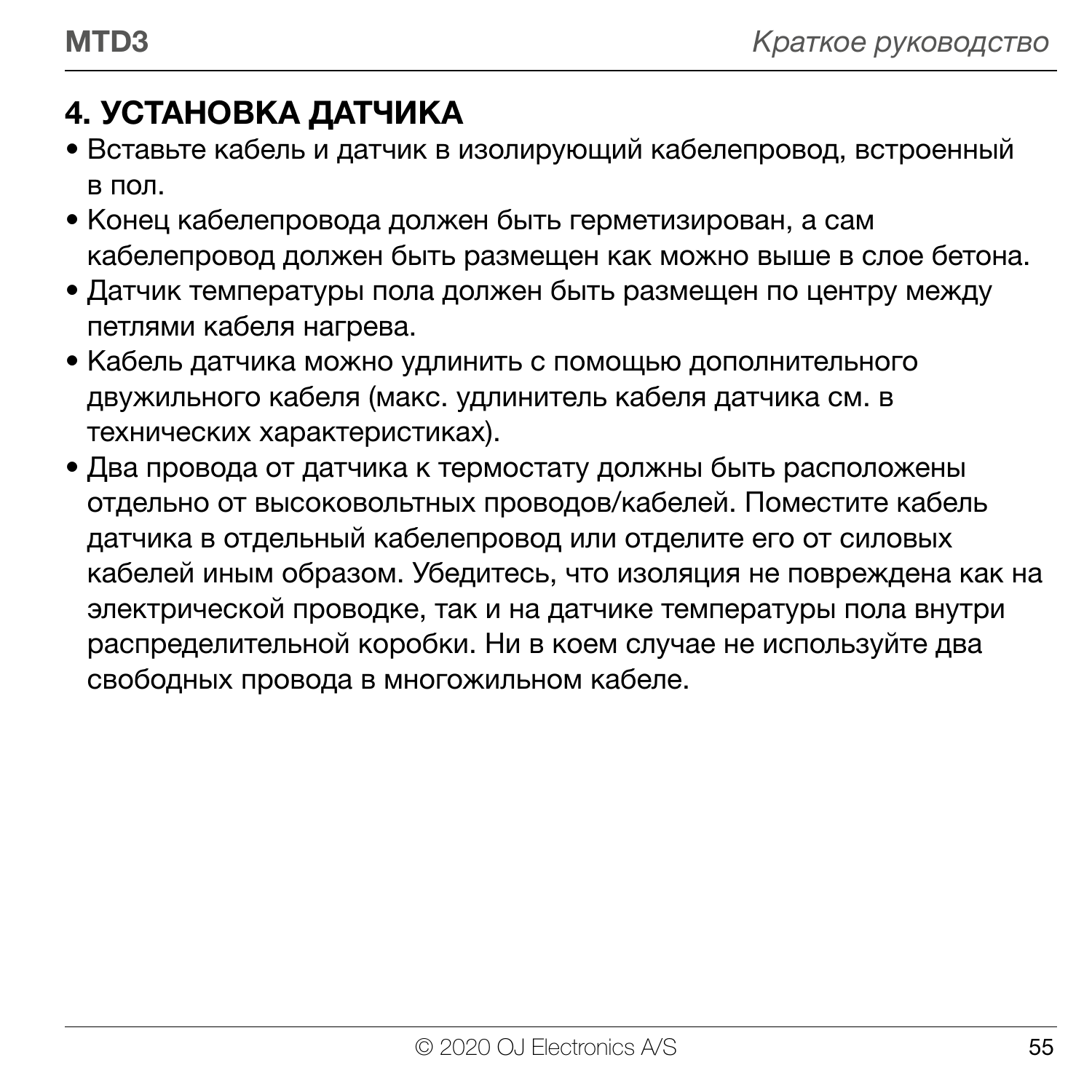## 4. УСТАНОВКА ДАТЧИКА

- Вставьте кабель и датчик в изолирующий кабелепровод, встроенный в пол.
- Конец кабелепровода должен быть герметизирован, а сам кабелепровод должен быть размещен как можно выше в слое бетона.
- Датчик температуры пола должен быть размещен по центру между петлями кабеля нагрева.
- Кабель датчика можно удлинить с помощью дополнительного двужильного кабеля (макс. удлинитель кабеля датчика см. в технических характеристиках).
- Два провода от датчика к термостату должны быть расположены отдельно от высоковольтных проводов/кабелей. Поместите кабель датчика в отдельный кабелепровод или отделите его от силовых кабелей иным образом. Убедитесь, что изоляция не повреждена как на электрической проводке, так и на датчике температуры пола внутри распределительной коробки. Ни в коем случае не используйте два свободных провода в многожильном кабеле.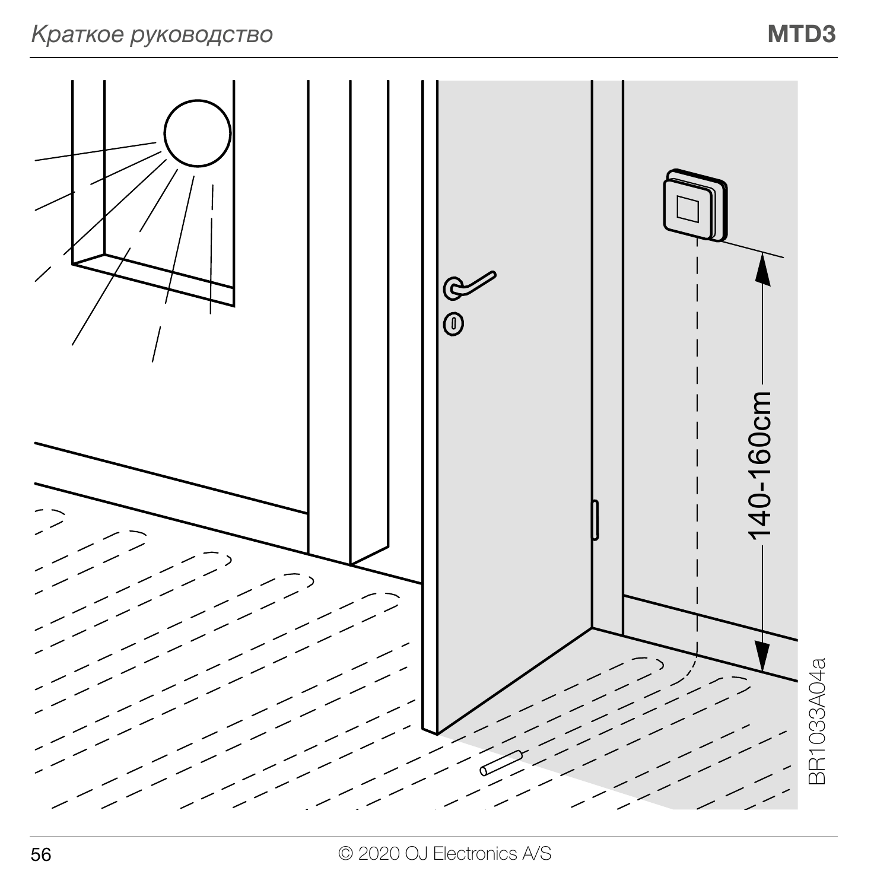140-160cm

BR1033A04a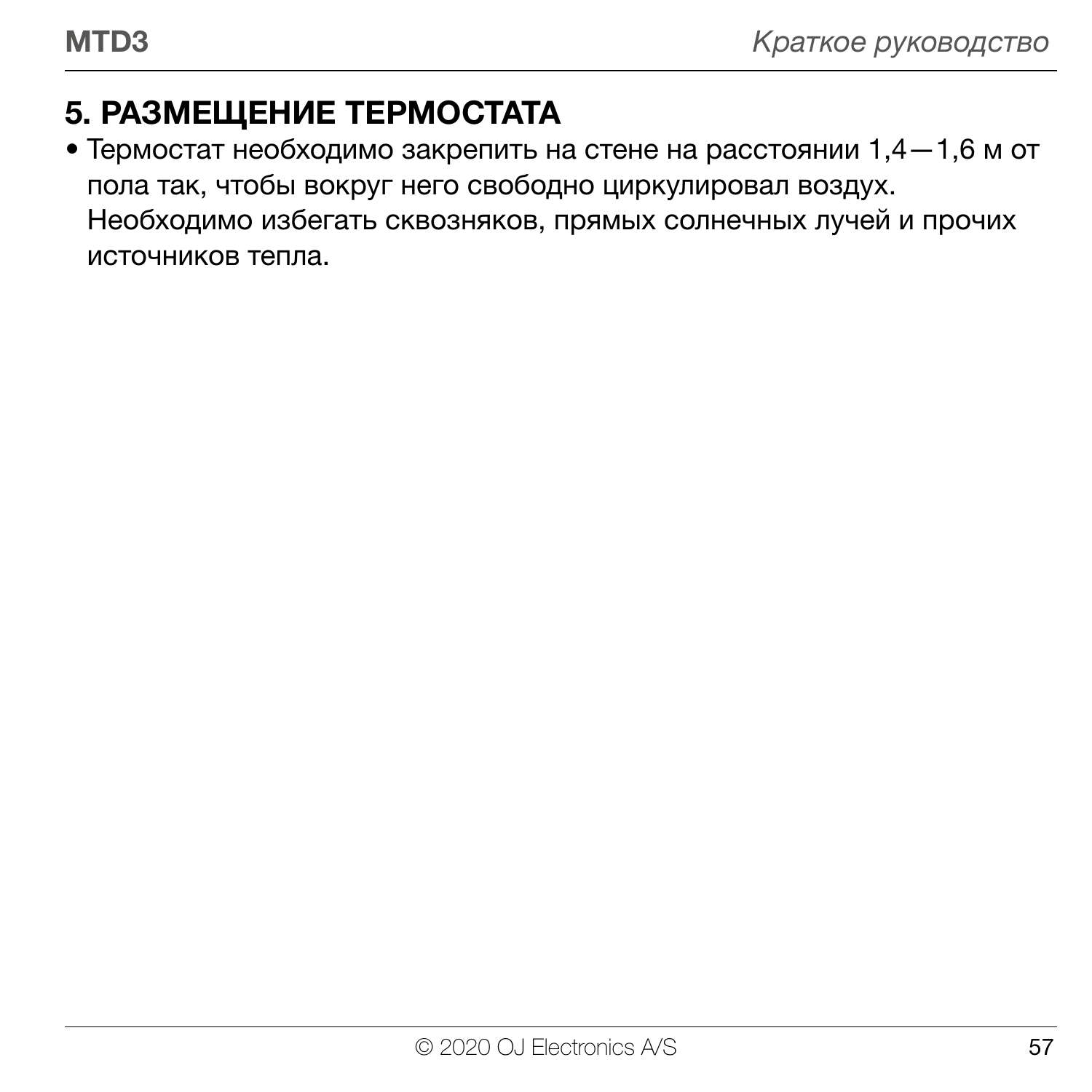## 5. РАЗМЕЩЕНИЕ ТЕРМОСТАТА

- Термостат необходимо закрепить на стене на расстоянии 1,4—1,6 м от пола так, чтобы вокруг него свободно циркулировал воздух. Необходимо избегать сквозняков, прямых солнечных лучей и прочих источников тепла.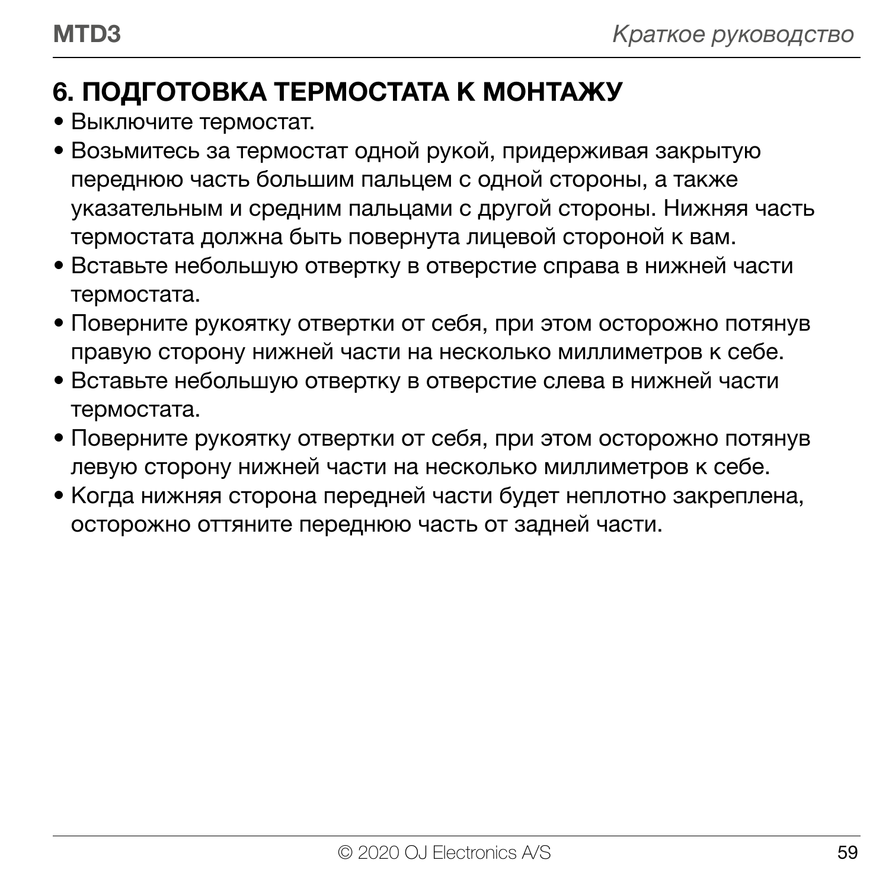## 6. ПОДГОТОВКА ТЕРМОСТАТА К МОНТАЖУ

- Выключите термостат.
- Возьмитесь за термостат одной рукой, придерживая закрытую переднюю часть большим пальцем с одной стороны, а также указательным и средним пальцами с другой стороны. Нижняя часть термостата должна быть повернута лицевой стороной к вам.
- Вставьте небольшую отвертку в отверстие справа в нижней части термостата.
- Поверните рукоятку отвертки от себя, при этом осторожно потянув правую сторону нижней части на несколько миллиметров к себе.
- Вставьте небольшую отвертку в отверстие слева в нижней части термостата.
- Поверните рукоятку отвертки от себя, при этом осторожно потянув левую сторону нижней части на несколько миллиметров к себе.
- Когда нижняя сторона передней части будет неплотно закреплена, осторожно оттяните переднюю часть от задней части.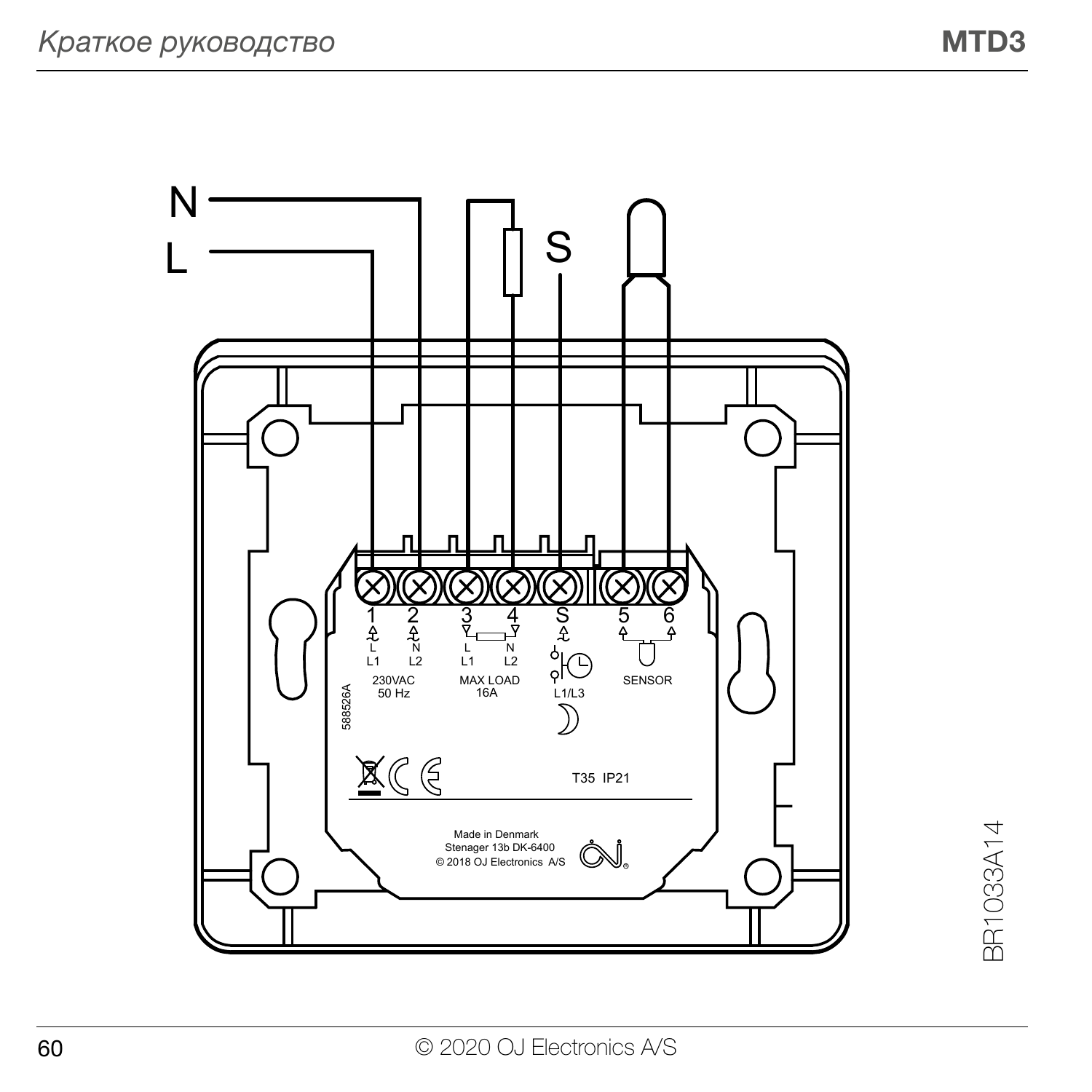N

L

S

1 2 3 4 S 5 6

L N L N

L1 L2 L1 L2

230VAC 50 Hz

MAX LOAD 16A

L1/L3

SENSOR

588526A

T35 IP21

Made in Denmark
Stenager 13b DK-6400
© 2018 OJ Electronics A/S

BR1033A14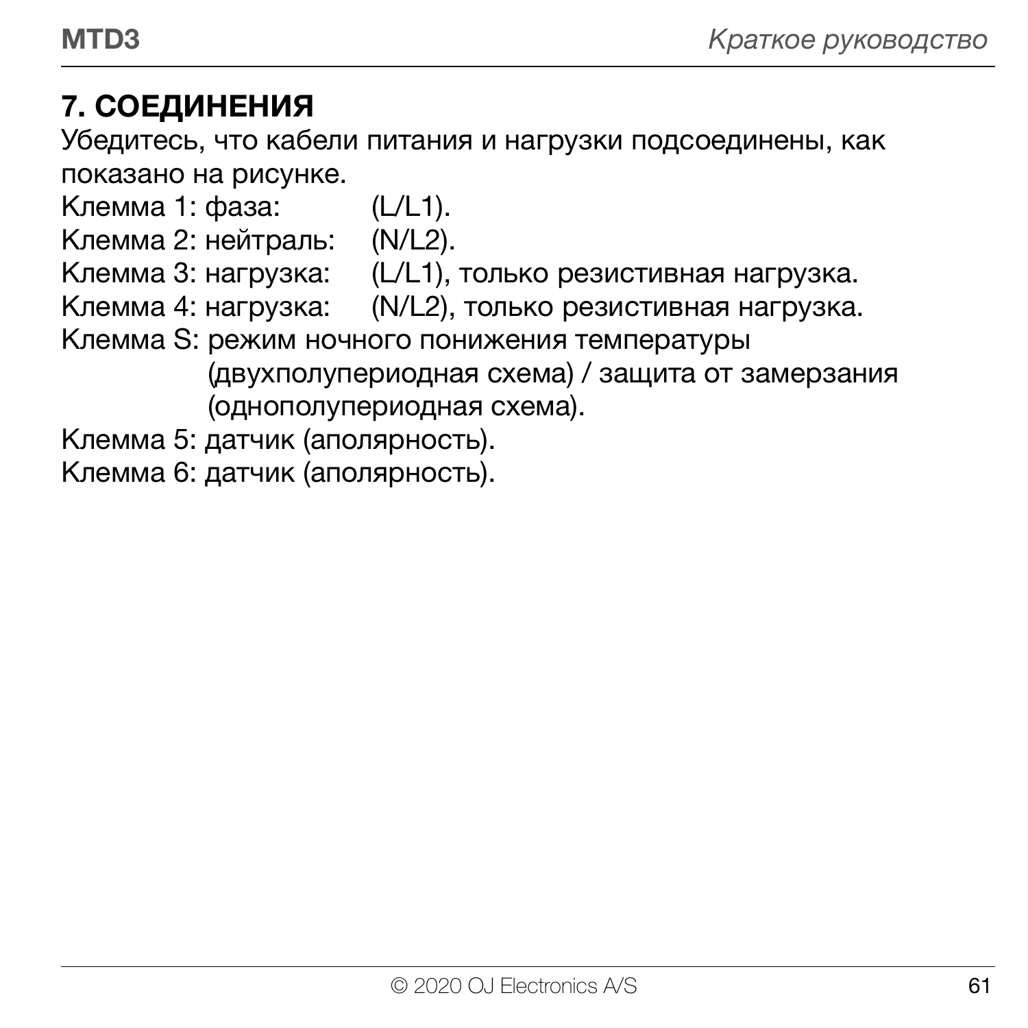## 7. СОЕДИНЕНИЯ

Убедитесь, что кабели питания и нагрузки подсоединены, как показано на рисунке.

Клемма 1: фаза: (L/L1).
Клемма 2: нейтраль: (N/L2).
Клемма 3: нагрузка: (L/L1), только резистивная нагрузка.
Клемма 4: нагрузка: (N/L2), только резистивная нагрузка.
Клемма S: режим ночного понижения температуры (двухполупериодная схема) / защита от замерзания (однополупериодная схема).
Клемма 5: датчик (аполярность).
Клемма 6: датчик (аполярность).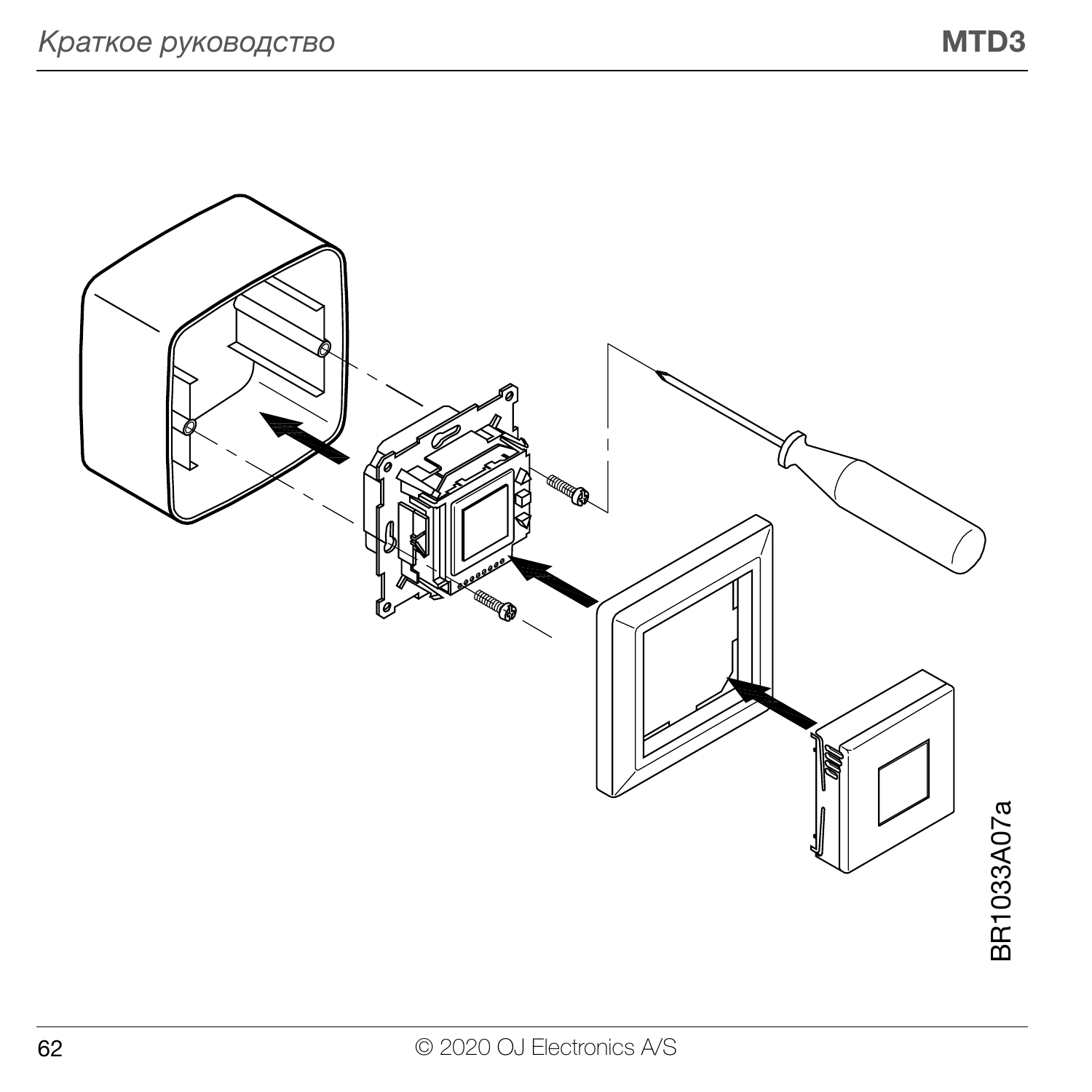BR1033A07a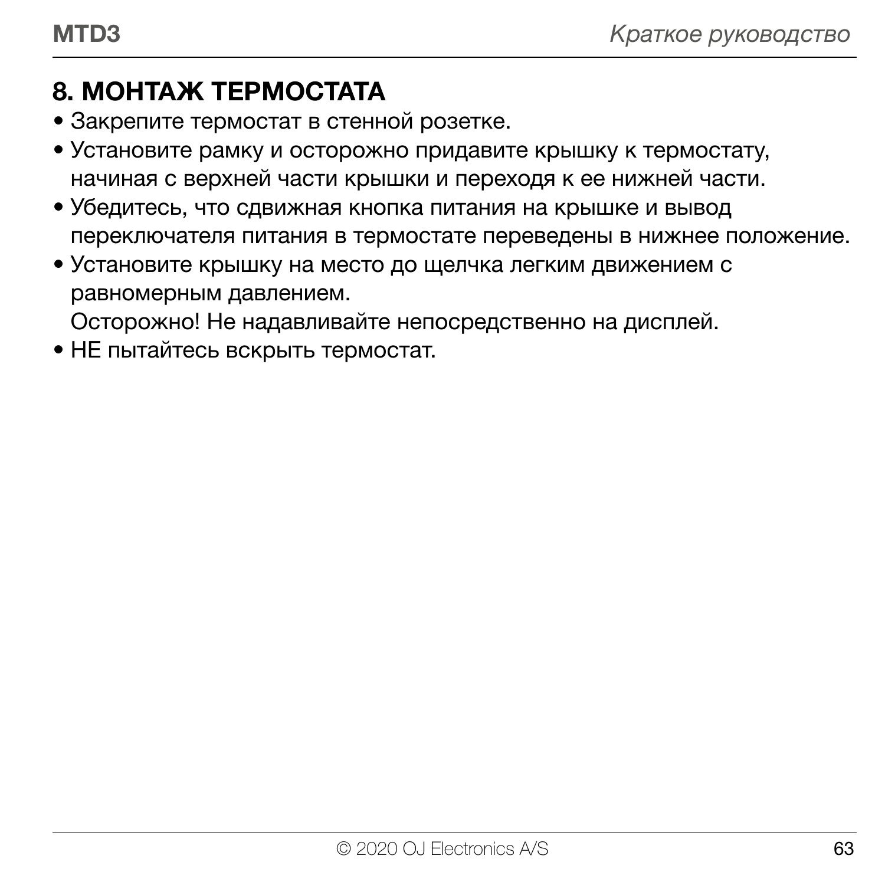## 8. МОНТАЖ ТЕРМОСТАТА

- Закрепите термостат в стенной розетке.
- Установите рамку и осторожно придавите крышку к термостату, начиная с верхней части крышки и переходя к ее нижней части.
- Убедитесь, что сдвижная кнопка питания на крышке и вывод переключателя питания в термостате переведены в нижнее положение.
- Установите крышку на место до щелчка легким движением с равномерным давлением.
  Осторожно! Не надавливайте непосредственно на дисплей.
- НЕ пытайтесь вскрыть термостат.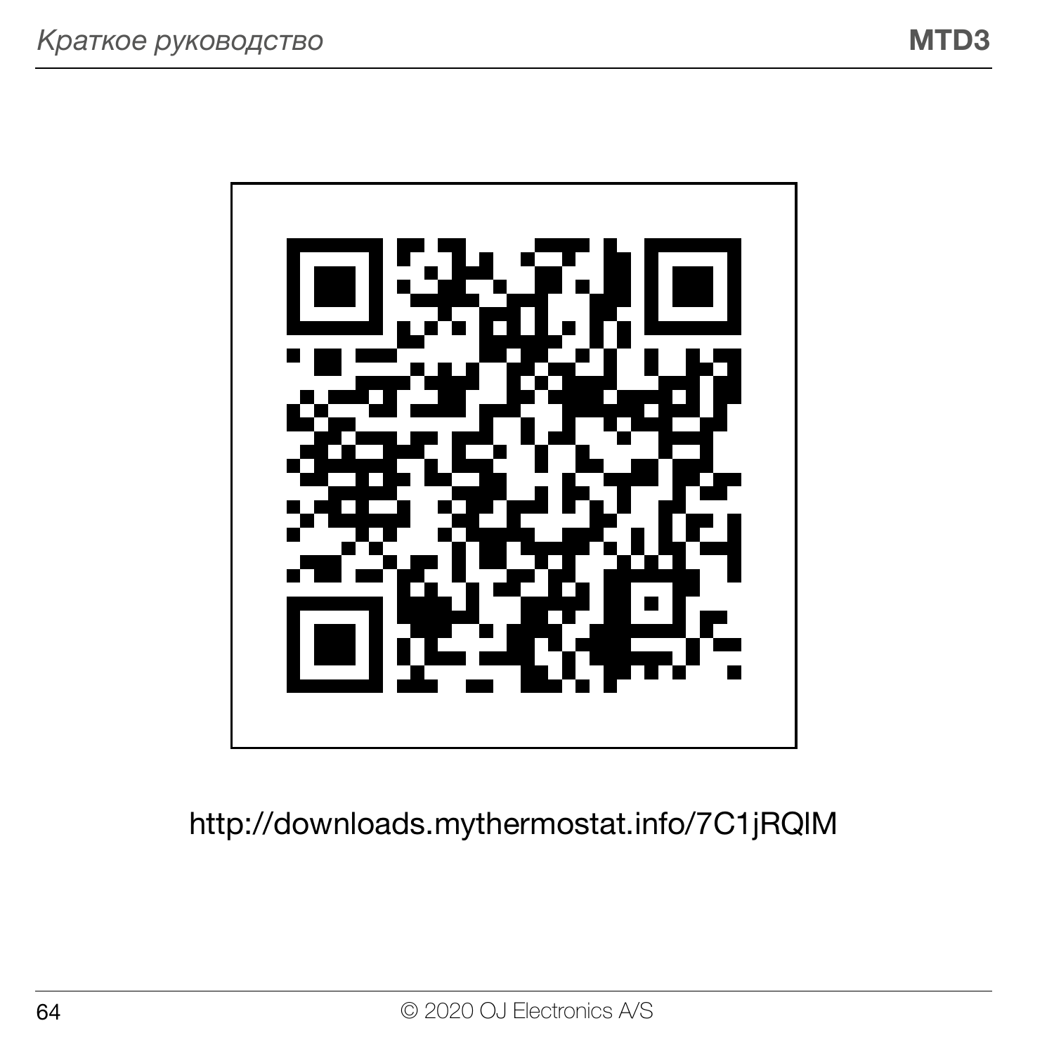http://downloads.mythermostat.info/7C1jRQIM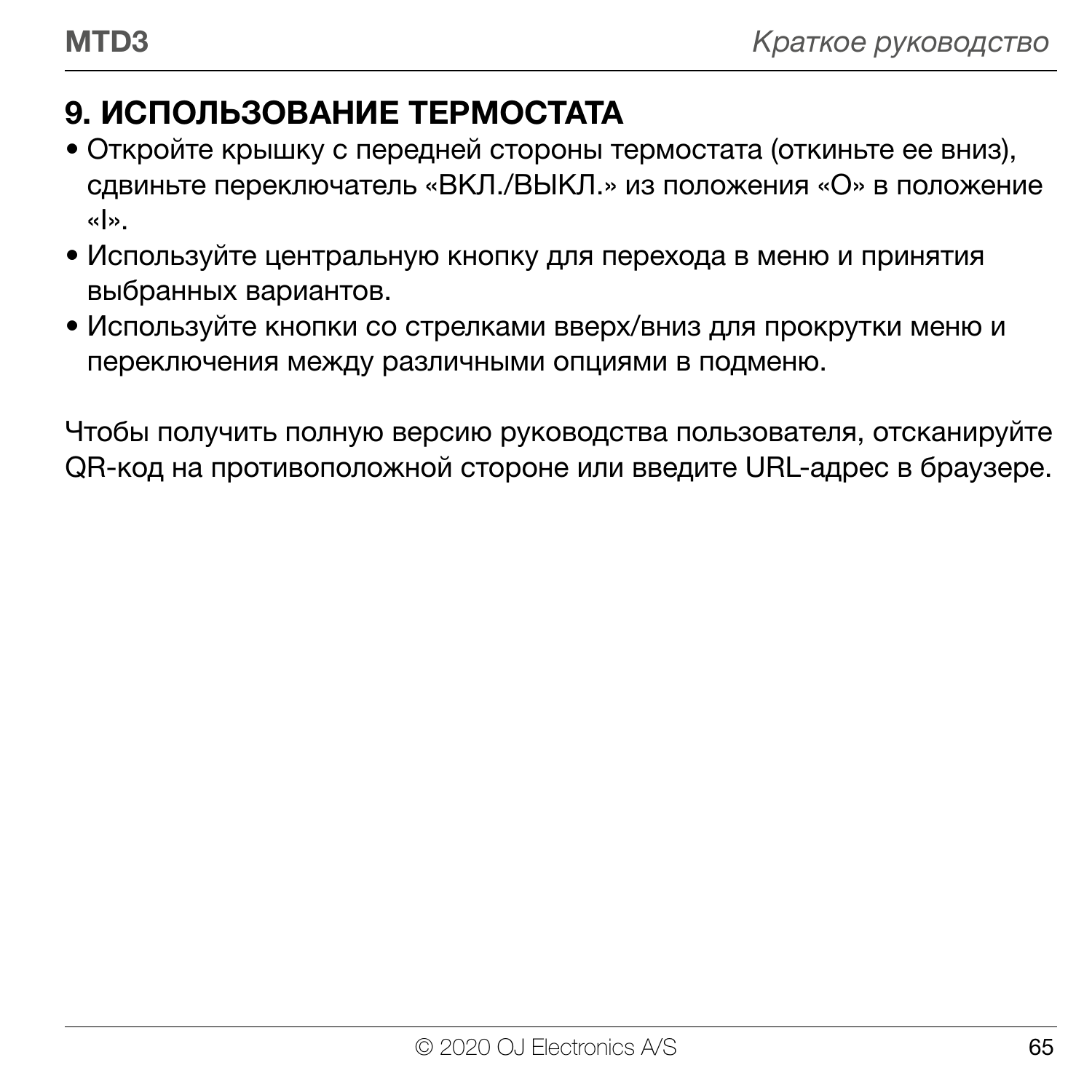## 9. ИСПОЛЬЗОВАНИЕ ТЕРМОСТАТА

- Откройте крышку с передней стороны термостата (откиньте ее вниз), сдвиньте переключатель «ВКЛ./ВЫКЛ.» из положения «O» в положение «I».
- Используйте центральную кнопку для перехода в меню и принятия выбранных вариантов.
- Используйте кнопки со стрелками вверх/вниз для прокрутки меню и переключения между различными опциями в подменю.

Чтобы получить полную версию руководства пользователя, отсканируйте QR-код на противоположной стороне или введите URL-адрес в браузере.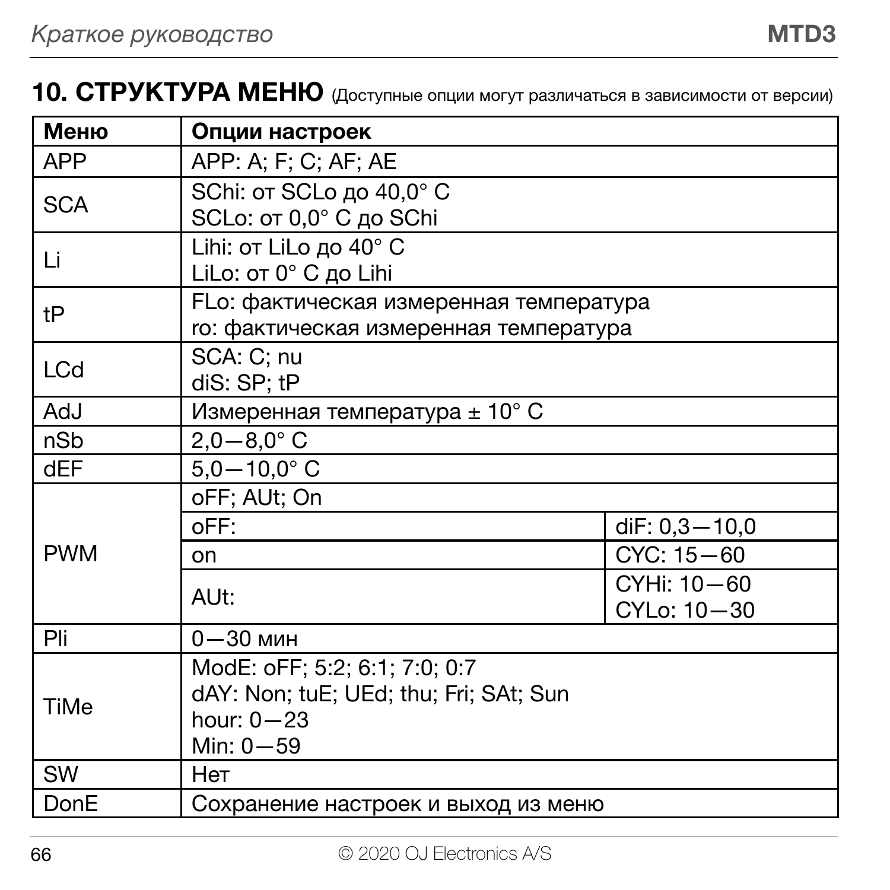## 10. СТРУКТУРА МЕНЮ (Доступные опции могут различаться в зависимости от версии)

| Меню | Опции настроек | |
|---|---|---|
| APP | APP: A; F; C; AF; AE | |
| SCA | SChi: от SCLo до 40,0° C<br>SCLo: от 0,0° C до SChi | |
| Li | Lihi: от LiLo до 40° C<br>LiLo: от 0° C до Lihi | |
| tP | FLo: фактическая измеренная температура<br>ro: фактическая измеренная температура | |
| LCd | SCA: C; nu<br>diS: SP; tP | |
| AdJ | Измеренная температура ± 10° C | |
| nSb | 2,0—8,0° C | |
| dEF | 5,0—10,0° C | |
| PWM | oFF; AUt; On | |
| | oFF: | diF: 0,3—10,0 |
| | on | CYC: 15—60 |
| | AUt: | CYHi: 10—60<br>CYLo: 10—30 |
| Pli | 0—30 мин | |
| TiMe | ModE: oFF; 5:2; 6:1; 7:0; 0:7<br>dAY: Non; tuE; UEd; thu; Fri; SAt; Sun<br>hour: 0—23<br>Min: 0—59 | |
| SW | Нет | |
| DonE | Сохранение настроек и выход из меню | |

© 2020 OJ Electronics A/S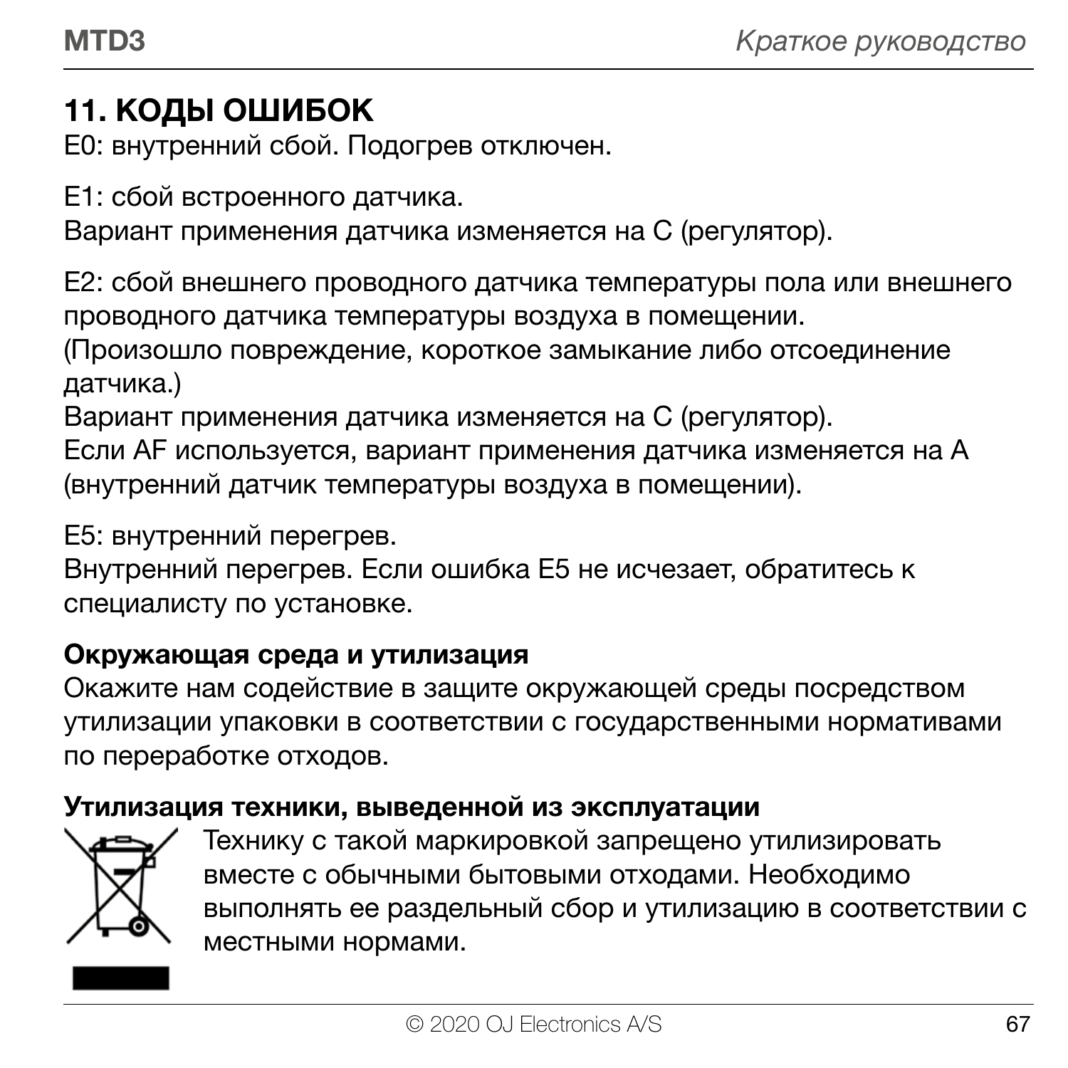## 11. КОДЫ ОШИБОК

E0: внутренний сбой. Подогрев отключен.

E1: сбой встроенного датчика.
Вариант применения датчика изменяется на C (регулятор).

E2: сбой внешнего проводного датчика температуры пола или внешнего проводного датчика температуры воздуха в помещении.
(Произошло повреждение, короткое замыкание либо отсоединение датчика.)
Вариант применения датчика изменяется на C (регулятор).
Если AF используется, вариант применения датчика изменяется на A (внутренний датчик температуры воздуха в помещении).

E5: внутренний перегрев.
Внутренний перегрев. Если ошибка E5 не исчезает, обратитесь к специалисту по установке.

### Окружающая среда и утилизация

Окажите нам содействие в защите окружающей среды посредством утилизации упаковки в соответствии с государственными нормативами по переработке отходов.

### Утилизация техники, выведенной из эксплуатации

Технику с такой маркировкой запрещено утилизировать вместе с обычными бытовыми отходами. Необходимо выполнять ее раздельный сбор и утилизацию в соответствии с местными нормами.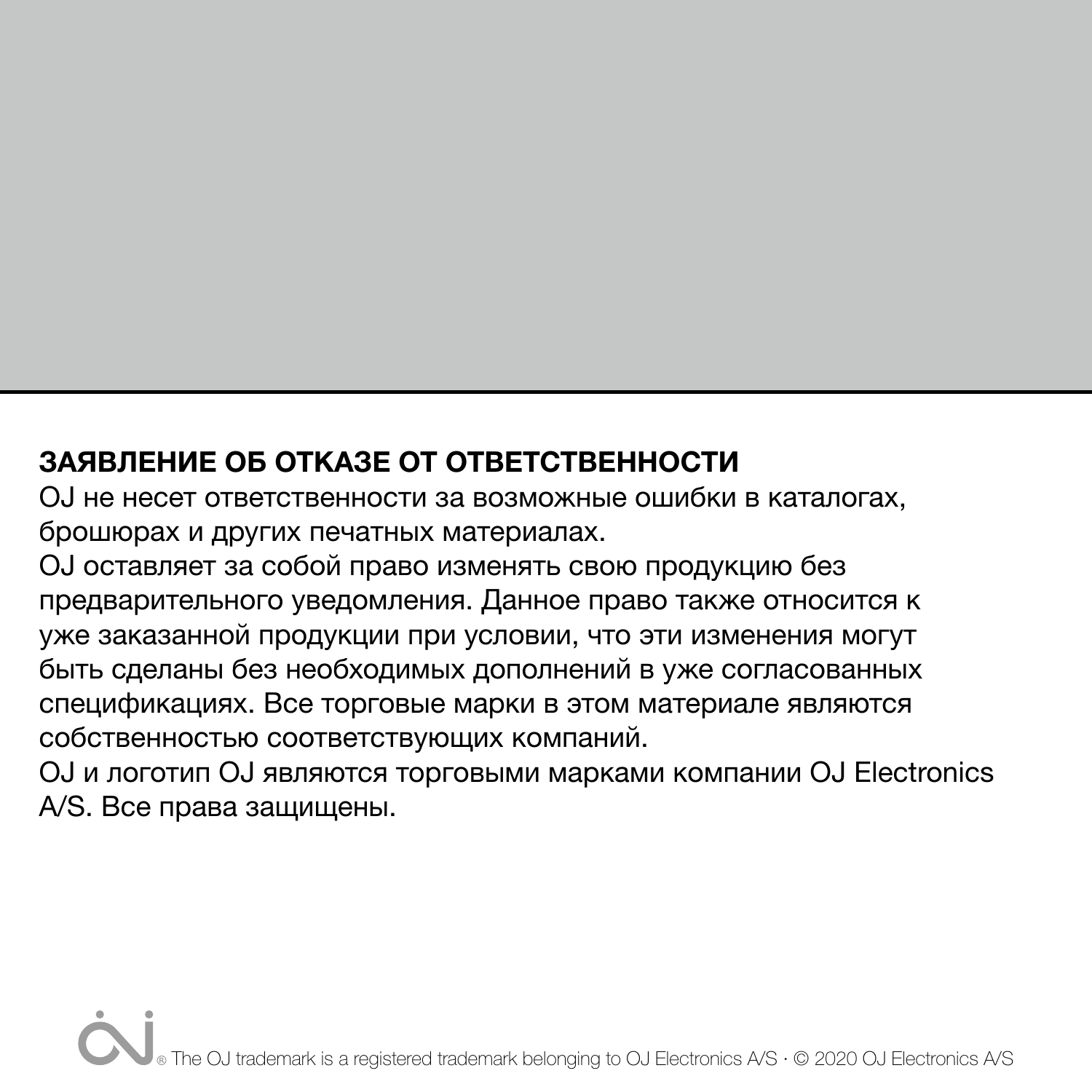## ЗАЯВЛЕНИЕ ОБ ОТКАЗЕ ОТ ОТВЕТСТВЕННОСТИ

OJ не несет ответственности за возможные ошибки в каталогах, брошюрах и других печатных материалах.

OJ оставляет за собой право изменять свою продукцию без предварительного уведомления. Данное право также относится к уже заказанной продукции при условии, что эти изменения могут быть сделаны без необходимых дополнений в уже согласованных спецификациях. Все торговые марки в этом материале являются собственностью соответствующих компаний.

OJ и логотип OJ являются торговыми марками компании OJ Electronics A/S. Все права защищены.

® The OJ trademark is a registered trademark belonging to OJ Electronics A/S · © 2020 OJ Electronics A/S